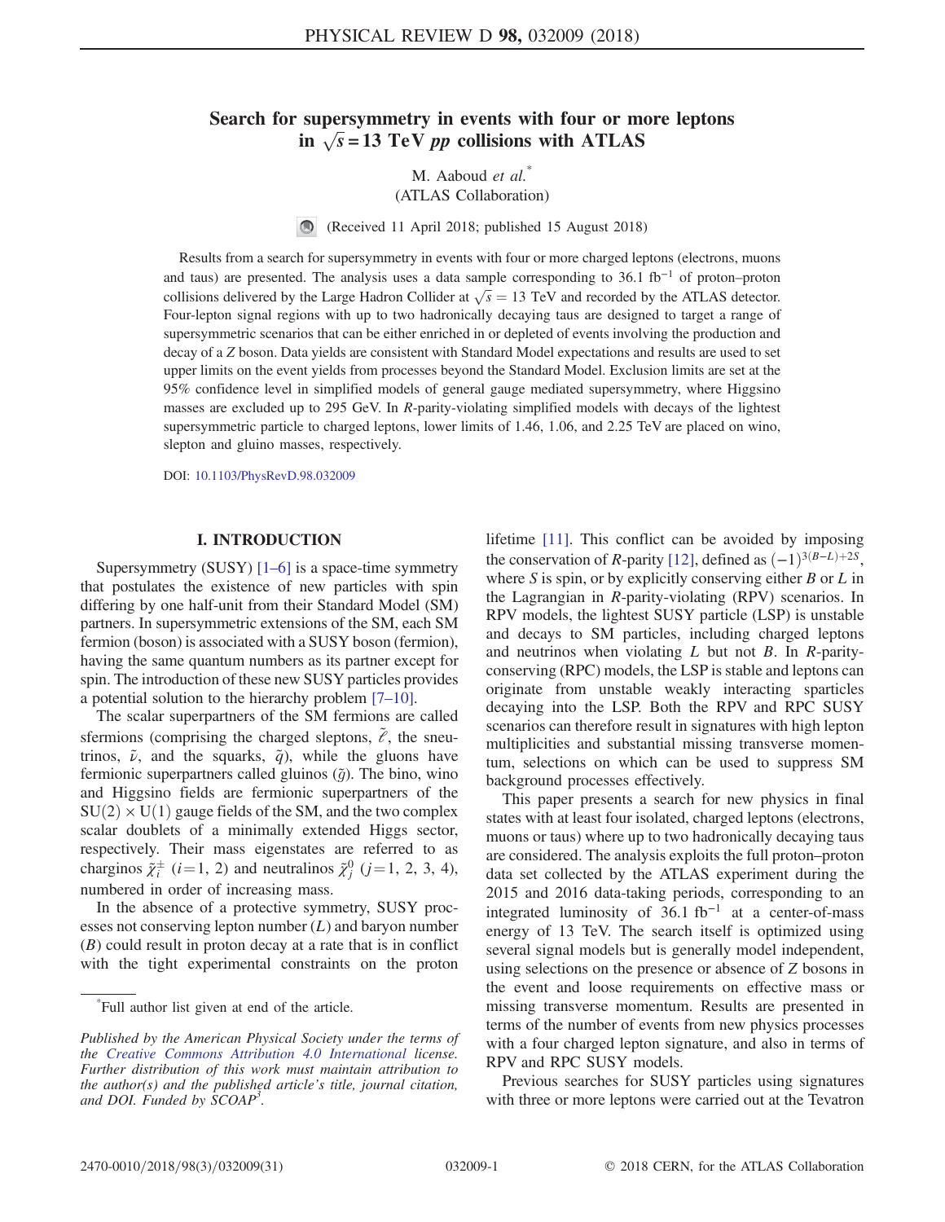# Search for supersymmetry in events with four or more leptons in $\sqrt{s} = 13$ TeV $pp$ collisions with ATLAS

M. Aaboud *et al.*[*]
(ATLAS Collaboration)

(Received 11 April 2018; published 15 August 2018)

Results from a search for supersymmetry in events with four or more charged leptons (electrons, muons and taus) are presented. The analysis uses a data sample corresponding to 36.1 fb$^{-1}$ of proton–proton collisions delivered by the Large Hadron Collider at $\sqrt{s} = 13$ TeV and recorded by the ATLAS detector. Four-lepton signal regions with up to two hadronically decaying taus are designed to target a range of supersymmetric scenarios that can be either enriched in or depleted of events involving the production and decay of a $Z$ boson. Data yields are consistent with Standard Model expectations and results are used to set upper limits on the event yields from processes beyond the Standard Model. Exclusion limits are set at the 95% confidence level in simplified models of general gauge mediated supersymmetry, where Higgsino masses are excluded up to 295 GeV. In $R$-parity-violating simplified models with decays of the lightest supersymmetric particle to charged leptons, lower limits of 1.46, 1.06, and 2.25 TeV are placed on wino, slepton and gluino masses, respectively.

DOI: 10.1103/PhysRevD.98.032009

## I. INTRODUCTION

Supersymmetry (SUSY) [1–6] is a space-time symmetry that postulates the existence of new particles with spin differing by one half-unit from their Standard Model (SM) partners. In supersymmetric extensions of the SM, each SM fermion (boson) is associated with a SUSY boson (fermion), having the same quantum numbers as its partner except for spin. The introduction of these new SUSY particles provides a potential solution to the hierarchy problem [7–10].

The scalar superpartners of the SM fermions are called sfermions (comprising the charged sleptons, $\tilde{\ell}$, the sneutrinos, $\tilde{\nu}$, and the squarks, $\tilde{q}$), while the gluons have fermionic superpartners called gluinos ($\tilde{g}$). The bino, wino and Higgsino fields are fermionic superpartners of the $\mathrm{SU}(2) \times \mathrm{U}(1)$ gauge fields of the SM, and the two complex scalar doublets of a minimally extended Higgs sector, respectively. Their mass eigenstates are referred to as charginos $\tilde{\chi}_i^{\pm}$ ($i = 1, 2$) and neutralinos $\tilde{\chi}_j^0$ ($j = 1, 2, 3, 4$), numbered in order of increasing mass.

In the absence of a protective symmetry, SUSY processes not conserving lepton number ($L$) and baryon number ($B$) could result in proton decay at a rate that is in conflict with the tight experimental constraints on the proton lifetime [11]. This conflict can be avoided by imposing the conservation of $R$-parity [12], defined as $(-1)^{3(B-L)+2S}$, where $S$ is spin, or by explicitly conserving either $B$ or $L$ in the Lagrangian in $R$-parity-violating (RPV) scenarios. In RPV models, the lightest SUSY particle (LSP) is unstable and decays to SM particles, including charged leptons and neutrinos when violating $L$ but not $B$. In $R$-parity-conserving (RPC) models, the LSP is stable and leptons can originate from unstable weakly interacting sparticles decaying into the LSP. Both the RPV and RPC SUSY scenarios can therefore result in signatures with high lepton multiplicities and substantial missing transverse momentum, selections on which can be used to suppress SM background processes effectively.

This paper presents a search for new physics in final states with at least four isolated, charged leptons (electrons, muons or taus) where up to two hadronically decaying taus are considered. The analysis exploits the full proton–proton data set collected by the ATLAS experiment during the 2015 and 2016 data-taking periods, corresponding to an integrated luminosity of 36.1 fb$^{-1}$ at a center-of-mass energy of 13 TeV. The search itself is optimized using several signal models but is generally model independent, using selections on the presence or absence of $Z$ bosons in the event and loose requirements on effective mass or missing transverse momentum. Results are presented in terms of the number of events from new physics processes with a four charged lepton signature, and also in terms of RPV and RPC SUSY models.

Previous searches for SUSY particles using signatures with three or more leptons were carried out at the Tevatron

---

[*] Full author list given at end of the article.

*Published by the American Physical Society under the terms of the Creative Commons Attribution 4.0 International license. Further distribution of this work must maintain attribution to the author(s) and the published article's title, journal citation, and DOI. Funded by SCOAP³.*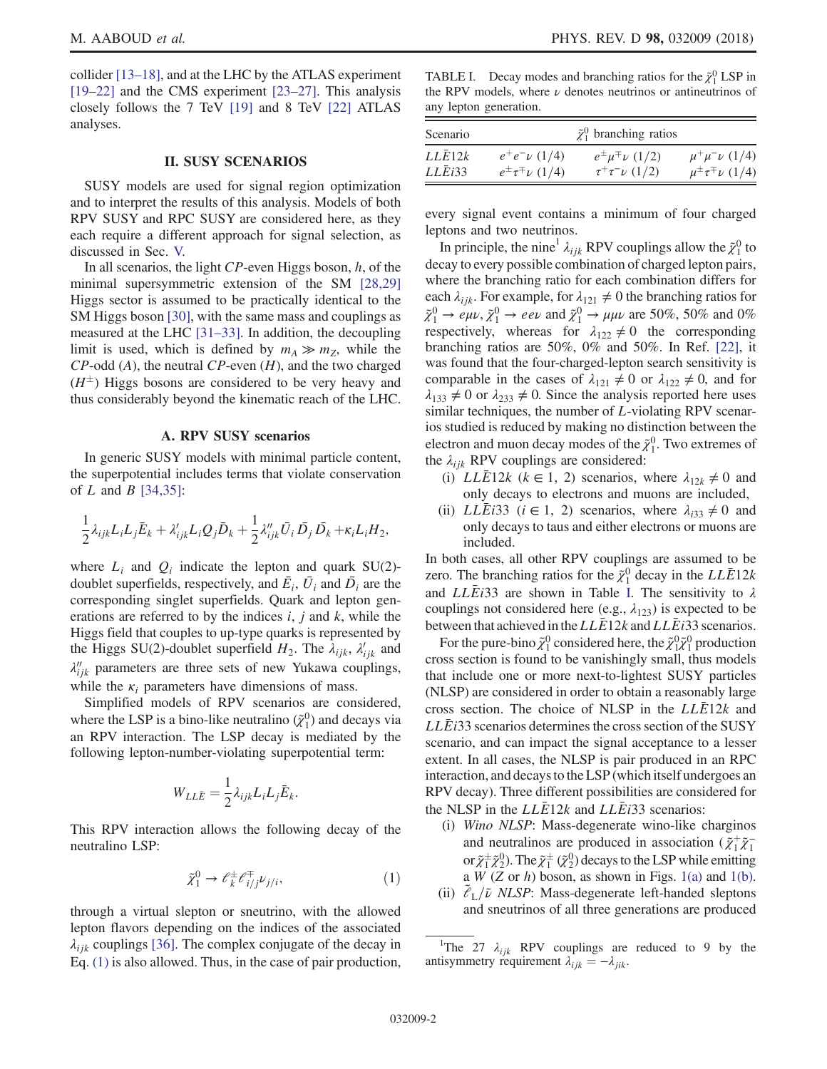collider [13–18], and at the LHC by the ATLAS experiment [19–22] and the CMS experiment [23–27]. This analysis closely follows the 7 TeV [19] and 8 TeV [22] ATLAS analyses.

## II. SUSY SCENARIOS

SUSY models are used for signal region optimization and to interpret the results of this analysis. Models of both RPV SUSY and RPC SUSY are considered here, as they each require a different approach for signal selection, as discussed in Sec. V.

In all scenarios, the light $CP$-even Higgs boson, $h$, of the minimal supersymmetric extension of the SM [28,29] Higgs sector is assumed to be practically identical to the SM Higgs boson [30], with the same mass and couplings as measured at the LHC [31–33]. In addition, the decoupling limit is used, which is defined by $m_A \gg m_Z$, while the $CP$-odd ($A$), the neutral $CP$-even ($H$), and the two charged ($H^{\pm}$) Higgs bosons are considered to be very heavy and thus considerably beyond the kinematic reach of the LHC.

### A. RPV SUSY scenarios

In generic SUSY models with minimal particle content, the superpotential includes terms that violate conservation of $L$ and $B$ [34,35]:

$$\frac{1}{2}\lambda_{ijk}L_iL_j\bar{E}_k + \lambda'_{ijk}L_iQ_j\bar{D}_k + \frac{1}{2}\lambda''_{ijk}\bar{U}_i\bar{D}_j\bar{D}_k + \kappa_i L_i H_2,$$

where $L_i$ and $Q_i$ indicate the lepton and quark SU(2)-doublet superfields, respectively, and $\bar{E}_i$, $\bar{U}_i$ and $\bar{D}_i$ are the corresponding singlet superfields. Quark and lepton generations are referred to by the indices $i$, $j$ and $k$, while the Higgs field that couples to up-type quarks is represented by the Higgs SU(2)-doublet superfield $H_2$. The $\lambda_{ijk}$, $\lambda'_{ijk}$ and $\lambda''_{ijk}$ parameters are three sets of new Yukawa couplings, while the $\kappa_i$ parameters have dimensions of mass.

Simplified models of RPV scenarios are considered, where the LSP is a bino-like neutralino ($\tilde{\chi}_1^0$) and decays via an RPV interaction. The LSP decay is mediated by the following lepton-number-violating superpotential term:

$$W_{LL\bar{E}} = \frac{1}{2}\lambda_{ijk}L_iL_j\bar{E}_k.$$

This RPV interaction allows the following decay of the neutralino LSP:

$$\tilde{\chi}_1^0 \to \ell_k^{\pm}\ell_{i/j}^{\mp}\nu_{j/i}, \tag{1}$$

through a virtual slepton or sneutrino, with the allowed lepton flavors depending on the indices of the associated $\lambda_{ijk}$ couplings [36]. The complex conjugate of the decay in Eq. (1) is also allowed. Thus, in the case of pair production, every signal event contains a minimum of four charged leptons and two neutrinos.

TABLE I. Decay modes and branching ratios for the $\tilde{\chi}_1^0$ LSP in the RPV models, where $\nu$ denotes neutrinos or antineutrinos of any lepton generation.

| Scenario | $\tilde{\chi}_1^0$ branching ratios | | |
|---|---|---|---|
| $LL\bar{E}12k$ | $e^+e^-\nu$ (1/4) | $e^{\pm}\mu^{\mp}\nu$ (1/2) | $\mu^+\mu^-\nu$ (1/4) |
| $LL\bar{E}i33$ | $e^{\pm}\tau^{\mp}\nu$ (1/4) | $\tau^+\tau^-\nu$ (1/2) | $\mu^{\pm}\tau^{\mp}\nu$ (1/4) |

In principle, the nine[1] $\lambda_{ijk}$ RPV couplings allow the $\tilde{\chi}_1^0$ to decay to every possible combination of charged lepton pairs, where the branching ratio for each combination differs for each $\lambda_{ijk}$. For example, for $\lambda_{121} \neq 0$ the branching ratios for $\tilde{\chi}_1^0 \to e\mu\nu$, $\tilde{\chi}_1^0 \to ee\nu$ and $\tilde{\chi}_1^0 \to \mu\mu\nu$ are 50%, 50% and 0% respectively, whereas for $\lambda_{122} \neq 0$ the corresponding branching ratios are 50%, 0% and 50%. In Ref. [22], it was found that the four-charged-lepton search sensitivity is comparable in the cases of $\lambda_{121} \neq 0$ or $\lambda_{122} \neq 0$, and for $\lambda_{133} \neq 0$ or $\lambda_{233} \neq 0$. Since the analysis reported here uses similar techniques, the number of $L$-violating RPV scenarios studied is reduced by making no distinction between the electron and muon decay modes of the $\tilde{\chi}_1^0$. Two extremes of the $\lambda_{ijk}$ RPV couplings are considered:

- (i) $LL\bar{E}12k$ ($k \in 1$, 2) scenarios, where $\lambda_{12k} \neq 0$ and only decays to electrons and muons are included,
- (ii) $LL\bar{E}i33$ ($i \in 1$, 2) scenarios, where $\lambda_{i33} \neq 0$ and only decays to taus and either electrons or muons are included.

In both cases, all other RPV couplings are assumed to be zero. The branching ratios for the $\tilde{\chi}_1^0$ decay in the $LL\bar{E}12k$ and $LL\bar{E}i33$ are shown in Table I. The sensitivity to $\lambda$ couplings not considered here (e.g., $\lambda_{123}$) is expected to be between that achieved in the $LL\bar{E}12k$ and $LL\bar{E}i33$ scenarios.

For the pure-bino $\tilde{\chi}_1^0$ considered here, the $\tilde{\chi}_1^0\tilde{\chi}_1^0$ production cross section is found to be vanishingly small, thus models that include one or more next-to-lightest SUSY particles (NLSP) are considered in order to obtain a reasonably large cross section. The choice of NLSP in the $LL\bar{E}12k$ and $LL\bar{E}i33$ scenarios determines the cross section of the SUSY scenario, and can impact the signal acceptance to a lesser extent. In all cases, the NLSP is pair produced in an RPC interaction, and decays to the LSP (which itself undergoes an RPV decay). Three different possibilities are considered for the NLSP in the $LL\bar{E}12k$ and $LL\bar{E}i33$ scenarios:

- (i) *Wino NLSP*: Mass-degenerate wino-like charginos and neutralinos are produced in association ($\tilde{\chi}_1^+\tilde{\chi}_1^-$ or $\tilde{\chi}_1^{\pm}\tilde{\chi}_2^0$). The $\tilde{\chi}_1^{\pm}$ ($\tilde{\chi}_2^0$) decays to the LSP while emitting a $W$ ($Z$ or $h$) boson, as shown in Figs. 1(a) and 1(b).
- (ii) $\tilde{\ell}_L/\tilde{\nu}$ *NLSP*: Mass-degenerate left-handed sleptons and sneutrinos of all three generations are produced

[1]The 27 $\lambda_{ijk}$ RPV couplings are reduced to 9 by the antisymmetry requirement $\lambda_{ijk} = -\lambda_{jik}$.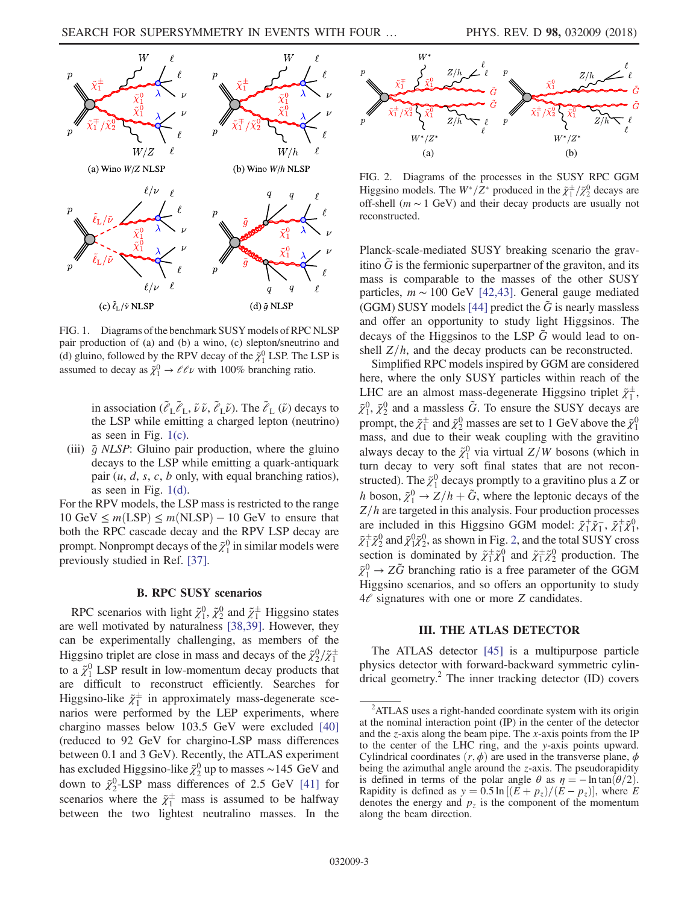(a) Wino W/Z NLSP

(b) Wino W/h NLSP

(c) $\tilde{\ell}_L/\tilde{\nu}$ NLSP

(d) $\tilde{g}$ NLSP

FIG. 1. Diagrams of the benchmark SUSY models of RPC NLSP pair production of (a) and (b) a wino, (c) slepton/sneutrino and (d) gluino, followed by the RPV decay of the $\tilde{\chi}_1^0$ LSP. The LSP is assumed to decay as $\tilde{\chi}_1^0 \to \ell\ell\nu$ with 100% branching ratio.

in association ($\tilde{\ell}_L\tilde{\ell}_L$, $\tilde{\nu}\tilde{\nu}$, $\tilde{\ell}_L\tilde{\nu}$). The $\tilde{\ell}_L$ ($\tilde{\nu}$) decays to the LSP while emitting a charged lepton (neutrino) as seen in Fig. 1(c).

(iii) $\tilde{g}$ *NLSP*: Gluino pair production, where the gluino decays to the LSP while emitting a quark-antiquark pair ($u$, $d$, $s$, $c$, $b$ only, with equal branching ratios), as seen in Fig. 1(d).

For the RPV models, the LSP mass is restricted to the range 10 GeV $\leq m(\text{LSP}) \leq m(\text{NLSP}) - 10$ GeV to ensure that both the RPC cascade decay and the RPV LSP decay are prompt. Nonprompt decays of the $\tilde{\chi}_1^0$ in similar models were previously studied in Ref. [37].

### B. RPC SUSY scenarios

RPC scenarios with light $\tilde{\chi}_1^0$, $\tilde{\chi}_2^0$ and $\tilde{\chi}_1^\pm$ Higgsino states are well motivated by naturalness [38,39]. However, they can be experimentally challenging, as members of the Higgsino triplet are close in mass and decays of the $\tilde{\chi}_2^0/\tilde{\chi}_1^\pm$ to a $\tilde{\chi}_1^0$ LSP result in low-momentum decay products that are difficult to reconstruct efficiently. Searches for Higgsino-like $\tilde{\chi}_1^\pm$ in approximately mass-degenerate scenarios were performed by the LEP experiments, where chargino masses below 103.5 GeV were excluded [40] (reduced to 92 GeV for chargino-LSP mass differences between 0.1 and 3 GeV). Recently, the ATLAS experiment has excluded Higgsino-like $\tilde{\chi}_2^0$ up to masses ~145 GeV and down to $\tilde{\chi}_2^0$-LSP mass differences of 2.5 GeV [41] for scenarios where the $\tilde{\chi}_1^\pm$ mass is assumed to be halfway between the two lightest neutralino masses. In the Planck-scale-mediated SUSY breaking scenario the gravitino $\tilde{G}$ is the fermionic superpartner of the graviton, and its mass is comparable to the masses of the other SUSY particles, $m \sim 100$ GeV [42,43]. General gauge mediated (GGM) SUSY models [44] predict the $\tilde{G}$ is nearly massless and offer an opportunity to study light Higgsinos. The decays of the Higgsinos to the LSP $\tilde{G}$ would lead to on-shell $Z/h$, and the decay products can be reconstructed.

(a)

(b)

FIG. 2. Diagrams of the processes in the SUSY RPC GGM Higgsino models. The $W^*/Z^*$ produced in the $\tilde{\chi}_1^\pm/\tilde{\chi}_2^0$ decays are off-shell ($m \sim 1$ GeV) and their decay products are usually not reconstructed.

Simplified RPC models inspired by GGM are considered here, where the only SUSY particles within reach of the LHC are an almost mass-degenerate Higgsino triplet $\tilde{\chi}_1^\pm$, $\tilde{\chi}_1^0$, $\tilde{\chi}_2^0$ and a massless $\tilde{G}$. To ensure the SUSY decays are prompt, the $\tilde{\chi}_1^\pm$ and $\tilde{\chi}_2^0$ masses are set to 1 GeV above the $\tilde{\chi}_1^0$ mass, and due to their weak coupling with the gravitino always decay to the $\tilde{\chi}_1^0$ via virtual $Z/W$ bosons (which in turn decay to very soft final states that are not reconstructed). The $\tilde{\chi}_1^0$ decays promptly to a gravitino plus a $Z$ or $h$ boson, $\tilde{\chi}_1^0 \to Z/h + \tilde{G}$, where the leptonic decays of the $Z/h$ are targeted in this analysis. Four production processes are included in this Higgsino GGM model: $\tilde{\chi}_1^+\tilde{\chi}_1^-$, $\tilde{\chi}_1^\pm\tilde{\chi}_1^0$, $\tilde{\chi}_1^\pm\tilde{\chi}_2^0$ and $\tilde{\chi}_1^0\tilde{\chi}_2^0$, as shown in Fig. 2, and the total SUSY cross section is dominated by $\tilde{\chi}_1^\pm\tilde{\chi}_1^0$ and $\tilde{\chi}_1^\pm\tilde{\chi}_2^0$ production. The $\tilde{\chi}_1^0 \to Z\tilde{G}$ branching ratio is a free parameter of the GGM Higgsino scenarios, and so offers an opportunity to study $4\ell$ signatures with one or more $Z$ candidates.

## III. THE ATLAS DETECTOR

The ATLAS detector [45] is a multipurpose particle physics detector with forward-backward symmetric cylindrical geometry.[2] The inner tracking detector (ID) covers

[2]ATLAS uses a right-handed coordinate system with its origin at the nominal interaction point (IP) in the center of the detector and the $z$-axis along the beam pipe. The $x$-axis points from the IP to the center of the LHC ring, and the $y$-axis points upward. Cylindrical coordinates $(r, \phi)$ are used in the transverse plane, $\phi$ being the azimuthal angle around the $z$-axis. The pseudorapidity is defined in terms of the polar angle $\theta$ as $\eta = -\ln\tan(\theta/2)$. Rapidity is defined as $y = 0.5\ln[(E + p_z)/(E - p_z)]$, where $E$ denotes the energy and $p_z$ is the component of the momentum along the beam direction.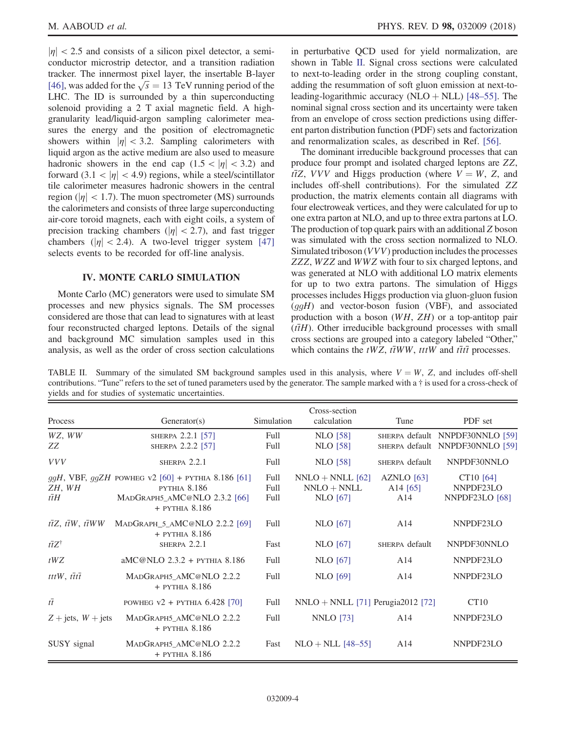$|\eta| < 2.5$ and consists of a silicon pixel detector, a semiconductor microstrip detector, and a transition radiation tracker. The innermost pixel layer, the insertable B-layer [46], was added for the $\sqrt{s} = 13$ TeV running period of the LHC. The ID is surrounded by a thin superconducting solenoid providing a 2 T axial magnetic field. A high-granularity lead/liquid-argon sampling calorimeter measures the energy and the position of electromagnetic showers within $|\eta| < 3.2$. Sampling calorimeters with liquid argon as the active medium are also used to measure hadronic showers in the end cap ($1.5 < |\eta| < 3.2$) and forward ($3.1 < |\eta| < 4.9$) regions, while a steel/scintillator tile calorimeter measures hadronic showers in the central region ($|\eta| < 1.7$). The muon spectrometer (MS) surrounds the calorimeters and consists of three large superconducting air-core toroid magnets, each with eight coils, a system of precision tracking chambers ($|\eta| < 2.7$), and fast trigger chambers ($|\eta| < 2.4$). A two-level trigger system [47] selects events to be recorded for off-line analysis.

## IV. MONTE CARLO SIMULATION

Monte Carlo (MC) generators were used to simulate SM processes and new physics signals. The SM processes considered are those that can lead to signatures with at least four reconstructed charged leptons. Details of the signal and background MC simulation samples used in this analysis, as well as the order of cross section calculations in perturbative QCD used for yield normalization, are shown in Table II. Signal cross sections were calculated to next-to-leading order in the strong coupling constant, adding the resummation of soft gluon emission at next-to-leading-logarithmic accuracy (NLO + NLL) [48–55]. The nominal signal cross section and its uncertainty were taken from an envelope of cross section predictions using different parton distribution function (PDF) sets and factorization and renormalization scales, as described in Ref. [56].

The dominant irreducible background processes that can produce four prompt and isolated charged leptons are $ZZ$, $t\bar{t}Z$, $VVV$ and Higgs production (where $V = W$, $Z$, and includes off-shell contributions). For the simulated $ZZ$ production, the matrix elements contain all diagrams with four electroweak vertices, and they were calculated for up to one extra parton at NLO, and up to three extra partons at LO. The production of top quark pairs with an additional $Z$ boson was simulated with the cross section normalized to NLO. Simulated triboson ($VVV$) production includes the processes $ZZZ$, $WZZ$ and $WWZ$ with four to six charged leptons, and was generated at NLO with additional LO matrix elements for up to two extra partons. The simulation of Higgs processes includes Higgs production via gluon-gluon fusion ($ggH$) and vector-boson fusion (VBF), and associated production with a boson ($WH$, $ZH$) or a top-antitop pair ($t\bar{t}H$). Other irreducible background processes with small cross sections are grouped into a category labeled "Other," which contains the $tWZ$, $t\bar{t}WW$, $ttt W$ and $t\bar{t}t\bar{t}$ processes.

TABLE II. Summary of the simulated SM background samples used in this analysis, where $V = W$, $Z$, and includes off-shell contributions. "Tune" refers to the set of tuned parameters used by the generator. The sample marked with a † is used for a cross-check of yields and for studies of systematic uncertainties.

| Process | Generator(s) | Simulation | Cross-section calculation | Tune | PDF set |
|---|---|---|---|---|---|
| $WZ$, $WW$ | SHERPA 2.2.1 [57] | Full | NLO [58] | SHERPA default | NNPDF30NNLO [59] |
| $ZZ$ | SHERPA 2.2.2 [57] | Full | NLO [58] | SHERPA default | NNPDF30NNLO [59] |
| $VVV$ | SHERPA 2.2.1 | Full | NLO [58] | SHERPA default | NNPDF30NNLO |
| $ggH$, VBF, $ggZH$ | POWHEG v2 [60] + PYTHIA 8.186 [61] | Full | NNLO + NNLL [62] | AZNLO [63] | CT10 [64] |
| $ZH$, $WH$ | PYTHIA 8.186 | Full | NNLO + NNLL | A14 [65] | NNPDF23LO |
| $t\bar{t}H$ | MADGRAPH5_AMC@NLO 2.3.2 [66] + PYTHIA 8.186 | Full | NLO [67] | A14 | NNPDF23LO [68] |
| $t\bar{t}Z$, $t\bar{t}W$, $t\bar{t}WW$ | MADGRAPH_5_AMC@NLO 2.2.2 [69] + PYTHIA 8.186 | Full | NLO [67] | A14 | NNPDF23LO |
| $t\bar{t}Z^{\dagger}$ | SHERPA 2.2.1 | Fast | NLO [67] | SHERPA default | NNPDF30NNLO |
| $tWZ$ | aMC@NLO 2.3.2 + PYTHIA 8.186 | Full | NLO [67] | A14 | NNPDF23LO |
| $tttW$, $t\bar{t}t\bar{t}$ | MADGRAPH5_AMC@NLO 2.2.2 + PYTHIA 8.186 | Full | NLO [69] | A14 | NNPDF23LO |
| $t\bar{t}$ | POWHEG v2 + PYTHIA 6.428 [70] | Full | NNLO + NNLL [71] | Perugia2012 [72] | CT10 |
| $Z$ + jets, $W$ + jets | MADGRAPH5_AMC@NLO 2.2.2 + PYTHIA 8.186 | Full | NNLO [73] | A14 | NNPDF23LO |
| SUSY signal | MADGRAPH5_AMC@NLO 2.2.2 + PYTHIA 8.186 | Fast | NLO + NLL [48–55] | A14 | NNPDF23LO |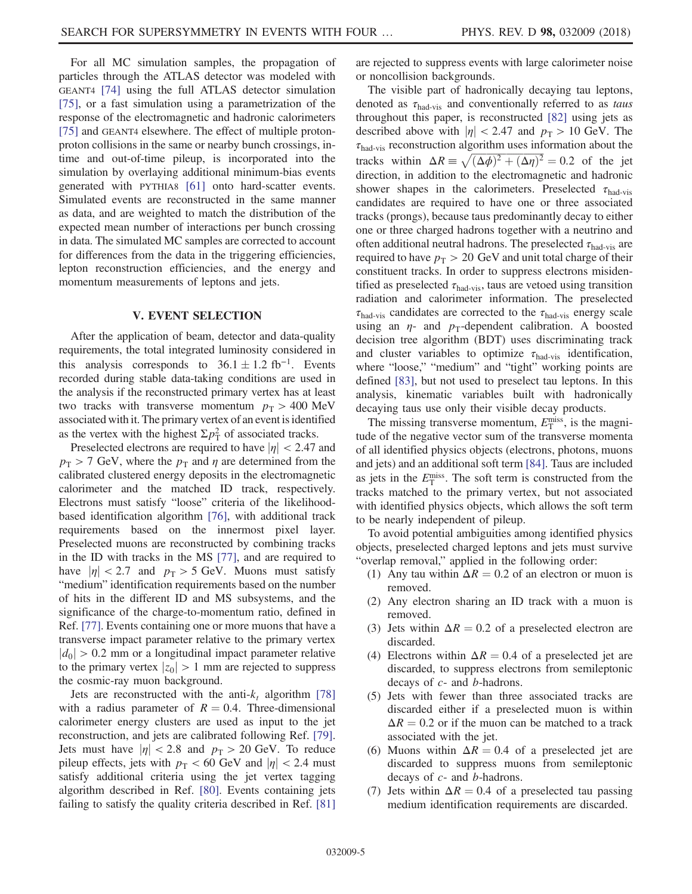For all MC simulation samples, the propagation of particles through the ATLAS detector was modeled with GEANT4 [74] using the full ATLAS detector simulation [75], or a fast simulation using a parametrization of the response of the electromagnetic and hadronic calorimeters [75] and GEANT4 elsewhere. The effect of multiple proton-proton collisions in the same or nearby bunch crossings, in-time and out-of-time pileup, is incorporated into the simulation by overlaying additional minimum-bias events generated with PYTHIA8 [61] onto hard-scatter events. Simulated events are reconstructed in the same manner as data, and are weighted to match the distribution of the expected mean number of interactions per bunch crossing in data. The simulated MC samples are corrected to account for differences from the data in the triggering efficiencies, lepton reconstruction efficiencies, and the energy and momentum measurements of leptons and jets.

## V. EVENT SELECTION

After the application of beam, detector and data-quality requirements, the total integrated luminosity considered in this analysis corresponds to $36.1 \pm 1.2\ \mathrm{fb}^{-1}$. Events recorded during stable data-taking conditions are used in the analysis if the reconstructed primary vertex has at least two tracks with transverse momentum $p_{\mathrm{T}} > 400$ MeV associated with it. The primary vertex of an event is identified as the vertex with the highest $\Sigma p_{\mathrm{T}}^2$ of associated tracks.

Preselected electrons are required to have $|\eta| < 2.47$ and $p_{\mathrm{T}} > 7$ GeV, where the $p_{\mathrm{T}}$ and $\eta$ are determined from the calibrated clustered energy deposits in the electromagnetic calorimeter and the matched ID track, respectively. Electrons must satisfy "loose" criteria of the likelihood-based identification algorithm [76], with additional track requirements based on the innermost pixel layer. Preselected muons are reconstructed by combining tracks in the ID with tracks in the MS [77], and are required to have $|\eta| < 2.7$ and $p_{\mathrm{T}} > 5$ GeV. Muons must satisfy "medium" identification requirements based on the number of hits in the different ID and MS subsystems, and the significance of the charge-to-momentum ratio, defined in Ref. [77]. Events containing one or more muons that have a transverse impact parameter relative to the primary vertex $|d_0| > 0.2$ mm or a longitudinal impact parameter relative to the primary vertex $|z_0| > 1$ mm are rejected to suppress the cosmic-ray muon background.

Jets are reconstructed with the anti-$k_t$ algorithm [78] with a radius parameter of $R = 0.4$. Three-dimensional calorimeter energy clusters are used as input to the jet reconstruction, and jets are calibrated following Ref. [79]. Jets must have $|\eta| < 2.8$ and $p_{\mathrm{T}} > 20$ GeV. To reduce pileup effects, jets with $p_{\mathrm{T}} < 60$ GeV and $|\eta| < 2.4$ must satisfy additional criteria using the jet vertex tagging algorithm described in Ref. [80]. Events containing jets failing to satisfy the quality criteria described in Ref. [81] are rejected to suppress events with large calorimeter noise or noncollision backgrounds.

The visible part of hadronically decaying tau leptons, denoted as $\tau_{\text{had-vis}}$ and conventionally referred to as *taus* throughout this paper, is reconstructed [82] using jets as described above with $|\eta| < 2.47$ and $p_{\mathrm{T}} > 10$ GeV. The $\tau_{\text{had-vis}}$ reconstruction algorithm uses information about the tracks within $\Delta R \equiv \sqrt{(\Delta\phi)^2 + (\Delta\eta)^2} = 0.2$ of the jet direction, in addition to the electromagnetic and hadronic shower shapes in the calorimeters. Preselected $\tau_{\text{had-vis}}$ candidates are required to have one or three associated tracks (prongs), because taus predominantly decay to either one or three charged hadrons together with a neutrino and often additional neutral hadrons. The preselected $\tau_{\text{had-vis}}$ are required to have $p_{\mathrm{T}} > 20$ GeV and unit total charge of their constituent tracks. In order to suppress electrons misidentified as preselected $\tau_{\text{had-vis}}$, taus are vetoed using transition radiation and calorimeter information. The preselected $\tau_{\text{had-vis}}$ candidates are corrected to the $\tau_{\text{had-vis}}$ energy scale using an $\eta$- and $p_{\mathrm{T}}$-dependent calibration. A boosted decision tree algorithm (BDT) uses discriminating track and cluster variables to optimize $\tau_{\text{had-vis}}$ identification, where "loose," "medium" and "tight" working points are defined [83], but not used to preselect tau leptons. In this analysis, kinematic variables built with hadronically decaying taus use only their visible decay products.

The missing transverse momentum, $E_{\mathrm{T}}^{\mathrm{miss}}$, is the magnitude of the negative vector sum of the transverse momenta of all identified physics objects (electrons, photons, muons and jets) and an additional soft term [84]. Taus are included as jets in the $E_{\mathrm{T}}^{\mathrm{miss}}$. The soft term is constructed from the tracks matched to the primary vertex, but not associated with identified physics objects, which allows the soft term to be nearly independent of pileup.

To avoid potential ambiguities among identified physics objects, preselected charged leptons and jets must survive "overlap removal," applied in the following order:

1. Any tau within $\Delta R = 0.2$ of an electron or muon is removed.
2. Any electron sharing an ID track with a muon is removed.
3. Jets within $\Delta R = 0.2$ of a preselected electron are discarded.
4. Electrons within $\Delta R = 0.4$ of a preselected jet are discarded, to suppress electrons from semileptonic decays of $c$- and $b$-hadrons.
5. Jets with fewer than three associated tracks are discarded either if a preselected muon is within $\Delta R = 0.2$ or if the muon can be matched to a track associated with the jet.
6. Muons within $\Delta R = 0.4$ of a preselected jet are discarded to suppress muons from semileptonic decays of $c$- and $b$-hadrons.
7. Jets within $\Delta R = 0.4$ of a preselected tau passing medium identification requirements are discarded.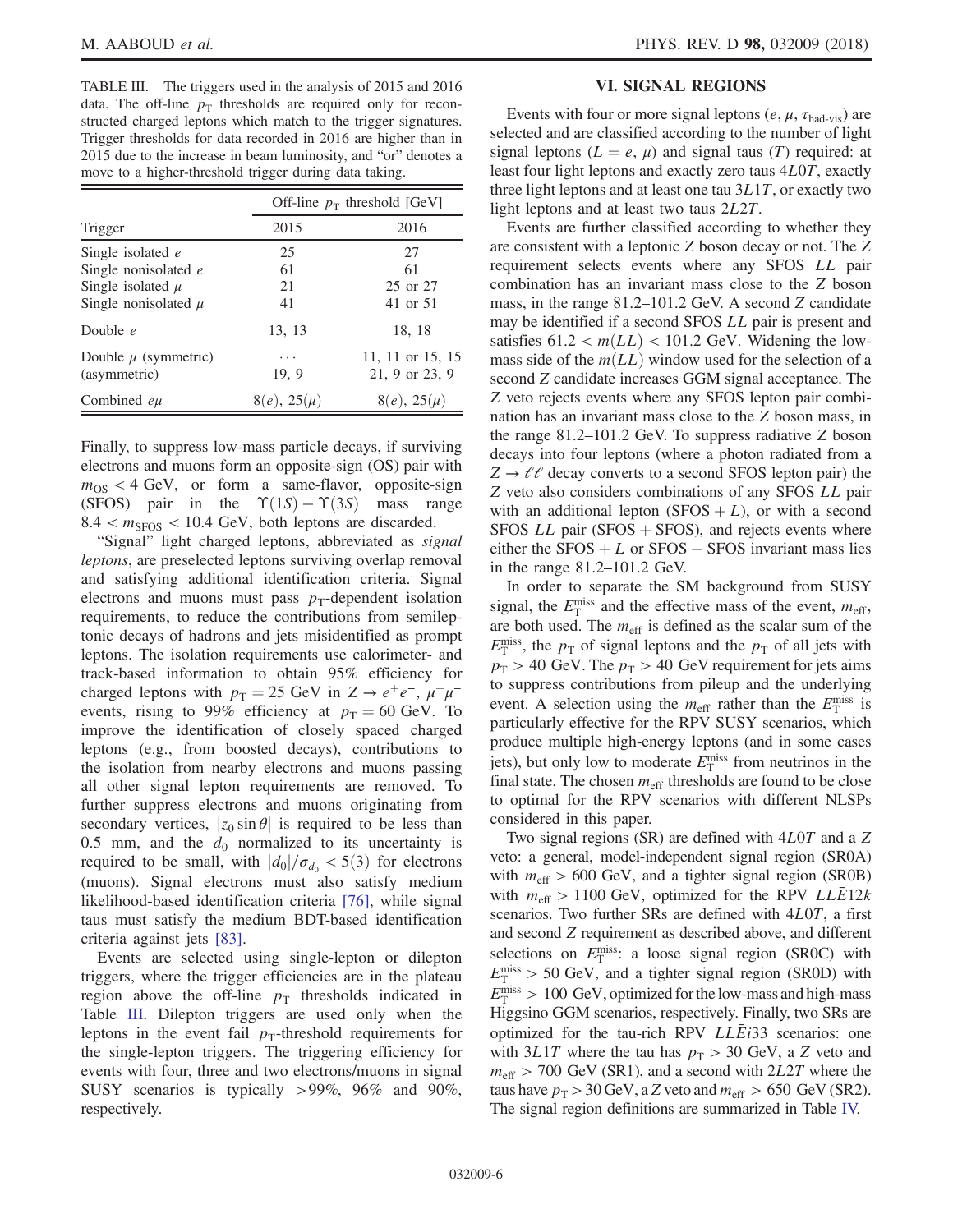TABLE III. The triggers used in the analysis of 2015 and 2016 data. The off-line $p_T$ thresholds are required only for reconstructed charged leptons which match to the trigger signatures. Trigger thresholds for data recorded in 2016 are higher than in 2015 due to the increase in beam luminosity, and "or" denotes a move to a higher-threshold trigger during data taking.

| | Off-line $p_T$ threshold [GeV] | |
|---|---|---|
| Trigger | 2015 | 2016 |
| Single isolated $e$ | 25 | 27 |
| Single nonisolated $e$ | 61 | 61 |
| Single isolated $\mu$ | 21 | 25 or 27 |
| Single nonisolated $\mu$ | 41 | 41 or 51 |
| Double $e$ | 13, 13 | 18, 18 |
| Double $\mu$ (symmetric) | ... | 11, 11 or 15, 15 |
| (asymmetric) | 19, 9 | 21, 9 or 23, 9 |
| Combined $e\mu$ | $8(e)$, $25(\mu)$ | $8(e)$, $25(\mu)$ |

Finally, to suppress low-mass particle decays, if surviving electrons and muons form an opposite-sign (OS) pair with $m_{\mathrm{OS}} < 4$ GeV, or form a same-flavor, opposite-sign (SFOS) pair in the $\Upsilon(1S) - \Upsilon(3S)$ mass range $8.4 < m_{\mathrm{SFOS}} < 10.4$ GeV, both leptons are discarded.

"Signal" light charged leptons, abbreviated as *signal leptons*, are preselected leptons surviving overlap removal and satisfying additional identification criteria. Signal electrons and muons must pass $p_T$-dependent isolation requirements, to reduce the contributions from semileptonic decays of hadrons and jets misidentified as prompt leptons. The isolation requirements use calorimeter- and track-based information to obtain 95% efficiency for charged leptons with $p_T = 25$ GeV in $Z \to e^+e^-$, $\mu^+\mu^-$ events, rising to 99% efficiency at $p_T = 60$ GeV. To improve the identification of closely spaced charged leptons (e.g., from boosted decays), contributions to the isolation from nearby electrons and muons passing all other signal lepton requirements are removed. To further suppress electrons and muons originating from secondary vertices, $|z_0 \sin\theta|$ is required to be less than 0.5 mm, and the $d_0$ normalized to its uncertainty is required to be small, with $|d_0|/\sigma_{d_0} < 5(3)$ for electrons (muons). Signal electrons must also satisfy medium likelihood-based identification criteria [76], while signal taus must satisfy the medium BDT-based identification criteria against jets [83].

Events are selected using single-lepton or dilepton triggers, where the trigger efficiencies are in the plateau region above the off-line $p_T$ thresholds indicated in Table III. Dilepton triggers are used only when the leptons in the event fail $p_T$-threshold requirements for the single-lepton triggers. The triggering efficiency for events with four, three and two electrons/muons in signal SUSY scenarios is typically >99%, 96% and 90%, respectively.

## VI. SIGNAL REGIONS

Events with four or more signal leptons ($e$, $\mu$, $\tau_{\mathrm{had\text{-}vis}}$) are selected and are classified according to the number of light signal leptons ($L = e$, $\mu$) and signal taus ($T$) required: at least four light leptons and exactly zero taus $4L0T$, exactly three light leptons and at least one tau $3L1T$, or exactly two light leptons and at least two taus $2L2T$.

Events are further classified according to whether they are consistent with a leptonic $Z$ boson decay or not. The $Z$ requirement selects events where any SFOS $LL$ pair combination has an invariant mass close to the $Z$ boson mass, in the range 81.2–101.2 GeV. A second $Z$ candidate may be identified if a second SFOS $LL$ pair is present and satisfies $61.2 < m(LL) < 101.2$ GeV. Widening the low-mass side of the $m(LL)$ window used for the selection of a second $Z$ candidate increases GGM signal acceptance. The $Z$ veto rejects events where any SFOS lepton pair combination has an invariant mass close to the $Z$ boson mass, in the range 81.2–101.2 GeV. To suppress radiative $Z$ boson decays into four leptons (where a photon radiated from a $Z \to \ell\ell$ decay converts to a second SFOS lepton pair) the $Z$ veto also considers combinations of any SFOS $LL$ pair with an additional lepton (SFOS + $L$), or with a second SFOS $LL$ pair (SFOS + SFOS), and rejects events where either the SFOS + $L$ or SFOS + SFOS invariant mass lies in the range 81.2–101.2 GeV.

In order to separate the SM background from SUSY signal, the $E_T^{\mathrm{miss}}$ and the effective mass of the event, $m_{\mathrm{eff}}$, are both used. The $m_{\mathrm{eff}}$ is defined as the scalar sum of the $E_T^{\mathrm{miss}}$, the $p_T$ of signal leptons and the $p_T$ of all jets with $p_T > 40$ GeV. The $p_T > 40$ GeV requirement for jets aims to suppress contributions from pileup and the underlying event. A selection using the $m_{\mathrm{eff}}$ rather than the $E_T^{\mathrm{miss}}$ is particularly effective for the RPV SUSY scenarios, which produce multiple high-energy leptons (and in some cases jets), but only low to moderate $E_T^{\mathrm{miss}}$ from neutrinos in the final state. The chosen $m_{\mathrm{eff}}$ thresholds are found to be close to optimal for the RPV scenarios with different NLSPs considered in this paper.

Two signal regions (SR) are defined with $4L0T$ and a $Z$ veto: a general, model-independent signal region (SR0A) with $m_{\mathrm{eff}} > 600$ GeV, and a tighter signal region (SR0B) with $m_{\mathrm{eff}} > 1100$ GeV, optimized for the RPV $LL\bar{E}12k$ scenarios. Two further SRs are defined with $4L0T$, a first and second $Z$ requirement as described above, and different selections on $E_T^{\mathrm{miss}}$: a loose signal region (SR0C) with $E_T^{\mathrm{miss}} > 50$ GeV, and a tighter signal region (SR0D) with $E_T^{\mathrm{miss}} > 100$ GeV, optimized for the low-mass and high-mass Higgsino GGM scenarios, respectively. Finally, two SRs are optimized for the tau-rich RPV $LL\bar{E}i33$ scenarios: one with $3L1T$ where the tau has $p_T > 30$ GeV, a $Z$ veto and $m_{\mathrm{eff}} > 700$ GeV (SR1), and a second with $2L2T$ where the taus have $p_T > 30$ GeV, a $Z$ veto and $m_{\mathrm{eff}} > 650$ GeV (SR2). The signal region definitions are summarized in Table IV.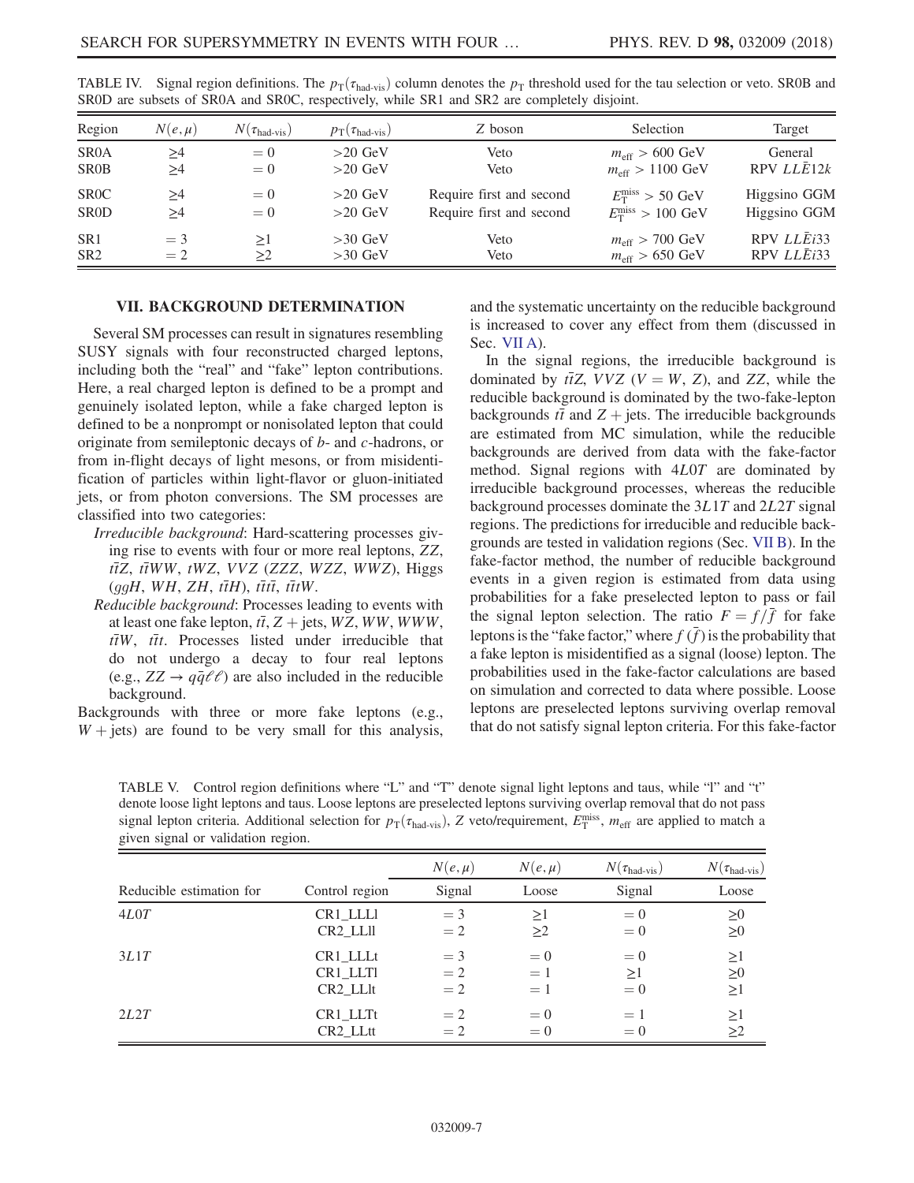TABLE IV. Signal region definitions. The $p_{\mathrm{T}}(\tau_{\mathrm{had\text{-}vis}})$ column denotes the $p_{\mathrm{T}}$ threshold used for the tau selection or veto. SR0B and SR0D are subsets of SR0A and SR0C, respectively, while SR1 and SR2 are completely disjoint.

| Region | $N(e,\mu)$ | $N(\tau_{\mathrm{had\text{-}vis}})$ | $p_{\mathrm{T}}(\tau_{\mathrm{had\text{-}vis}})$ | $Z$ boson | Selection | Target |
|---|---|---|---|---|---|---|
| SR0A | $\geq 4$ | $=0$ | $>20$ GeV | Veto | $m_{\mathrm{eff}} > 600$ GeV | General |
| SR0B | $\geq 4$ | $=0$ | $>20$ GeV | Veto | $m_{\mathrm{eff}} > 1100$ GeV | RPV $LL\bar{E}12k$ |
| SR0C | $\geq 4$ | $=0$ | $>20$ GeV | Require first and second | $E_{\mathrm{T}}^{\mathrm{miss}} > 50$ GeV | Higgsino GGM |
| SR0D | $\geq 4$ | $=0$ | $>20$ GeV | Require first and second | $E_{\mathrm{T}}^{\mathrm{miss}} > 100$ GeV | Higgsino GGM |
| SR1 | $=3$ | $\geq 1$ | $>30$ GeV | Veto | $m_{\mathrm{eff}} > 700$ GeV | RPV $LL\bar{E}i33$ |
| SR2 | $=2$ | $\geq 2$ | $>30$ GeV | Veto | $m_{\mathrm{eff}} > 650$ GeV | RPV $LL\bar{E}i33$ |

## VII. BACKGROUND DETERMINATION

Several SM processes can result in signatures resembling SUSY signals with four reconstructed charged leptons, including both the "real" and "fake" lepton contributions. Here, a real charged lepton is defined to be a prompt and genuinely isolated lepton, while a fake charged lepton is defined to be a nonprompt or nonisolated lepton that could originate from semileptonic decays of $b$- and $c$-hadrons, or from in-flight decays of light mesons, or from misidentification of particles within light-flavor or gluon-initiated jets, or from photon conversions. The SM processes are classified into two categories:

*Irreducible background*: Hard-scattering processes giving rise to events with four or more real leptons, $ZZ$, $t\bar{t}Z$, $t\bar{t}WW$, $tWZ$, $VVZ$ ($ZZZ$, $WZZ$, $WWZ$), Higgs ($ggH$, $WH$, $ZH$, $t\bar{t}H$), $t\bar{t}t\bar{t}$, $t\bar{t}tW$.

*Reducible background*: Processes leading to events with at least one fake lepton, $t\bar{t}$, $Z+$ jets, $WZ$, $WW$, $WWW$, $t\bar{t}W$, $t\bar{t}t$. Processes listed under irreducible that do not undergo a decay to four real leptons (e.g., $ZZ \to q\bar{q}\ell\ell$) are also included in the reducible background.

Backgrounds with three or more fake leptons (e.g., $W+$ jets) are found to be very small for this analysis, and the systematic uncertainty on the reducible background is increased to cover any effect from them (discussed in Sec. VII A).

In the signal regions, the irreducible background is dominated by $t\bar{t}Z$, $VVZ$ ($V=W$, $Z$), and $ZZ$, while the reducible background is dominated by the two-fake-lepton backgrounds $t\bar{t}$ and $Z+$ jets. The irreducible backgrounds are estimated from MC simulation, while the reducible backgrounds are derived from data with the fake-factor method. Signal regions with $4L0T$ are dominated by irreducible background processes, whereas the reducible background processes dominate the $3L1T$ and $2L2T$ signal regions. The predictions for irreducible and reducible backgrounds are tested in validation regions (Sec. VII B). In the fake-factor method, the number of reducible background events in a given region is estimated from data using probabilities for a fake preselected lepton to pass or fail the signal lepton selection. The ratio $F = f/\bar{f}$ for fake leptons is the "fake factor," where $f$ ($\bar{f}$) is the probability that a fake lepton is misidentified as a signal (loose) lepton. The probabilities used in the fake-factor calculations are based on simulation and corrected to data where possible. Loose leptons are preselected leptons surviving overlap removal that do not satisfy signal lepton criteria. For this fake-factor

TABLE V. Control region definitions where "L" and "T" denote signal light leptons and taus, while "l" and "t" denote loose light leptons and taus. Loose leptons are preselected leptons surviving overlap removal that do not pass signal lepton criteria. Additional selection for $p_{\mathrm{T}}(\tau_{\mathrm{had\text{-}vis}})$, $Z$ veto/requirement, $E_{\mathrm{T}}^{\mathrm{miss}}$, $m_{\mathrm{eff}}$ are applied to match a given signal or validation region.

| Reducible estimation for | Control region | $N(e,\mu)$ Signal | $N(e,\mu)$ Loose | $N(\tau_{\mathrm{had\text{-}vis}})$ Signal | $N(\tau_{\mathrm{had\text{-}vis}})$ Loose |
|---|---|---|---|---|---|
| $4L0T$ | CR1_LLLl | $=3$ | $\geq 1$ | $=0$ | $\geq 0$ |
| | CR2_LLll | $=2$ | $\geq 2$ | $=0$ | $\geq 0$ |
| $3L1T$ | CR1_LLLt | $=3$ | $=0$ | $=0$ | $\geq 1$ |
| | CR1_LLTl | $=2$ | $=1$ | $\geq 1$ | $\geq 0$ |
| | CR2_LLlt | $=2$ | $=1$ | $=0$ | $\geq 1$ |
| $2L2T$ | CR1_LLTt | $=2$ | $=0$ | $=1$ | $\geq 1$ |
| | CR2_LLtt | $=2$ | $=0$ | $=0$ | $\geq 2$ |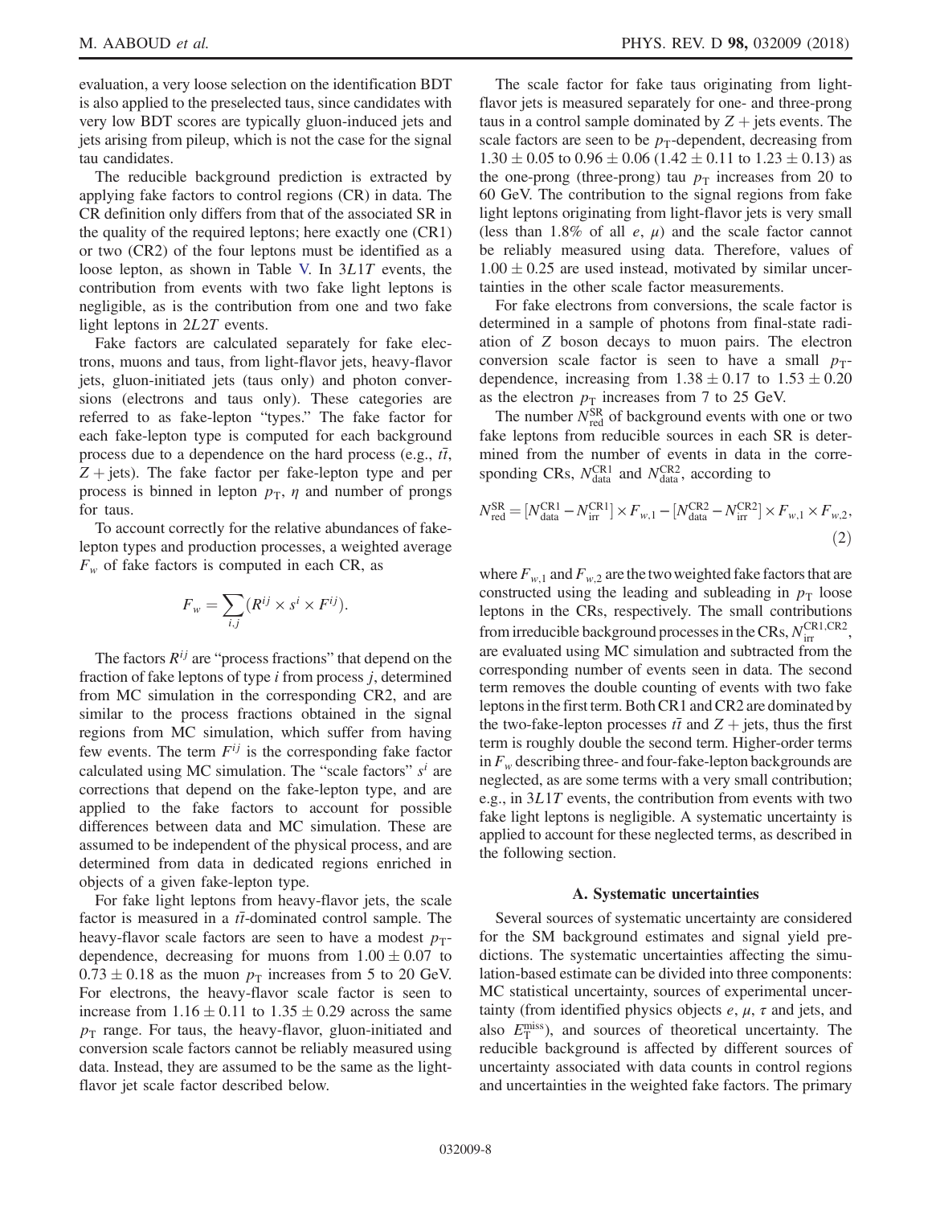evaluation, a very loose selection on the identification BDT is also applied to the preselected taus, since candidates with very low BDT scores are typically gluon-induced jets and jets arising from pileup, which is not the case for the signal tau candidates.

The reducible background prediction is extracted by applying fake factors to control regions (CR) in data. The CR definition only differs from that of the associated SR in the quality of the required leptons; here exactly one (CR1) or two (CR2) of the four leptons must be identified as a loose lepton, as shown in Table V. In $3L1T$ events, the contribution from events with two fake light leptons is negligible, as is the contribution from one and two fake light leptons in $2L2T$ events.

Fake factors are calculated separately for fake electrons, muons and taus, from light-flavor jets, heavy-flavor jets, gluon-initiated jets (taus only) and photon conversions (electrons and taus only). These categories are referred to as fake-lepton "types." The fake factor for each fake-lepton type is computed for each background process due to a dependence on the hard process (e.g., $t\bar{t}$, $Z+$jets). The fake factor per fake-lepton type and per process is binned in lepton $p_{\mathrm{T}}$, $\eta$ and number of prongs for taus.

To account correctly for the relative abundances of fake-lepton types and production processes, a weighted average $F_w$ of fake factors is computed in each CR, as

$$F_w = \sum_{i,j} (R^{ij} \times s^i \times F^{ij}).$$

The factors $R^{ij}$ are "process fractions" that depend on the fraction of fake leptons of type $i$ from process $j$, determined from MC simulation in the corresponding CR2, and are similar to the process fractions obtained in the signal regions from MC simulation, which suffer from having few events. The term $F^{ij}$ is the corresponding fake factor calculated using MC simulation. The "scale factors" $s^i$ are corrections that depend on the fake-lepton type, and are applied to the fake factors to account for possible differences between data and MC simulation. These are assumed to be independent of the physical process, and are determined from data in dedicated regions enriched in objects of a given fake-lepton type.

For fake light leptons from heavy-flavor jets, the scale factor is measured in a $t\bar{t}$-dominated control sample. The heavy-flavor scale factors are seen to have a modest $p_{\mathrm{T}}$-dependence, decreasing for muons from $1.00 \pm 0.07$ to $0.73 \pm 0.18$ as the muon $p_{\mathrm{T}}$ increases from 5 to 20 GeV. For electrons, the heavy-flavor scale factor is seen to increase from $1.16 \pm 0.11$ to $1.35 \pm 0.29$ across the same $p_{\mathrm{T}}$ range. For taus, the heavy-flavor, gluon-initiated and conversion scale factors cannot be reliably measured using data. Instead, they are assumed to be the same as the light-flavor jet scale factor described below.

The scale factor for fake taus originating from light-flavor jets is measured separately for one- and three-prong taus in a control sample dominated by $Z+$jets events. The scale factors are seen to be $p_{\mathrm{T}}$-dependent, decreasing from $1.30 \pm 0.05$ to $0.96 \pm 0.06$ ($1.42 \pm 0.11$ to $1.23 \pm 0.13$) as the one-prong (three-prong) tau $p_{\mathrm{T}}$ increases from 20 to 60 GeV. The contribution to the signal regions from fake light leptons originating from light-flavor jets is very small (less than 1.8% of all $e$, $\mu$) and the scale factor cannot be reliably measured using data. Therefore, values of $1.00 \pm 0.25$ are used instead, motivated by similar uncertainties in the other scale factor measurements.

For fake electrons from conversions, the scale factor is determined in a sample of photons from final-state radiation of $Z$ boson decays to muon pairs. The electron conversion scale factor is seen to have a small $p_{\mathrm{T}}$-dependence, increasing from $1.38 \pm 0.17$ to $1.53 \pm 0.20$ as the electron $p_{\mathrm{T}}$ increases from 7 to 25 GeV.

The number $N_{\mathrm{red}}^{\mathrm{SR}}$ of background events with one or two fake leptons from reducible sources in each SR is determined from the number of events in data in the corresponding CRs, $N_{\mathrm{data}}^{\mathrm{CR1}}$ and $N_{\mathrm{data}}^{\mathrm{CR2}}$, according to

$$N_{\mathrm{red}}^{\mathrm{SR}} = [N_{\mathrm{data}}^{\mathrm{CR1}} - N_{\mathrm{irr}}^{\mathrm{CR1}}] \times F_{w,1} - [N_{\mathrm{data}}^{\mathrm{CR2}} - N_{\mathrm{irr}}^{\mathrm{CR2}}] \times F_{w,1} \times F_{w,2}, \tag{2}$$

where $F_{w,1}$ and $F_{w,2}$ are the two weighted fake factors that are constructed using the leading and subleading in $p_{\mathrm{T}}$ loose leptons in the CRs, respectively. The small contributions from irreducible background processes in the CRs, $N_{\mathrm{irr}}^{\mathrm{CR1,CR2}}$, are evaluated using MC simulation and subtracted from the corresponding number of events seen in data. The second term removes the double counting of events with two fake leptons in the first term. Both CR1 and CR2 are dominated by the two-fake-lepton processes $t\bar{t}$ and $Z+$jets, thus the first term is roughly double the second term. Higher-order terms in $F_w$ describing three- and four-fake-lepton backgrounds are neglected, as are some terms with a very small contribution; e.g., in $3L1T$ events, the contribution from events with two fake light leptons is negligible. A systematic uncertainty is applied to account for these neglected terms, as described in the following section.

### A. Systematic uncertainties

Several sources of systematic uncertainty are considered for the SM background estimates and signal yield predictions. The systematic uncertainties affecting the simulation-based estimate can be divided into three components: MC statistical uncertainty, sources of experimental uncertainty (from identified physics objects $e$, $\mu$, $\tau$ and jets, and also $E_{\mathrm{T}}^{\mathrm{miss}}$), and sources of theoretical uncertainty. The reducible background is affected by different sources of uncertainty associated with data counts in control regions and uncertainties in the weighted fake factors. The primary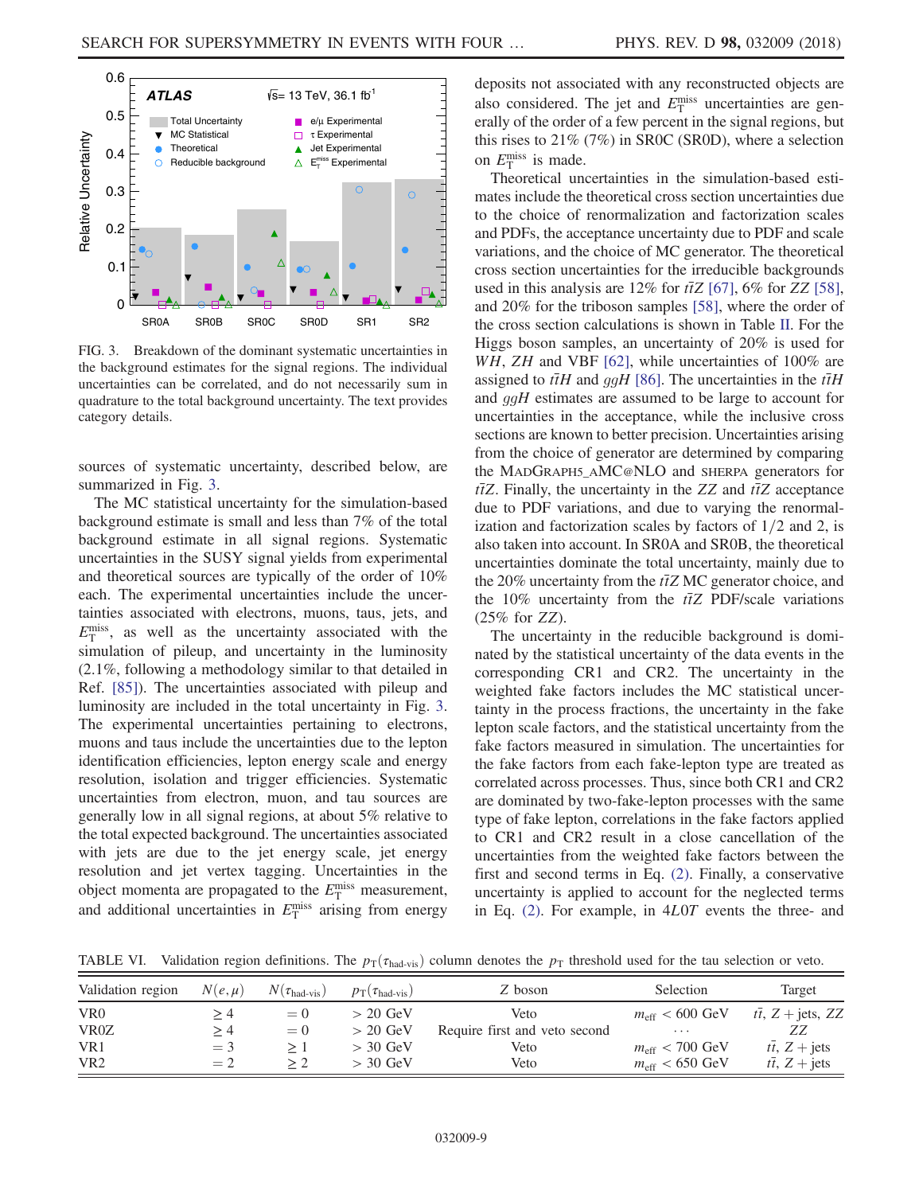ATLAS

$\sqrt{s}$= 13 TeV, 36.1 fb$^{-1}$

Relative Uncertainty

0.6
0.5
0.4
0.3
0.2
0.1
0

Total Uncertainty
MC Statistical
Theoretical
Reducible background
e/μ Experimental
τ Experimental
Jet Experimental
$E_T^{miss}$ Experimental

SR0A SR0B SR0C SR0D SR1 SR2

FIG. 3. Breakdown of the dominant systematic uncertainties in the background estimates for the signal regions. The individual uncertainties can be correlated, and do not necessarily sum in quadrature to the total background uncertainty. The text provides category details.

sources of systematic uncertainty, described below, are summarized in Fig. 3.

The MC statistical uncertainty for the simulation-based background estimate is small and less than 7% of the total background estimate in all signal regions. Systematic uncertainties in the SUSY signal yields from experimental and theoretical sources are typically of the order of 10% each. The experimental uncertainties include the uncertainties associated with electrons, muons, taus, jets, and $E_T^{miss}$, as well as the uncertainty associated with the simulation of pileup, and uncertainty in the luminosity (2.1%, following a methodology similar to that detailed in Ref. [85]). The uncertainties associated with pileup and luminosity are included in the total uncertainty in Fig. 3. The experimental uncertainties pertaining to electrons, muons and taus include the uncertainties due to the lepton identification efficiencies, lepton energy scale and energy resolution, isolation and trigger efficiencies. Systematic uncertainties from electron, muon, and tau sources are generally low in all signal regions, at about 5% relative to the total expected background. The uncertainties associated with jets are due to the jet energy scale, jet energy resolution and jet vertex tagging. Uncertainties in the object momenta are propagated to the $E_T^{miss}$ measurement, and additional uncertainties in $E_T^{miss}$ arising from energy deposits not associated with any reconstructed objects are also considered. The jet and $E_T^{miss}$ uncertainties are generally of the order of a few percent in the signal regions, but this rises to 21% (7%) in SR0C (SR0D), where a selection on $E_T^{miss}$ is made.

Theoretical uncertainties in the simulation-based estimates include the theoretical cross section uncertainties due to the choice of renormalization and factorization scales and PDFs, the acceptance uncertainty due to PDF and scale variations, and the choice of MC generator. The theoretical cross section uncertainties for the irreducible backgrounds used in this analysis are 12% for $t\bar{t}Z$ [67], 6% for $ZZ$ [58], and 20% for the triboson samples [58], where the order of the cross section calculations is shown in Table II. For the Higgs boson samples, an uncertainty of 20% is used for $WH$, $ZH$ and VBF [62], while uncertainties of 100% are assigned to $t\bar{t}H$ and $ggH$ [86]. The uncertainties in the $t\bar{t}H$ and $ggH$ estimates are assumed to be large to account for uncertainties in the acceptance, while the inclusive cross sections are known to better precision. Uncertainties arising from the choice of generator are determined by comparing the MadGraph5_aMC@NLO and Sherpa generators for $t\bar{t}Z$. Finally, the uncertainty in the $ZZ$ and $t\bar{t}Z$ acceptance due to PDF variations, and due to varying the renormalization and factorization scales by factors of 1/2 and 2, is also taken into account. In SR0A and SR0B, the theoretical uncertainties dominate the total uncertainty, mainly due to the 20% uncertainty from the $t\bar{t}Z$ MC generator choice, and the 10% uncertainty from the $t\bar{t}Z$ PDF/scale variations (25% for $ZZ$).

The uncertainty in the reducible background is dominated by the statistical uncertainty of the data events in the corresponding CR1 and CR2. The uncertainty in the weighted fake factors includes the MC statistical uncertainty in the process fractions, the uncertainty in the fake lepton scale factors, and the statistical uncertainty from the fake factors measured in simulation. The uncertainties for the fake factors from each fake-lepton type are treated as correlated across processes. Thus, since both CR1 and CR2 are dominated by two-fake-lepton processes with the same type of fake lepton, correlations in the fake factors applied to CR1 and CR2 result in a close cancellation of the uncertainties from the weighted fake factors between the first and second terms in Eq. (2). Finally, a conservative uncertainty is applied to account for the neglected terms in Eq. (2). For example, in $4L0T$ events the three- and

TABLE VI. Validation region definitions. The $p_T(\tau_{\text{had-vis}})$ column denotes the $p_T$ threshold used for the tau selection or veto.

| Validation region | $N(e,\mu)$ | $N(\tau_{\text{had-vis}})$ | $p_T(\tau_{\text{had-vis}})$ | $Z$ boson | Selection | Target |
|---|---|---|---|---|---|---|
| VR0 | $\geq 4$ | $= 0$ | $> 20$ GeV | Veto | $m_{\text{eff}} < 600$ GeV | $t\bar{t}$, $Z$ + jets, $ZZ$ |
| VR0Z | $\geq 4$ | $= 0$ | $> 20$ GeV | Require first and veto second | ... | $ZZ$ |
| VR1 | $= 3$ | $\geq 1$ | $> 30$ GeV | Veto | $m_{\text{eff}} < 700$ GeV | $t\bar{t}$, $Z$ + jets |
| VR2 | $= 2$ | $\geq 2$ | $> 30$ GeV | Veto | $m_{\text{eff}} < 650$ GeV | $t\bar{t}$, $Z$ + jets |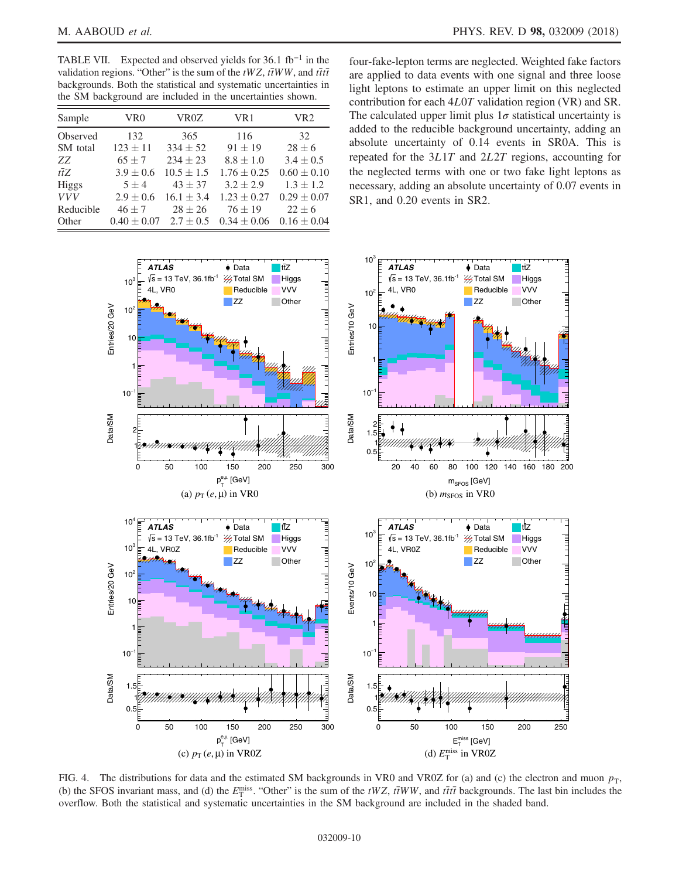TABLE VII. Expected and observed yields for 36.1 fb$^{-1}$ in the validation regions. "Other" is the sum of the $tWZ$, $t\bar{t}WW$, and $t\bar{t}t\bar{t}$ backgrounds. Both the statistical and systematic uncertainties in the SM background are included in the uncertainties shown.

| Sample | VR0 | VR0Z | VR1 | VR2 |
|---|---|---|---|---|
| Observed | 132 | 365 | 116 | 32 |
| SM total | $123 \pm 11$ | $334 \pm 52$ | $91 \pm 19$ | $28 \pm 6$ |
| $ZZ$ | $65 \pm 7$ | $234 \pm 23$ | $8.8 \pm 1.0$ | $3.4 \pm 0.5$ |
| $t\bar{t}Z$ | $3.9 \pm 0.6$ | $10.5 \pm 1.5$ | $1.76 \pm 0.25$ | $0.60 \pm 0.10$ |
| Higgs | $5 \pm 4$ | $43 \pm 37$ | $3.2 \pm 2.9$ | $1.3 \pm 1.2$ |
| $VVV$ | $2.9 \pm 0.6$ | $16.1 \pm 3.4$ | $1.23 \pm 0.27$ | $0.29 \pm 0.07$ |
| Reducible | $46 \pm 7$ | $28 \pm 26$ | $76 \pm 19$ | $22 \pm 6$ |
| Other | $0.40 \pm 0.07$ | $2.7 \pm 0.5$ | $0.34 \pm 0.06$ | $0.16 \pm 0.04$ |

four-fake-lepton terms are neglected. Weighted fake factors are applied to data events with one signal and three loose light leptons to estimate an upper limit on this neglected contribution for each $4L0T$ validation region (VR) and SR. The calculated upper limit plus $1\sigma$ statistical uncertainty is added to the reducible background uncertainty, adding an absolute uncertainty of 0.14 events in SR0A. This is repeated for the $3L1T$ and $2L2T$ regions, accounting for the neglected terms with one or two fake light leptons as necessary, adding an absolute uncertainty of 0.07 events in SR1, and 0.20 events in SR2.

ATLAS
$\sqrt{s}$ = 13 TeV, 36.1fb$^{-1}$
4L, VR0
Data, Total SM, Reducible, ZZ, $t\bar{t}Z$, Higgs, VVV, Other
Entries/20 GeV
Data/SM
$p_T^{e,\mu}$ [GeV]

(a) $p_T$ $(e, \mu)$ in VR0

ATLAS
$\sqrt{s}$ = 13 TeV, 36.1fb$^{-1}$
4L, VR0
Data, Total SM, Reducible, ZZ, $t\bar{t}Z$, Higgs, VVV, Other
Entries/10 GeV
Data/SM
$m_{SFOS}$ [GeV]

(b) $m_{SFOS}$ in VR0

ATLAS
$\sqrt{s}$ = 13 TeV, 36.1fb$^{-1}$
4L, VR0Z
Data, Total SM, Reducible, ZZ, $t\bar{t}Z$, Higgs, VVV, Other
Entries/20 GeV
Data/SM
$p_T^{e,\mu}$ [GeV]

(c) $p_T$ $(e, \mu)$ in VR0Z

ATLAS
$\sqrt{s}$ = 13 TeV, 36.1fb$^{-1}$
4L, VR0Z
Data, Total SM, Reducible, ZZ, $t\bar{t}Z$, Higgs, VVV, Other
Events/10 GeV
Data/SM
$E_T^{miss}$ [GeV]

(d) $E_T^{miss}$ in VR0Z

FIG. 4. The distributions for data and the estimated SM backgrounds in VR0 and VR0Z for (a) and (c) the electron and muon $p_T$, (b) the SFOS invariant mass, and (d) the $E_T^{miss}$. "Other" is the sum of the $tWZ$, $t\bar{t}WW$, and $t\bar{t}t\bar{t}$ backgrounds. The last bin includes the overflow. Both the statistical and systematic uncertainties in the SM background are included in the shaded band.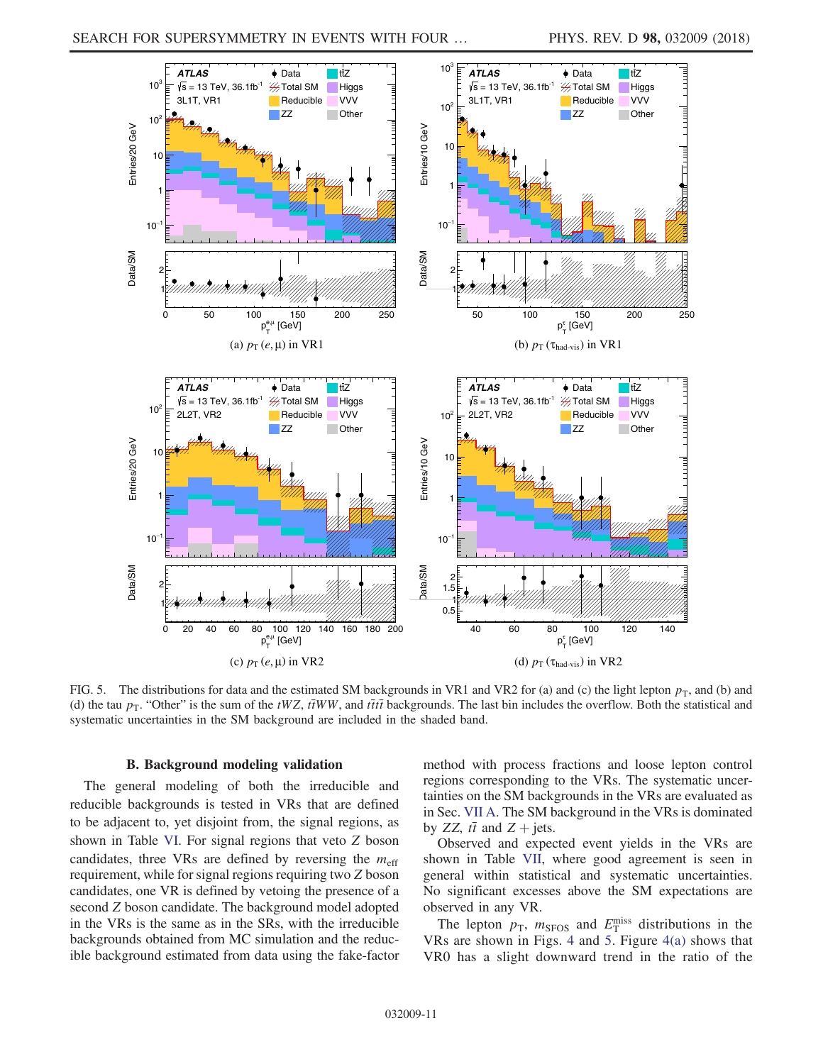ATLAS
$\sqrt{s}$ = 13 TeV, 36.1fb$^{-1}$
3L1T, VR1
Data
Total SM
Reducible
ZZ
ttZ
Higgs
VVV
Other
Entries/20 GeV
Data/SM
$p_T^{e,\mu}$ [GeV]

(a) $p_T\,(e,\mu)$ in VR1

ATLAS
$\sqrt{s}$ = 13 TeV, 36.1fb$^{-1}$
3L1T, VR1
Data
Total SM
Reducible
ZZ
ttZ
Higgs
VVV
Other
Entries/10 GeV
Data/SM
$p_T^{\tau}$ [GeV]

(b) $p_T\,(\tau_{\text{had-vis}})$ in VR1

ATLAS
$\sqrt{s}$ = 13 TeV, 36.1fb$^{-1}$
2L2T, VR2
Data
Total SM
Reducible
ZZ
ttZ
Higgs
VVV
Other
Entries/20 GeV
Data/SM
$p_T^{e,\mu}$ [GeV]

(c) $p_T\,(e,\mu)$ in VR2

ATLAS
$\sqrt{s}$ = 13 TeV, 36.1fb$^{-1}$
2L2T, VR2
Data
Total SM
Reducible
ZZ
ttZ
Higgs
VVV
Other
Entries/10 GeV
Data/SM
$p_T^{\tau}$ [GeV]

(d) $p_T\,(\tau_{\text{had-vis}})$ in VR2

FIG. 5. The distributions for data and the estimated SM backgrounds in VR1 and VR2 for (a) and (c) the light lepton $p_T$, and (b) and (d) the tau $p_T$. "Other" is the sum of the $tWZ$, $t\bar{t}WW$, and $t\bar{t}t\bar{t}$ backgrounds. The last bin includes the overflow. Both the statistical and systematic uncertainties in the SM background are included in the shaded band.

### B. Background modeling validation

The general modeling of both the irreducible and reducible backgrounds is tested in VRs that are defined to be adjacent to, yet disjoint from, the signal regions, as shown in Table VI. For signal regions that veto $Z$ boson candidates, three VRs are defined by reversing the $m_{\text{eff}}$ requirement, while for signal regions requiring two $Z$ boson candidates, one VR is defined by vetoing the presence of a second $Z$ boson candidate. The background model adopted in the VRs is the same as in the SRs, with the irreducible backgrounds obtained from MC simulation and the reducible background estimated from data using the fake-factor method with process fractions and loose lepton control regions corresponding to the VRs. The systematic uncertainties on the SM backgrounds in the VRs are evaluated as in Sec. VII A. The SM background in the VRs is dominated by $ZZ$, $t\bar{t}$ and $Z+$jets.

Observed and expected event yields in the VRs are shown in Table VII, where good agreement is seen in general within statistical and systematic uncertainties. No significant excesses above the SM expectations are observed in any VR.

The lepton $p_T$, $m_{\text{SFOS}}$ and $E_T^{\text{miss}}$ distributions in the VRs are shown in Figs. 4 and 5. Figure 4(a) shows that VR0 has a slight downward trend in the ratio of the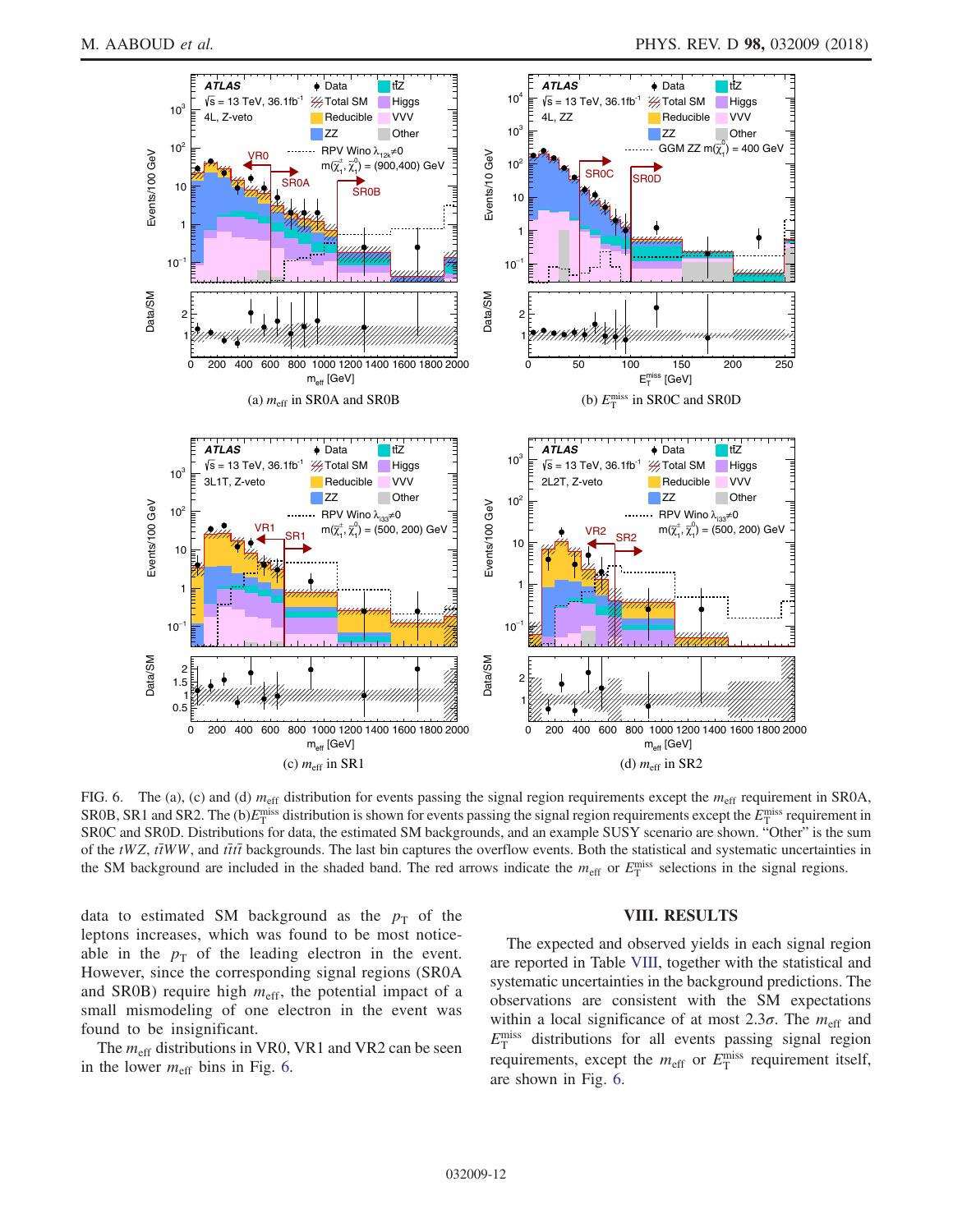ATLAS
$\sqrt{s}$ = 13 TeV, 36.1fb$^{-1}$
4L, Z-veto
Data
Total SM
Reducible
ZZ
$t\bar{t}Z$
Higgs
VVV
Other
RPV Wino $\lambda_{12k}\neq 0$
m($\tilde{\chi}_1^{\pm}$, $\tilde{\chi}_1^0$) = (900,400) GeV
VR0
SR0A
SR0B
Events/100 GeV
Data/SM
$m_{\text{eff}}$ [GeV]

(a) $m_{\text{eff}}$ in SR0A and SR0B

ATLAS
$\sqrt{s}$ = 13 TeV, 36.1fb$^{-1}$
4L, ZZ
Data
Total SM
Reducible
ZZ
$t\bar{t}Z$
Higgs
VVV
Other
GGM ZZ m($\tilde{\chi}_1^0$) = 400 GeV
SR0C
SR0D
Events/10 GeV
Data/SM
$E_{\text{T}}^{\text{miss}}$ [GeV]

(b) $E_{\text{T}}^{\text{miss}}$ in SR0C and SR0D

ATLAS
$\sqrt{s}$ = 13 TeV, 36.1fb$^{-1}$
3L1T, Z-veto
Data
Total SM
Reducible
ZZ
$t\bar{t}Z$
Higgs
VVV
Other
RPV Wino $\lambda_{i33}\neq 0$
m($\tilde{\chi}_1^{\pm}$, $\tilde{\chi}_1^0$) = (500, 200) GeV
VR1
SR1
Events/100 GeV
Data/SM
$m_{\text{eff}}$ [GeV]

(c) $m_{\text{eff}}$ in SR1

ATLAS
$\sqrt{s}$ = 13 TeV, 36.1fb$^{-1}$
2L2T, Z-veto
Data
Total SM
Reducible
ZZ
$t\bar{t}Z$
Higgs
VVV
Other
RPV Wino $\lambda_{i33}\neq 0$
m($\tilde{\chi}_1^{\pm}$, $\tilde{\chi}_1^0$) = (500, 200) GeV
VR2
SR2
Events/100 GeV
Data/SM
$m_{\text{eff}}$ [GeV]

(d) $m_{\text{eff}}$ in SR2

FIG. 6. The (a), (c) and (d) $m_{\text{eff}}$ distribution for events passing the signal region requirements except the $m_{\text{eff}}$ requirement in SR0A, SR0B, SR1 and SR2. The (b) $E_{\text{T}}^{\text{miss}}$ distribution is shown for events passing the signal region requirements except the $E_{\text{T}}^{\text{miss}}$ requirement in SR0C and SR0D. Distributions for data, the estimated SM backgrounds, and an example SUSY scenario are shown. "Other" is the sum of the $tWZ$, $t\bar{t}WW$, and $t\bar{t}t\bar{t}$ backgrounds. The last bin captures the overflow events. Both the statistical and systematic uncertainties in the SM background are included in the shaded band. The red arrows indicate the $m_{\text{eff}}$ or $E_{\text{T}}^{\text{miss}}$ selections in the signal regions.

data to estimated SM background as the $p_{\text{T}}$ of the leptons increases, which was found to be most noticeable in the $p_{\text{T}}$ of the leading electron in the event. However, since the corresponding signal regions (SR0A and SR0B) require high $m_{\text{eff}}$, the potential impact of a small mismodeling of one electron in the event was found to be insignificant.

The $m_{\text{eff}}$ distributions in VR0, VR1 and VR2 can be seen in the lower $m_{\text{eff}}$ bins in Fig. 6.

## VIII. RESULTS

The expected and observed yields in each signal region are reported in Table VIII, together with the statistical and systematic uncertainties in the background predictions. The observations are consistent with the SM expectations within a local significance of at most $2.3\sigma$. The $m_{\text{eff}}$ and $E_{\text{T}}^{\text{miss}}$ distributions for all events passing signal region requirements, except the $m_{\text{eff}}$ or $E_{\text{T}}^{\text{miss}}$ requirement itself, are shown in Fig. 6.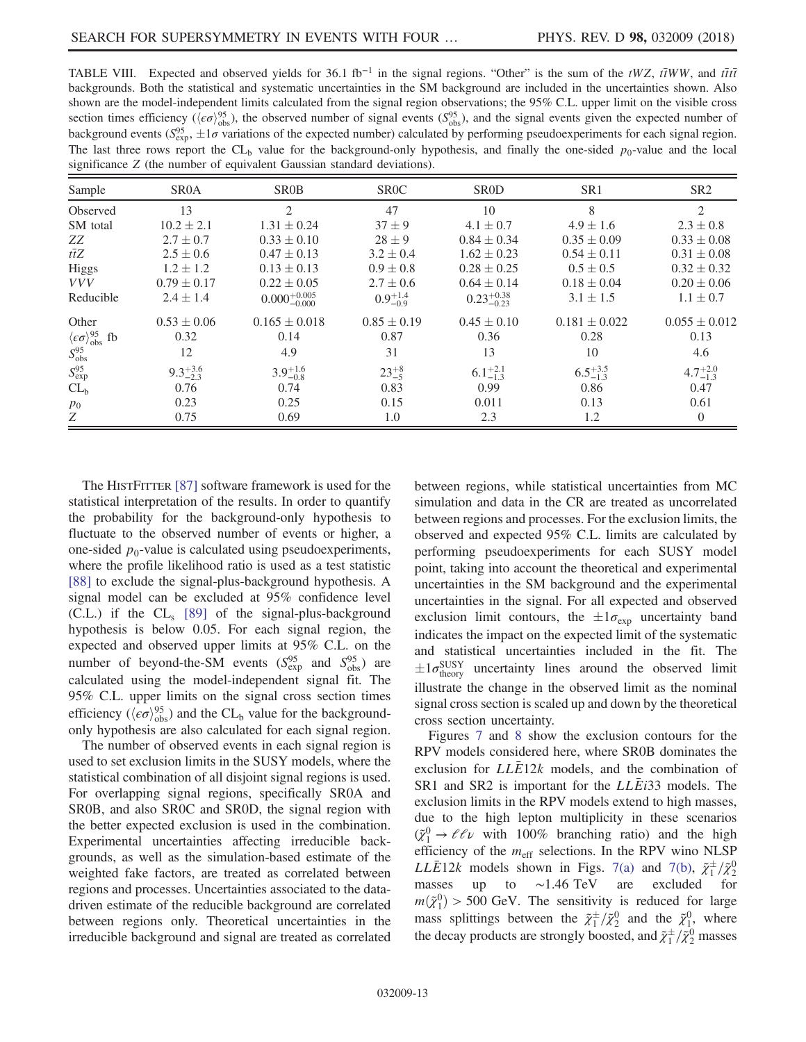TABLE VIII. Expected and observed yields for 36.1 fb$^{-1}$ in the signal regions. "Other" is the sum of the $tWZ$, $t\bar{t}WW$, and $t\bar{t}t\bar{t}$ backgrounds. Both the statistical and systematic uncertainties in the SM background are included in the uncertainties shown. Also shown are the model-independent limits calculated from the signal region observations; the 95% C.L. upper limit on the visible cross section times efficiency ($\langle\epsilon\sigma\rangle^{95}_{\rm obs}$), the observed number of signal events ($S^{95}_{\rm obs}$), and the signal events given the expected number of background events ($S^{95}_{\rm exp}$, $\pm1\sigma$ variations of the expected number) calculated by performing pseudoexperiments for each signal region. The last three rows report the $\mathrm{CL_b}$ value for the background-only hypothesis, and finally the one-sided $p_0$-value and the local significance $Z$ (the number of equivalent Gaussian standard deviations).

| Sample | SR0A | SR0B | SR0C | SR0D | SR1 | SR2 |
|---|---|---|---|---|---|---|
| Observed | 13 | 2 | 47 | 10 | 8 | 2 |
| SM total | $10.2 \pm 2.1$ | $1.31 \pm 0.24$ | $37 \pm 9$ | $4.1 \pm 0.7$ | $4.9 \pm 1.6$ | $2.3 \pm 0.8$ |
| $ZZ$ | $2.7 \pm 0.7$ | $0.33 \pm 0.10$ | $28 \pm 9$ | $0.84 \pm 0.34$ | $0.35 \pm 0.09$ | $0.33 \pm 0.08$ |
| $t\bar{t}Z$ | $2.5 \pm 0.6$ | $0.47 \pm 0.13$ | $3.2 \pm 0.4$ | $1.62 \pm 0.23$ | $0.54 \pm 0.11$ | $0.31 \pm 0.08$ |
| Higgs | $1.2 \pm 1.2$ | $0.13 \pm 0.13$ | $0.9 \pm 0.8$ | $0.28 \pm 0.25$ | $0.5 \pm 0.5$ | $0.32 \pm 0.32$ |
| $VVV$ | $0.79 \pm 0.17$ | $0.22 \pm 0.05$ | $2.7 \pm 0.6$ | $0.64 \pm 0.14$ | $0.18 \pm 0.04$ | $0.20 \pm 0.06$ |
| Reducible | $2.4 \pm 1.4$ | $0.000^{+0.005}_{-0.000}$ | $0.9^{+1.4}_{-0.9}$ | $0.23^{+0.38}_{-0.23}$ | $3.1 \pm 1.5$ | $1.1 \pm 0.7$ |
| Other | $0.53 \pm 0.06$ | $0.165 \pm 0.018$ | $0.85 \pm 0.19$ | $0.45 \pm 0.10$ | $0.181 \pm 0.022$ | $0.055 \pm 0.012$ |
| $\langle\epsilon\sigma\rangle^{95}_{\rm obs}$ fb | 0.32 | 0.14 | 0.87 | 0.36 | 0.28 | 0.13 |
| $S^{95}_{\rm obs}$ | 12 | 4.9 | 31 | 13 | 10 | 4.6 |
| $S^{95}_{\rm exp}$ | $9.3^{+3.6}_{-2.3}$ | $3.9^{+1.6}_{-0.8}$ | $23^{+8}_{-5}$ | $6.1^{+2.1}_{-1.3}$ | $6.5^{+3.5}_{-1.3}$ | $4.7^{+2.0}_{-1.3}$ |
| $\mathrm{CL_b}$ | 0.76 | 0.74 | 0.83 | 0.99 | 0.86 | 0.47 |
| $p_0$ | 0.23 | 0.25 | 0.15 | 0.011 | 0.13 | 0.61 |
| $Z$ | 0.75 | 0.69 | 1.0 | 2.3 | 1.2 | 0 |

The HISTFITTER [87] software framework is used for the statistical interpretation of the results. In order to quantify the probability for the background-only hypothesis to fluctuate to the observed number of events or higher, a one-sided $p_0$-value is calculated using pseudoexperiments, where the profile likelihood ratio is used as a test statistic [88] to exclude the signal-plus-background hypothesis. A signal model can be excluded at 95% confidence level (C.L.) if the $\mathrm{CL_s}$ [89] of the signal-plus-background hypothesis is below 0.05. For each signal region, the expected and observed upper limits at 95% C.L. on the number of beyond-the-SM events ($S^{95}_{\rm exp}$ and $S^{95}_{\rm obs}$) are calculated using the model-independent signal fit. The 95% C.L. upper limits on the signal cross section times efficiency ($\langle\epsilon\sigma\rangle^{95}_{\rm obs}$) and the $\mathrm{CL_b}$ value for the background-only hypothesis are also calculated for each signal region.

The number of observed events in each signal region is used to set exclusion limits in the SUSY models, where the statistical combination of all disjoint signal regions is used. For overlapping signal regions, specifically SR0A and SR0B, and also SR0C and SR0D, the signal region with the better expected exclusion is used in the combination. Experimental uncertainties affecting irreducible backgrounds, as well as the simulation-based estimate of the weighted fake factors, are treated as correlated between regions and processes. Uncertainties associated to the data-driven estimate of the reducible background are correlated between regions only. Theoretical uncertainties in the irreducible background and signal are treated as correlated between regions, while statistical uncertainties from MC simulation and data in the CR are treated as uncorrelated between regions and processes. For the exclusion limits, the observed and expected 95% C.L. limits are calculated by performing pseudoexperiments for each SUSY model point, taking into account the theoretical and experimental uncertainties in the SM background and the experimental uncertainties in the signal. For all expected and observed exclusion limit contours, the $\pm1\sigma_{\rm exp}$ uncertainty band indicates the impact on the expected limit of the systematic and statistical uncertainties included in the fit. The $\pm1\sigma^{\rm SUSY}_{\rm theory}$ uncertainty lines around the observed limit illustrate the change in the observed limit as the nominal signal cross section is scaled up and down by the theoretical cross section uncertainty.

Figures 7 and 8 show the exclusion contours for the RPV models considered here, where SR0B dominates the exclusion for $LL\bar{E}12k$ models, and the combination of SR1 and SR2 is important for the $LL\bar{E}i33$ models. The exclusion limits in the RPV models extend to high masses, due to the high lepton multiplicity in these scenarios ($\tilde{\chi}^0_1 \to \ell\ell\nu$ with 100% branching ratio) and the high efficiency of the $m_{\rm eff}$ selections. In the RPV wino NLSP $LL\bar{E}12k$ models shown in Figs. 7(a) and 7(b), $\tilde{\chi}^\pm_1/\tilde{\chi}^0_2$ masses up to $\sim$1.46 TeV are excluded for $m(\tilde{\chi}^0_1) > 500$ GeV. The sensitivity is reduced for large mass splittings between the $\tilde{\chi}^\pm_1/\tilde{\chi}^0_2$ and the $\tilde{\chi}^0_1$, where the decay products are strongly boosted, and $\tilde{\chi}^\pm_1/\tilde{\chi}^0_2$ masses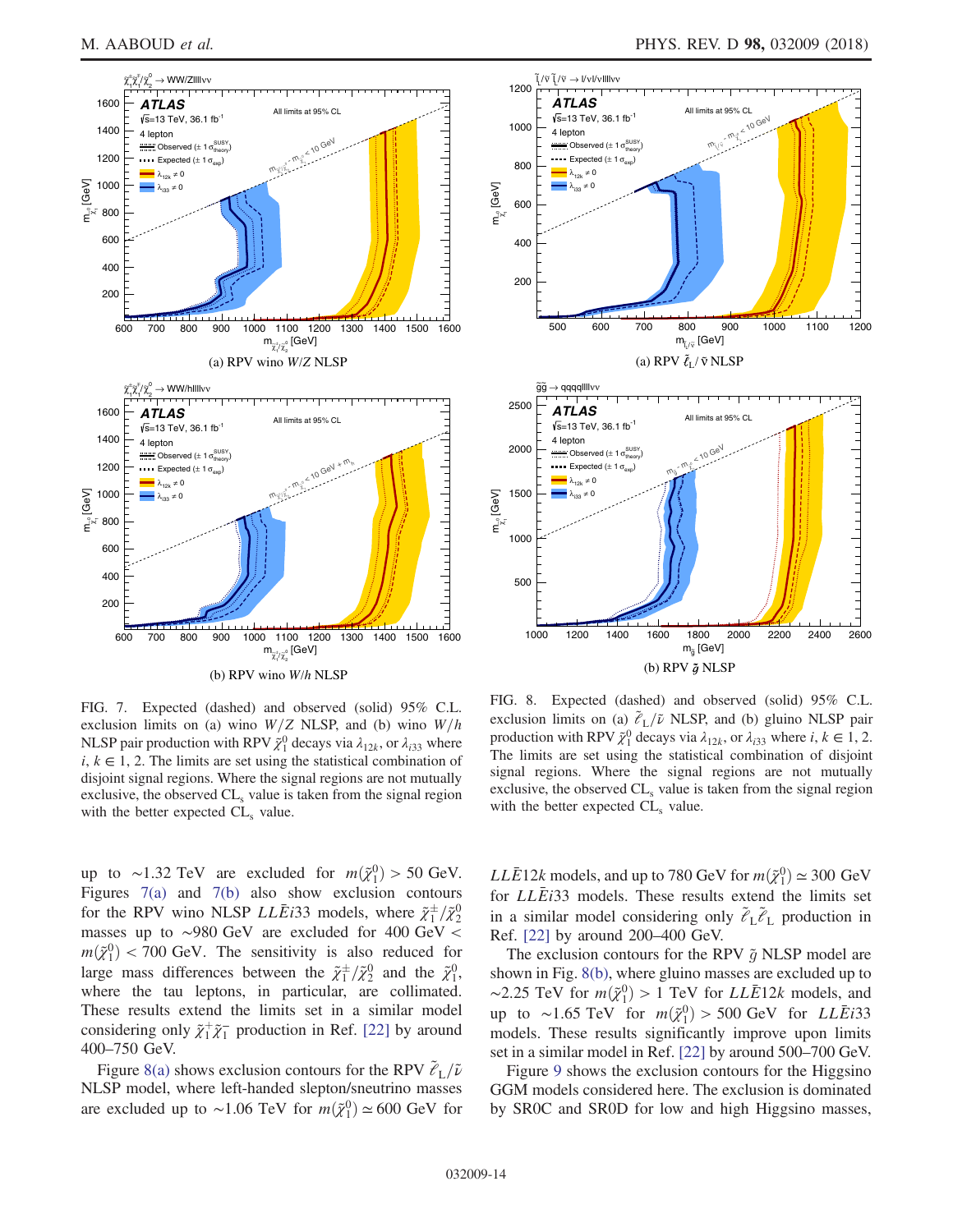$\tilde{\chi}_1^{\pm}\tilde{\chi}_1^{\mp}/\tilde{\chi}_2^0 \rightarrow$ WW/Zllllνν

ATLAS

$\sqrt{s}$=13 TeV, 36.1 fb$^{-1}$

4 lepton

Observed (± 1 $\sigma^{\rm SUSY}_{\rm theory}$)

Expected (± 1 $\sigma_{\rm exp}$)

$\lambda_{12k} \neq 0$

$\lambda_{i33} \neq 0$

All limits at 95% CL

$m_{\tilde{\chi}_1^{\pm}/\tilde{\chi}_2^0} - m_{\tilde{\chi}_1^0} < 10$ GeV

$m_{\tilde{\chi}_1^0}$ [GeV]

$m_{\tilde{\chi}_1^{\pm}/\tilde{\chi}_2^0}$ [GeV]

(a) RPV wino $W/Z$ NLSP

$\tilde{\chi}_1^{\pm}\tilde{\chi}_1^{\mp}/\tilde{\chi}_2^0 \rightarrow$ WW/hllllνν

ATLAS

$\sqrt{s}$=13 TeV, 36.1 fb$^{-1}$

4 lepton

Observed (± 1 $\sigma^{\rm SUSY}_{\rm theory}$)

Expected (± 1 $\sigma_{\rm exp}$)

$\lambda_{12k} \neq 0$

$\lambda_{i33} \neq 0$

All limits at 95% CL

$m_{\tilde{\chi}_1^{\pm}/\tilde{\chi}_2^0} - m_{\tilde{\chi}_1^0} < 10$ GeV + $m_h$

$m_{\tilde{\chi}_1^0}$ [GeV]

$m_{\tilde{\chi}_1^{\pm}/\tilde{\chi}_2^0}$ [GeV]

(b) RPV wino $W/h$ NLSP

FIG. 7. Expected (dashed) and observed (solid) 95% C.L. exclusion limits on (a) wino $W/Z$ NLSP, and (b) wino $W/h$ NLSP pair production with RPV $\tilde{\chi}_1^0$ decays via $\lambda_{12k}$, or $\lambda_{i33}$ where $i, k \in 1, 2$. The limits are set using the statistical combination of disjoint signal regions. Where the signal regions are not mutually exclusive, the observed $\mathrm{CL_s}$ value is taken from the signal region with the better expected $\mathrm{CL_s}$ value.

$\tilde{l}/\tilde{\nu}\,\tilde{l}/\tilde{\nu} \rightarrow$ l/νl/νllllνν

ATLAS

$\sqrt{s}$=13 TeV, 36.1 fb$^{-1}$

4 lepton

Observed (± 1 $\sigma^{\rm SUSY}_{\rm theory}$)

Expected (± 1 $\sigma_{\rm exp}$)

$\lambda_{12k} \neq 0$

$\lambda_{i33} \neq 0$

All limits at 95% CL

$m_{\tilde{l}/\tilde{\nu}} - m_{\tilde{\chi}_1^0} < 10$ GeV

$m_{\tilde{\chi}_1^0}$ [GeV]

$m_{\tilde{l}_L/\tilde{\nu}}$ [GeV]

(a) RPV $\tilde{\ell}_L/\tilde{\nu}$ NLSP

$\tilde{g}\tilde{g} \rightarrow$ qqqqllllνν

ATLAS

$\sqrt{s}$=13 TeV, 36.1 fb$^{-1}$

4 lepton

Observed (± 1 $\sigma^{\rm SUSY}_{\rm theory}$)

Expected (± 1 $\sigma_{\rm exp}$)

$\lambda_{12k} \neq 0$

$\lambda_{i33} \neq 0$

All limits at 95% CL

$m_{\tilde{g}} - m_{\tilde{\chi}_1^0} < 10$ GeV

$m_{\tilde{\chi}_1^0}$ [GeV]

$m_{\tilde{g}}$ [GeV]

(b) RPV $\tilde{g}$ NLSP

FIG. 8. Expected (dashed) and observed (solid) 95% C.L. exclusion limits on (a) $\tilde{\ell}_L/\tilde{\nu}$ NLSP, and (b) gluino NLSP pair production with RPV $\tilde{\chi}_1^0$ decays via $\lambda_{12k}$, or $\lambda_{i33}$ where $i, k \in 1, 2$. The limits are set using the statistical combination of disjoint signal regions. Where the signal regions are not mutually exclusive, the observed $\mathrm{CL_s}$ value is taken from the signal region with the better expected $\mathrm{CL_s}$ value.

up to ~1.32 TeV are excluded for $m(\tilde{\chi}_1^0) > 50$ GeV. Figures 7(a) and 7(b) also show exclusion contours for the RPV wino NLSP $LL\bar{E}i33$ models, where $\tilde{\chi}_1^{\pm}/\tilde{\chi}_2^0$ masses up to ~980 GeV are excluded for 400 GeV $< m(\tilde{\chi}_1^0) <$ 700 GeV. The sensitivity is also reduced for large mass differences between the $\tilde{\chi}_1^{\pm}/\tilde{\chi}_2^0$ and the $\tilde{\chi}_1^0$, where the tau leptons, in particular, are collimated. These results extend the limits set in a similar model considering only $\tilde{\chi}_1^{+}\tilde{\chi}_1^{-}$ production in Ref. [22] by around 400–750 GeV.

Figure 8(a) shows exclusion contours for the RPV $\tilde{\ell}_L/\tilde{\nu}$ NLSP model, where left-handed slepton/sneutrino masses are excluded up to ~1.06 TeV for $m(\tilde{\chi}_1^0) \simeq 600$ GeV for $LL\bar{E}12k$ models, and up to 780 GeV for $m(\tilde{\chi}_1^0) \simeq 300$ GeV for $LL\bar{E}i33$ models. These results extend the limits set in a similar model considering only $\tilde{\ell}_L\tilde{\ell}_L$ production in Ref. [22] by around 200–400 GeV.

The exclusion contours for the RPV $\tilde{g}$ NLSP model are shown in Fig. 8(b), where gluino masses are excluded up to ~2.25 TeV for $m(\tilde{\chi}_1^0) > 1$ TeV for $LL\bar{E}12k$ models, and up to ~1.65 TeV for $m(\tilde{\chi}_1^0) > 500$ GeV for $LL\bar{E}i33$ models. These results significantly improve upon limits set in a similar model in Ref. [22] by around 500–700 GeV.

Figure 9 shows the exclusion contours for the Higgsino GGM models considered here. The exclusion is dominated by SR0C and SR0D for low and high Higgsino masses,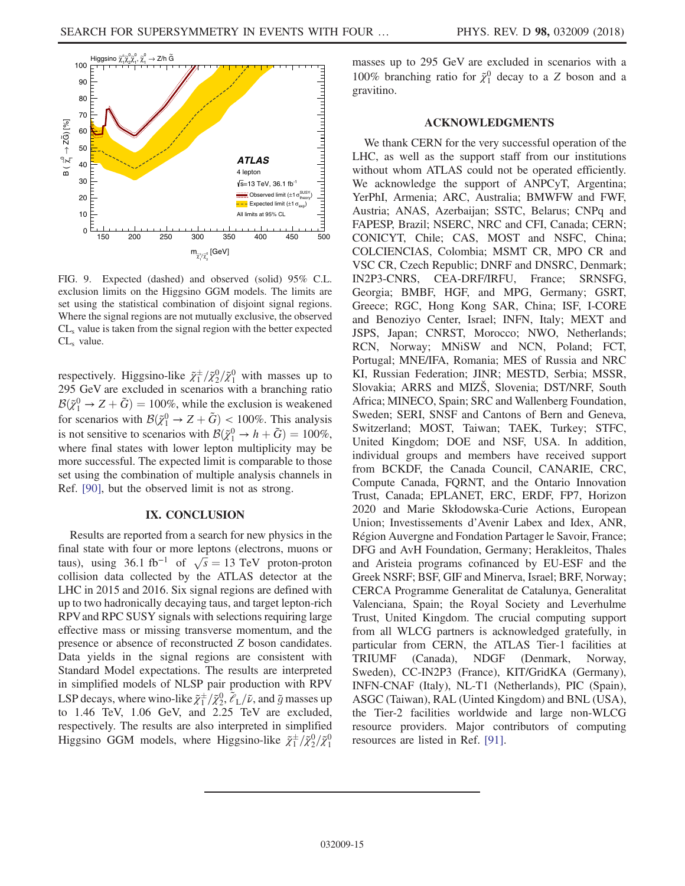Higgsino $\tilde{\chi}_1^{\pm}\tilde{\chi}_2^0\tilde{\chi}_1^0$, $\tilde{\chi}_1^0 \rightarrow Z/h\,\tilde{G}$

100
90
80
70
60
50
40
30
20
10
0

$B(\tilde{\chi}_1^0 \rightarrow Z\tilde{G})$ [%]

150 200 250 300 350 400 450 500

$m_{\tilde{\chi}_1^{\pm}/\tilde{\chi}_2^0}$ [GeV]

**ATLAS**
4 lepton
$\sqrt{s}$=13 TeV, 36.1 fb$^{-1}$
Observed limit ($\pm 1\,\sigma_{\rm theory}^{\rm SUSY}$)
Expected limit ($\pm 1\,\sigma_{\rm exp}$)
All limits at 95% CL

FIG. 9. Expected (dashed) and observed (solid) 95% C.L. exclusion limits on the Higgsino GGM models. The limits are set using the statistical combination of disjoint signal regions. Where the signal regions are not mutually exclusive, the observed $\mathrm{CL_s}$ value is taken from the signal region with the better expected $\mathrm{CL_s}$ value.

respectively. Higgsino-like $\tilde{\chi}_1^{\pm}/\tilde{\chi}_2^0/\tilde{\chi}_1^0$ with masses up to 295 GeV are excluded in scenarios with a branching ratio $\mathcal{B}(\tilde{\chi}_1^0 \rightarrow Z + \tilde{G}) = 100\%$, while the exclusion is weakened for scenarios with $\mathcal{B}(\tilde{\chi}_1^0 \rightarrow Z + \tilde{G}) < 100\%$. This analysis is not sensitive to scenarios with $\mathcal{B}(\tilde{\chi}_1^0 \rightarrow h + \tilde{G}) = 100\%$, where final states with lower lepton multiplicity may be more successful. The expected limit is comparable to those set using the combination of multiple analysis channels in Ref. [90], but the observed limit is not as strong.

## IX. CONCLUSION

Results are reported from a search for new physics in the final state with four or more leptons (electrons, muons or taus), using 36.1 fb$^{-1}$ of $\sqrt{s} = 13$ TeV proton-proton collision data collected by the ATLAS detector at the LHC in 2015 and 2016. Six signal regions are defined with up to two hadronically decaying taus, and target lepton-rich RPV and RPC SUSY signals with selections requiring large effective mass or missing transverse momentum, and the presence or absence of reconstructed $Z$ boson candidates. Data yields in the signal regions are consistent with Standard Model expectations. The results are interpreted in simplified models of NLSP pair production with RPV LSP decays, where wino-like $\tilde{\chi}_1^{\pm}/\tilde{\chi}_2^0$, $\tilde{\ell}_L/\tilde{\nu}$, and $\tilde{g}$ masses up to 1.46 TeV, 1.06 GeV, and 2.25 TeV are excluded, respectively. The results are also interpreted in simplified Higgsino GGM models, where Higgsino-like $\tilde{\chi}_1^{\pm}/\tilde{\chi}_2^0/\tilde{\chi}_1^0$ masses up to 295 GeV are excluded in scenarios with a 100% branching ratio for $\tilde{\chi}_1^0$ decay to a $Z$ boson and a gravitino.

## ACKNOWLEDGMENTS

We thank CERN for the very successful operation of the LHC, as well as the support staff from our institutions without whom ATLAS could not be operated efficiently. We acknowledge the support of ANPCyT, Argentina; YerPhI, Armenia; ARC, Australia; BMWFW and FWF, Austria; ANAS, Azerbaijan; SSTC, Belarus; CNPq and FAPESP, Brazil; NSERC, NRC and CFI, Canada; CERN; CONICYT, Chile; CAS, MOST and NSFC, China; COLCIENCIAS, Colombia; MSMT CR, MPO CR and VSC CR, Czech Republic; DNRF and DNSRC, Denmark; IN2P3-CNRS, CEA-DRF/IRFU, France; SRNSFG, Georgia; BMBF, HGF, and MPG, Germany; GSRT, Greece; RGC, Hong Kong SAR, China; ISF, I-CORE and Benoziyo Center, Israel; INFN, Italy; MEXT and JSPS, Japan; CNRST, Morocco; NWO, Netherlands; RCN, Norway; MNiSW and NCN, Poland; FCT, Portugal; MNE/IFA, Romania; MES of Russia and NRC KI, Russian Federation; JINR; MESTD, Serbia; MSSR, Slovakia; ARRS and MIZŠ, Slovenia; DST/NRF, South Africa; MINECO, Spain; SRC and Wallenberg Foundation, Sweden; SERI, SNSF and Cantons of Bern and Geneva, Switzerland; MOST, Taiwan; TAEK, Turkey; STFC, United Kingdom; DOE and NSF, USA. In addition, individual groups and members have received support from BCKDF, the Canada Council, CANARIE, CRC, Compute Canada, FQRNT, and the Ontario Innovation Trust, Canada; EPLANET, ERC, ERDF, FP7, Horizon 2020 and Marie Skłodowska-Curie Actions, European Union; Investissements d'Avenir Labex and Idex, ANR, Région Auvergne and Fondation Partager le Savoir, France; DFG and AvH Foundation, Germany; Herakleitos, Thales and Aristeia programs cofinanced by EU-ESF and the Greek NSRF; BSF, GIF and Minerva, Israel; BRF, Norway; CERCA Programme Generalitat de Catalunya, Generalitat Valenciana, Spain; the Royal Society and Leverhulme Trust, United Kingdom. The crucial computing support from all WLCG partners is acknowledged gratefully, in particular from CERN, the ATLAS Tier-1 facilities at TRIUMF (Canada), NDGF (Denmark, Norway, Sweden), CC-IN2P3 (France), KIT/GridKA (Germany), INFN-CNAF (Italy), NL-T1 (Netherlands), PIC (Spain), ASGC (Taiwan), RAL (Uinted Kingdom) and BNL (USA), the Tier-2 facilities worldwide and large non-WLCG resource providers. Major contributors of computing resources are listed in Ref. [91].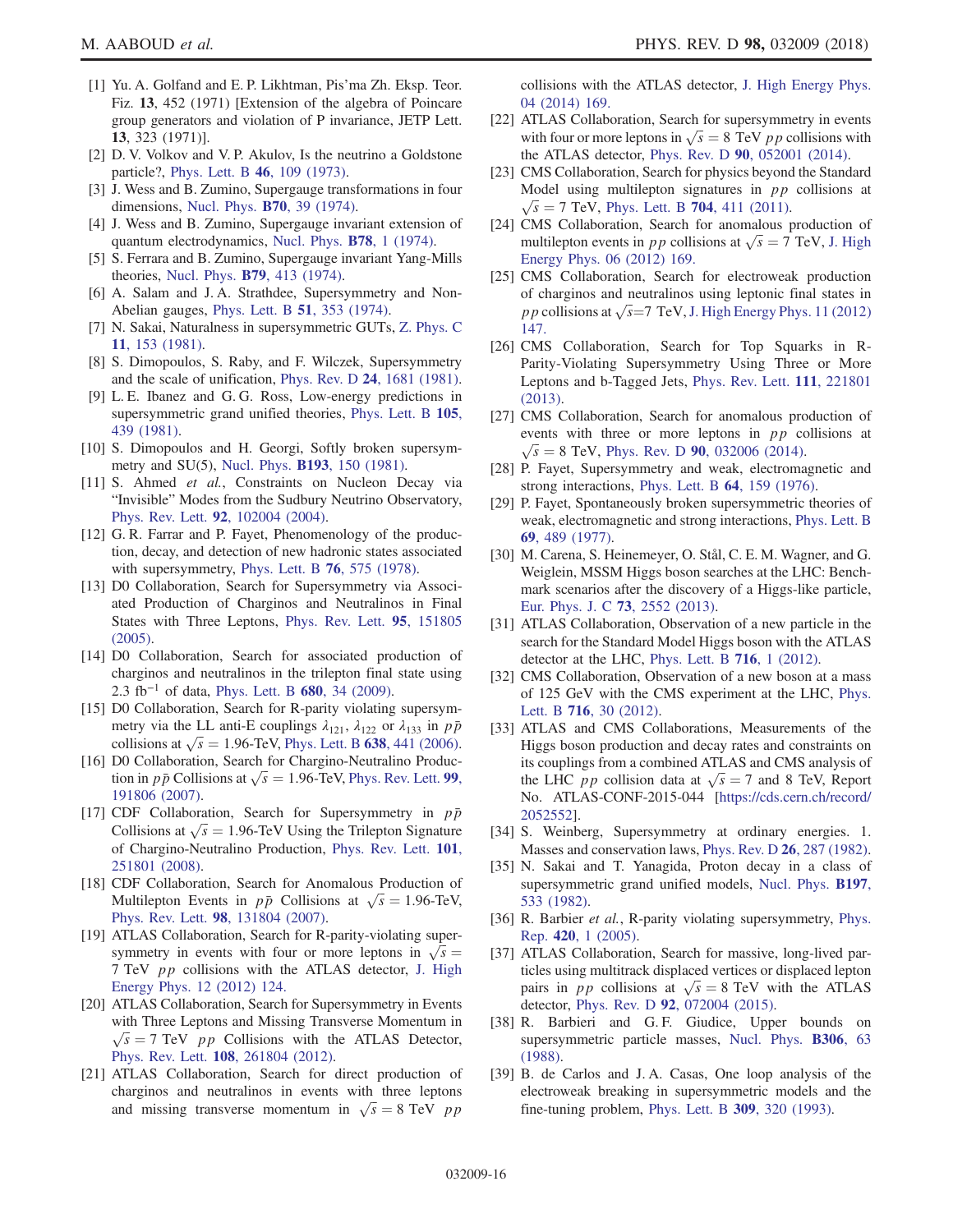[1] Yu. A. Golfand and E. P. Likhtman, Pis'ma Zh. Eksp. Teor. Fiz. **13**, 452 (1971) [Extension of the algebra of Poincare group generators and violation of P invariance, JETP Lett. **13**, 323 (1971)].

[2] D. V. Volkov and V. P. Akulov, Is the neutrino a Goldstone particle?, Phys. Lett. B **46**, 109 (1973).

[3] J. Wess and B. Zumino, Supergauge transformations in four dimensions, Nucl. Phys. **B70**, 39 (1974).

[4] J. Wess and B. Zumino, Supergauge invariant extension of quantum electrodynamics, Nucl. Phys. **B78**, 1 (1974).

[5] S. Ferrara and B. Zumino, Supergauge invariant Yang-Mills theories, Nucl. Phys. **B79**, 413 (1974).

[6] A. Salam and J. A. Strathdee, Supersymmetry and Non-Abelian gauges, Phys. Lett. B **51**, 353 (1974).

[7] N. Sakai, Naturalness in supersymmetric GUTs, Z. Phys. C **11**, 153 (1981).

[8] S. Dimopoulos, S. Raby, and F. Wilczek, Supersymmetry and the scale of unification, Phys. Rev. D **24**, 1681 (1981).

[9] L. E. Ibanez and G. G. Ross, Low-energy predictions in supersymmetric grand unified theories, Phys. Lett. B **105**, 439 (1981).

[10] S. Dimopoulos and H. Georgi, Softly broken supersymmetry and SU(5), Nucl. Phys. **B193**, 150 (1981).

[11] S. Ahmed *et al.*, Constraints on Nucleon Decay via "Invisible" Modes from the Sudbury Neutrino Observatory, Phys. Rev. Lett. **92**, 102004 (2004).

[12] G. R. Farrar and P. Fayet, Phenomenology of the production, decay, and detection of new hadronic states associated with supersymmetry, Phys. Lett. B **76**, 575 (1978).

[13] D0 Collaboration, Search for Supersymmetry via Associated Production of Charginos and Neutralinos in Final States with Three Leptons, Phys. Rev. Lett. **95**, 151805 (2005).

[14] D0 Collaboration, Search for associated production of charginos and neutralinos in the trilepton final state using 2.3 $\mathrm{fb}^{-1}$ of data, Phys. Lett. B **680**, 34 (2009).

[15] D0 Collaboration, Search for R-parity violating supersymmetry via the LL anti-E couplings $\lambda_{121}$, $\lambda_{122}$ or $\lambda_{133}$ in $p\bar{p}$ collisions at $\sqrt{s} = 1.96$-TeV, Phys. Lett. B **638**, 441 (2006).

[16] D0 Collaboration, Search for Chargino-Neutralino Production in $p\bar{p}$ Collisions at $\sqrt{s} = 1.96$-TeV, Phys. Rev. Lett. **99**, 191806 (2007).

[17] CDF Collaboration, Search for Supersymmetry in $p\bar{p}$ Collisions at $\sqrt{s} = 1.96$-TeV Using the Trilepton Signature of Chargino-Neutralino Production, Phys. Rev. Lett. **101**, 251801 (2008).

[18] CDF Collaboration, Search for Anomalous Production of Multilepton Events in $p\bar{p}$ Collisions at $\sqrt{s} = 1.96$-TeV, Phys. Rev. Lett. **98**, 131804 (2007).

[19] ATLAS Collaboration, Search for R-parity-violating supersymmetry in events with four or more leptons in $\sqrt{s} = 7$ TeV $pp$ collisions with the ATLAS detector, J. High Energy Phys. 12 (2012) 124.

[20] ATLAS Collaboration, Search for Supersymmetry in Events with Three Leptons and Missing Transverse Momentum in $\sqrt{s} = 7$ TeV $pp$ Collisions with the ATLAS Detector, Phys. Rev. Lett. **108**, 261804 (2012).

[21] ATLAS Collaboration, Search for direct production of charginos and neutralinos in events with three leptons and missing transverse momentum in $\sqrt{s} = 8$ TeV $pp$ collisions with the ATLAS detector, J. High Energy Phys. 04 (2014) 169.

[22] ATLAS Collaboration, Search for supersymmetry in events with four or more leptons in $\sqrt{s} = 8$ TeV $pp$ collisions with the ATLAS detector, Phys. Rev. D **90**, 052001 (2014).

[23] CMS Collaboration, Search for physics beyond the Standard Model using multilepton signatures in $pp$ collisions at $\sqrt{s} = 7$ TeV, Phys. Lett. B **704**, 411 (2011).

[24] CMS Collaboration, Search for anomalous production of multilepton events in $pp$ collisions at $\sqrt{s} = 7$ TeV, J. High Energy Phys. 06 (2012) 169.

[25] CMS Collaboration, Search for electroweak production of charginos and neutralinos using leptonic final states in $pp$ collisions at $\sqrt{s}=7$ TeV, J. High Energy Phys. 11 (2012) 147.

[26] CMS Collaboration, Search for Top Squarks in R-Parity-Violating Supersymmetry Using Three or More Leptons and b-Tagged Jets, Phys. Rev. Lett. **111**, 221801 (2013).

[27] CMS Collaboration, Search for anomalous production of events with three or more leptons in $pp$ collisions at $\sqrt{s} = 8$ TeV, Phys. Rev. D **90**, 032006 (2014).

[28] P. Fayet, Supersymmetry and weak, electromagnetic and strong interactions, Phys. Lett. B **64**, 159 (1976).

[29] P. Fayet, Spontaneously broken supersymmetric theories of weak, electromagnetic and strong interactions, Phys. Lett. B **69**, 489 (1977).

[30] M. Carena, S. Heinemeyer, O. Stål, C. E. M. Wagner, and G. Weiglein, MSSM Higgs boson searches at the LHC: Benchmark scenarios after the discovery of a Higgs-like particle, Eur. Phys. J. C **73**, 2552 (2013).

[31] ATLAS Collaboration, Observation of a new particle in the search for the Standard Model Higgs boson with the ATLAS detector at the LHC, Phys. Lett. B **716**, 1 (2012).

[32] CMS Collaboration, Observation of a new boson at a mass of 125 GeV with the CMS experiment at the LHC, Phys. Lett. B **716**, 30 (2012).

[33] ATLAS and CMS Collaborations, Measurements of the Higgs boson production and decay rates and constraints on its couplings from a combined ATLAS and CMS analysis of the LHC $pp$ collision data at $\sqrt{s} = 7$ and 8 TeV, Report No. ATLAS-CONF-2015-044 [https://cds.cern.ch/record/2052552].

[34] S. Weinberg, Supersymmetry at ordinary energies. 1. Masses and conservation laws, Phys. Rev. D **26**, 287 (1982).

[35] N. Sakai and T. Yanagida, Proton decay in a class of supersymmetric grand unified models, Nucl. Phys. **B197**, 533 (1982).

[36] R. Barbier *et al.*, R-parity violating supersymmetry, Phys. Rep. **420**, 1 (2005).

[37] ATLAS Collaboration, Search for massive, long-lived particles using multitrack displaced vertices or displaced lepton pairs in $pp$ collisions at $\sqrt{s} = 8$ TeV with the ATLAS detector, Phys. Rev. D **92**, 072004 (2015).

[38] R. Barbieri and G. F. Giudice, Upper bounds on supersymmetric particle masses, Nucl. Phys. **B306**, 63 (1988).

[39] B. de Carlos and J. A. Casas, One loop analysis of the electroweak breaking in supersymmetric models and the fine-tuning problem, Phys. Lett. B **309**, 320 (1993).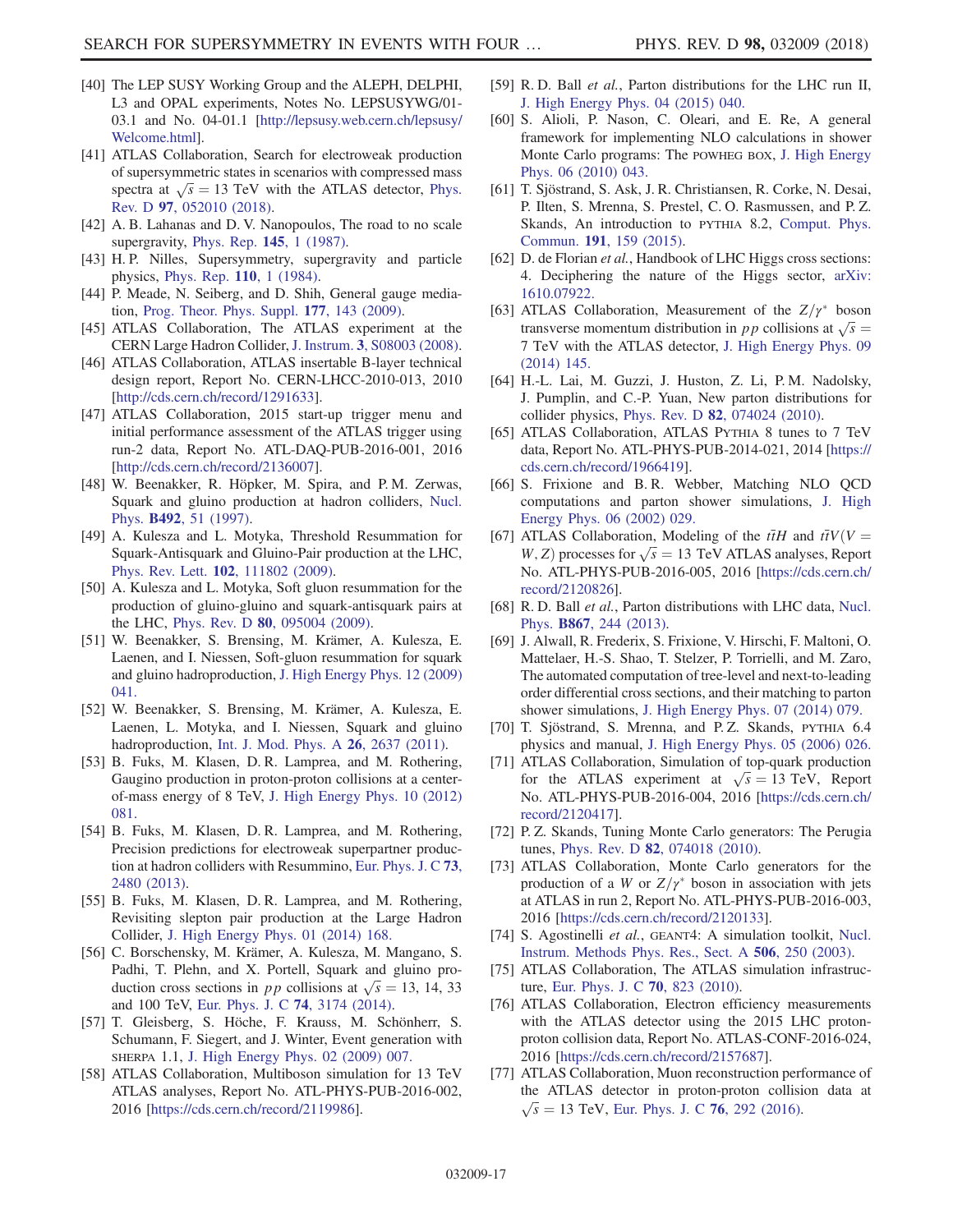[40] The LEP SUSY Working Group and the ALEPH, DELPHI, L3 and OPAL experiments, Notes No. LEPSUSYWG/01-03.1 and No. 04-01.1 [http://lepsusy.web.cern.ch/lepsusy/Welcome.html].

[41] ATLAS Collaboration, Search for electroweak production of supersymmetric states in scenarios with compressed mass spectra at $\sqrt{s} = 13$ TeV with the ATLAS detector, Phys. Rev. D **97**, 052010 (2018).

[42] A. B. Lahanas and D. V. Nanopoulos, The road to no scale supergravity, Phys. Rep. **145**, 1 (1987).

[43] H. P. Nilles, Supersymmetry, supergravity and particle physics, Phys. Rep. **110**, 1 (1984).

[44] P. Meade, N. Seiberg, and D. Shih, General gauge mediation, Prog. Theor. Phys. Suppl. **177**, 143 (2009).

[45] ATLAS Collaboration, The ATLAS experiment at the CERN Large Hadron Collider, J. Instrum. **3**, S08003 (2008).

[46] ATLAS Collaboration, ATLAS insertable B-layer technical design report, Report No. CERN-LHCC-2010-013, 2010 [http://cds.cern.ch/record/1291633].

[47] ATLAS Collaboration, 2015 start-up trigger menu and initial performance assessment of the ATLAS trigger using run-2 data, Report No. ATL-DAQ-PUB-2016-001, 2016 [http://cds.cern.ch/record/2136007].

[48] W. Beenakker, R. Höpker, M. Spira, and P. M. Zerwas, Squark and gluino production at hadron colliders, Nucl. Phys. **B492**, 51 (1997).

[49] A. Kulesza and L. Motyka, Threshold Resummation for Squark-Antisquark and Gluino-Pair production at the LHC, Phys. Rev. Lett. **102**, 111802 (2009).

[50] A. Kulesza and L. Motyka, Soft gluon resummation for the production of gluino-gluino and squark-antisquark pairs at the LHC, Phys. Rev. D **80**, 095004 (2009).

[51] W. Beenakker, S. Brensing, M. Krämer, A. Kulesza, E. Laenen, and I. Niessen, Soft-gluon resummation for squark and gluino hadroproduction, J. High Energy Phys. 12 (2009) 041.

[52] W. Beenakker, S. Brensing, M. Krämer, A. Kulesza, E. Laenen, L. Motyka, and I. Niessen, Squark and gluino hadroproduction, Int. J. Mod. Phys. A **26**, 2637 (2011).

[53] B. Fuks, M. Klasen, D. R. Lamprea, and M. Rothering, Gaugino production in proton-proton collisions at a center-of-mass energy of 8 TeV, J. High Energy Phys. 10 (2012) 081.

[54] B. Fuks, M. Klasen, D. R. Lamprea, and M. Rothering, Precision predictions for electroweak superpartner production at hadron colliders with Resummino, Eur. Phys. J. C **73**, 2480 (2013).

[55] B. Fuks, M. Klasen, D. R. Lamprea, and M. Rothering, Revisiting slepton pair production at the Large Hadron Collider, J. High Energy Phys. 01 (2014) 168.

[56] C. Borschensky, M. Krämer, A. Kulesza, M. Mangano, S. Padhi, T. Plehn, and X. Portell, Squark and gluino production cross sections in $pp$ collisions at $\sqrt{s} = 13$, 14, 33 and 100 TeV, Eur. Phys. J. C **74**, 3174 (2014).

[57] T. Gleisberg, S. Höche, F. Krauss, M. Schönherr, S. Schumann, F. Siegert, and J. Winter, Event generation with SHERPA 1.1, J. High Energy Phys. 02 (2009) 007.

[58] ATLAS Collaboration, Multiboson simulation for 13 TeV ATLAS analyses, Report No. ATL-PHYS-PUB-2016-002, 2016 [https://cds.cern.ch/record/2119986].

[59] R. D. Ball *et al.*, Parton distributions for the LHC run II, J. High Energy Phys. 04 (2015) 040.

[60] S. Alioli, P. Nason, C. Oleari, and E. Re, A general framework for implementing NLO calculations in shower Monte Carlo programs: The POWHEG BOX, J. High Energy Phys. 06 (2010) 043.

[61] T. Sjöstrand, S. Ask, J. R. Christiansen, R. Corke, N. Desai, P. Ilten, S. Mrenna, S. Prestel, C. O. Rasmussen, and P. Z. Skands, An introduction to PYTHIA 8.2, Comput. Phys. Commun. **191**, 159 (2015).

[62] D. de Florian *et al.*, Handbook of LHC Higgs cross sections: 4. Deciphering the nature of the Higgs sector, arXiv:1610.07922.

[63] ATLAS Collaboration, Measurement of the $Z/\gamma^*$ boson transverse momentum distribution in $pp$ collisions at $\sqrt{s} = 7$ TeV with the ATLAS detector, J. High Energy Phys. 09 (2014) 145.

[64] H.-L. Lai, M. Guzzi, J. Huston, Z. Li, P. M. Nadolsky, J. Pumplin, and C.-P. Yuan, New parton distributions for collider physics, Phys. Rev. D **82**, 074024 (2010).

[65] ATLAS Collaboration, ATLAS PYTHIA 8 tunes to 7 TeV data, Report No. ATL-PHYS-PUB-2014-021, 2014 [https://cds.cern.ch/record/1966419].

[66] S. Frixione and B. R. Webber, Matching NLO QCD computations and parton shower simulations, J. High Energy Phys. 06 (2002) 029.

[67] ATLAS Collaboration, Modeling of the $t\bar{t}H$ and $t\bar{t}V(V = W, Z)$ processes for $\sqrt{s} = 13$ TeV ATLAS analyses, Report No. ATL-PHYS-PUB-2016-005, 2016 [https://cds.cern.ch/record/2120826].

[68] R. D. Ball *et al.*, Parton distributions with LHC data, Nucl. Phys. **B867**, 244 (2013).

[69] J. Alwall, R. Frederix, S. Frixione, V. Hirschi, F. Maltoni, O. Mattelaer, H.-S. Shao, T. Stelzer, P. Torrielli, and M. Zaro, The automated computation of tree-level and next-to-leading order differential cross sections, and their matching to parton shower simulations, J. High Energy Phys. 07 (2014) 079.

[70] T. Sjöstrand, S. Mrenna, and P. Z. Skands, PYTHIA 6.4 physics and manual, J. High Energy Phys. 05 (2006) 026.

[71] ATLAS Collaboration, Simulation of top-quark production for the ATLAS experiment at $\sqrt{s} = 13$ TeV, Report No. ATL-PHYS-PUB-2016-004, 2016 [https://cds.cern.ch/record/2120417].

[72] P. Z. Skands, Tuning Monte Carlo generators: The Perugia tunes, Phys. Rev. D **82**, 074018 (2010).

[73] ATLAS Collaboration, Monte Carlo generators for the production of a $W$ or $Z/\gamma^*$ boson in association with jets at ATLAS in run 2, Report No. ATL-PHYS-PUB-2016-003, 2016 [https://cds.cern.ch/record/2120133].

[74] S. Agostinelli *et al.*, GEANT4: A simulation toolkit, Nucl. Instrum. Methods Phys. Res., Sect. A **506**, 250 (2003).

[75] ATLAS Collaboration, The ATLAS simulation infrastructure, Eur. Phys. J. C **70**, 823 (2010).

[76] ATLAS Collaboration, Electron efficiency measurements with the ATLAS detector using the 2015 LHC proton-proton collision data, Report No. ATLAS-CONF-2016-024, 2016 [https://cds.cern.ch/record/2157687].

[77] ATLAS Collaboration, Muon reconstruction performance of the ATLAS detector in proton-proton collision data at $\sqrt{s} = 13$ TeV, Eur. Phys. J. C **76**, 292 (2016).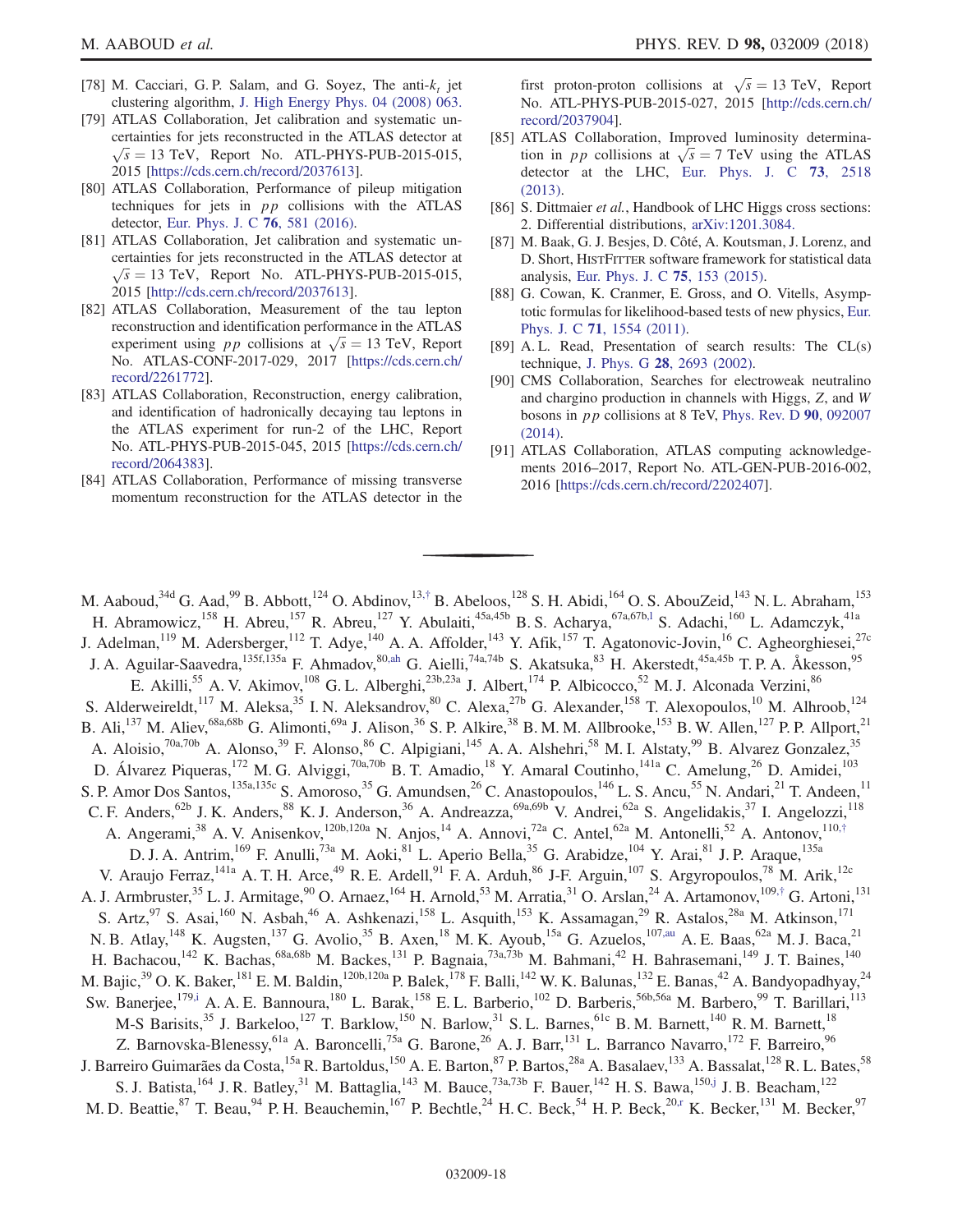[78] M. Cacciari, G. P. Salam, and G. Soyez, The anti-$k_t$ jet clustering algorithm, J. High Energy Phys. 04 (2008) 063.

[79] ATLAS Collaboration, Jet calibration and systematic uncertainties for jets reconstructed in the ATLAS detector at $\sqrt{s} = 13$ TeV, Report No. ATL-PHYS-PUB-2015-015, 2015 [https://cds.cern.ch/record/2037613].

[80] ATLAS Collaboration, Performance of pileup mitigation techniques for jets in $pp$ collisions with the ATLAS detector, Eur. Phys. J. C **76**, 581 (2016).

[81] ATLAS Collaboration, Jet calibration and systematic uncertainties for jets reconstructed in the ATLAS detector at $\sqrt{s} = 13$ TeV, Report No. ATL-PHYS-PUB-2015-015, 2015 [http://cds.cern.ch/record/2037613].

[82] ATLAS Collaboration, Measurement of the tau lepton reconstruction and identification performance in the ATLAS experiment using $pp$ collisions at $\sqrt{s} = 13$ TeV, Report No. ATLAS-CONF-2017-029, 2017 [https://cds.cern.ch/record/2261772].

[83] ATLAS Collaboration, Reconstruction, energy calibration, and identification of hadronically decaying tau leptons in the ATLAS experiment for run-2 of the LHC, Report No. ATL-PHYS-PUB-2015-045, 2015 [https://cds.cern.ch/record/2064383].

[84] ATLAS Collaboration, Performance of missing transverse momentum reconstruction for the ATLAS detector in the first proton-proton collisions at $\sqrt{s} = 13$ TeV, Report No. ATL-PHYS-PUB-2015-027, 2015 [http://cds.cern.ch/record/2037904].

[85] ATLAS Collaboration, Improved luminosity determination in $pp$ collisions at $\sqrt{s} = 7$ TeV using the ATLAS detector at the LHC, Eur. Phys. J. C **73**, 2518 (2013).

[86] S. Dittmaier *et al.*, Handbook of LHC Higgs cross sections: 2. Differential distributions, arXiv:1201.3084.

[87] M. Baak, G. J. Besjes, D. Côté, A. Koutsman, J. Lorenz, and D. Short, HistFitter software framework for statistical data analysis, Eur. Phys. J. C **75**, 153 (2015).

[88] G. Cowan, K. Cranmer, E. Gross, and O. Vitells, Asymptotic formulas for likelihood-based tests of new physics, Eur. Phys. J. C **71**, 1554 (2011).

[89] A. L. Read, Presentation of search results: The CL(s) technique, J. Phys. G **28**, 2693 (2002).

[90] CMS Collaboration, Searches for electroweak neutralino and chargino production in channels with Higgs, $Z$, and $W$ bosons in $pp$ collisions at 8 TeV, Phys. Rev. D **90**, 092007 (2014).

[91] ATLAS Collaboration, ATLAS computing acknowledgements 2016–2017, Report No. ATL-GEN-PUB-2016-002, 2016 [https://cds.cern.ch/record/2202407].

---

M. Aaboud,[34d] G. Aad,[99] B. Abbott,[124] O. Abdinov,[13,†] B. Abeloos,[128] S. H. Abidi,[164] O. S. AbouZeid,[143] N. L. Abraham,[153] H. Abramowicz,[158] H. Abreu,[157] R. Abreu,[127] Y. Abulaiti,[45a,45b] B. S. Acharya,[67a,67b,l] S. Adachi,[160] L. Adamczyk,[41a] J. Adelman,[119] M. Adersberger,[112] T. Adye,[140] A. A. Affolder,[143] Y. Afik,[157] T. Agatonovic-Jovin,[16] C. Agheorghiesei,[27c] J. A. Aguilar-Saavedra,[135f,135a] F. Ahmadov,[80,ah] G. Aielli,[74a,74b] S. Akatsuka,[83] H. Akerstedt,[45a,45b] T. P. A. Åkesson,[95] E. Akilli,[55] A. V. Akimov,[108] G. L. Alberghi,[23b,23a] J. Albert,[174] P. Albicocco,[52] M. J. Alconada Verzini,[86] S. Alderweireldt,[117] M. Aleksa,[35] I. N. Aleksandrov,[80] C. Alexa,[27b] G. Alexander,[158] T. Alexopoulos,[10] M. Alhroob,[124] B. Ali,[137] M. Aliev,[68a,68b] G. Alimonti,[69a] J. Alison,[36] S. P. Alkire,[38] B. M. M. Allbrooke,[153] B. W. Allen,[127] P. P. Allport,[21] A. Aloisio,[70a,70b] A. Alonso,[39] F. Alonso,[86] C. Alpigiani,[145] A. A. Alshehri,[58] M. I. Alstaty,[99] B. Alvarez Gonzalez,[35] D. Álvarez Piqueras,[172] M. G. Alviggi,[70a,70b] B. T. Amadio,[18] Y. Amaral Coutinho,[141a] C. Amelung,[26] D. Amidei,[103] S. P. Amor Dos Santos,[135a,135c] S. Amoroso,[35] G. Amundsen,[26] C. Anastopoulos,[146] L. S. Ancu,[55] N. Andari,[21] T. Andeen,[11] C. F. Anders,[62b] J. K. Anders,[88] K. J. Anderson,[36] A. Andreazza,[69a,69b] V. Andrei,[62a] S. Angelidakis,[37] I. Angelozzi,[118] A. Angerami,[38] A. V. Anisenkov,[120b,120a] N. Anjos,[14] A. Annovi,[72a] C. Antel,[62a] M. Antonelli,[52] A. Antonov,[110,†] D. J. A. Antrim,[169] F. Anulli,[73a] M. Aoki,[81] L. Aperio Bella,[35] G. Arabidze,[104] Y. Arai,[81] J. P. Araque,[135a] V. Araujo Ferraz,[141a] A. T. H. Arce,[49] R. E. Ardell,[91] F. A. Arduh,[86] J-F. Arguin,[107] S. Argyropoulos,[78] M. Arik,[12c] A. J. Armbruster,[35] L. J. Armitage,[90] O. Arnaez,[164] H. Arnold,[53] M. Arratia,[31] O. Arslan,[24] A. Artamonov,[109,†] G. Artoni,[131] S. Artz,[97] S. Asai,[160] N. Asbah,[46] A. Ashkenazi,[158] L. Asquith,[153] K. Assamagan,[29] R. Astalos,[28a] M. Atkinson,[171] N. B. Atlay,[148] K. Augsten,[137] G. Avolio,[35] B. Axen,[18] M. K. Ayoub,[15a] G. Azuelos,[107,au] A. E. Baas,[62a] M. J. Baca,[21] H. Bachacou,[142] K. Bachas,[68a,68b] M. Backes,[131] P. Bagnaia,[73a,73b] M. Bahmani,[42] H. Bahrasemani,[149] J. T. Baines,[140] M. Bajic,[39] O. K. Baker,[181] E. M. Baldin,[120b,120a] P. Balek,[178] F. Balli,[142] W. K. Balunas,[132] E. Banas,[42] A. Bandyopadhyay,[24] Sw. Banerjee,[179,i] A. A. E. Bannoura,[180] L. Barak,[158] E. L. Barberio,[102] D. Barberis,[56b,56a] M. Barbero,[99] T. Barillari,[113] M-S Barisits,[35] J. Barkeloo,[127] T. Barklow,[150] N. Barlow,[31] S. L. Barnes,[61c] B. M. Barnett,[140] R. M. Barnett,[18] Z. Barnovska-Blenessy,[61a] A. Baroncelli,[75a] G. Barone,[26] A. J. Barr,[131] L. Barranco Navarro,[172] F. Barreiro,[96] J. Barreiro Guimarães da Costa,[15a] R. Bartoldus,[150] A. E. Barton,[87] P. Bartos,[28a] A. Basalaev,[133] A. Bassalat,[128] R. L. Bates,[58] S. J. Batista,[164] J. R. Batley,[31] M. Battaglia,[143] M. Bauce,[73a,73b] F. Bauer,[142] H. S. Bawa,[150,j] J. B. Beacham,[122] M. D. Beattie,[87] T. Beau,[94] P. H. Beauchemin,[167] P. Bechtle,[24] H. C. Beck,[54] H. P. Beck,[20,r] K. Becker,[131] M. Becker,[97]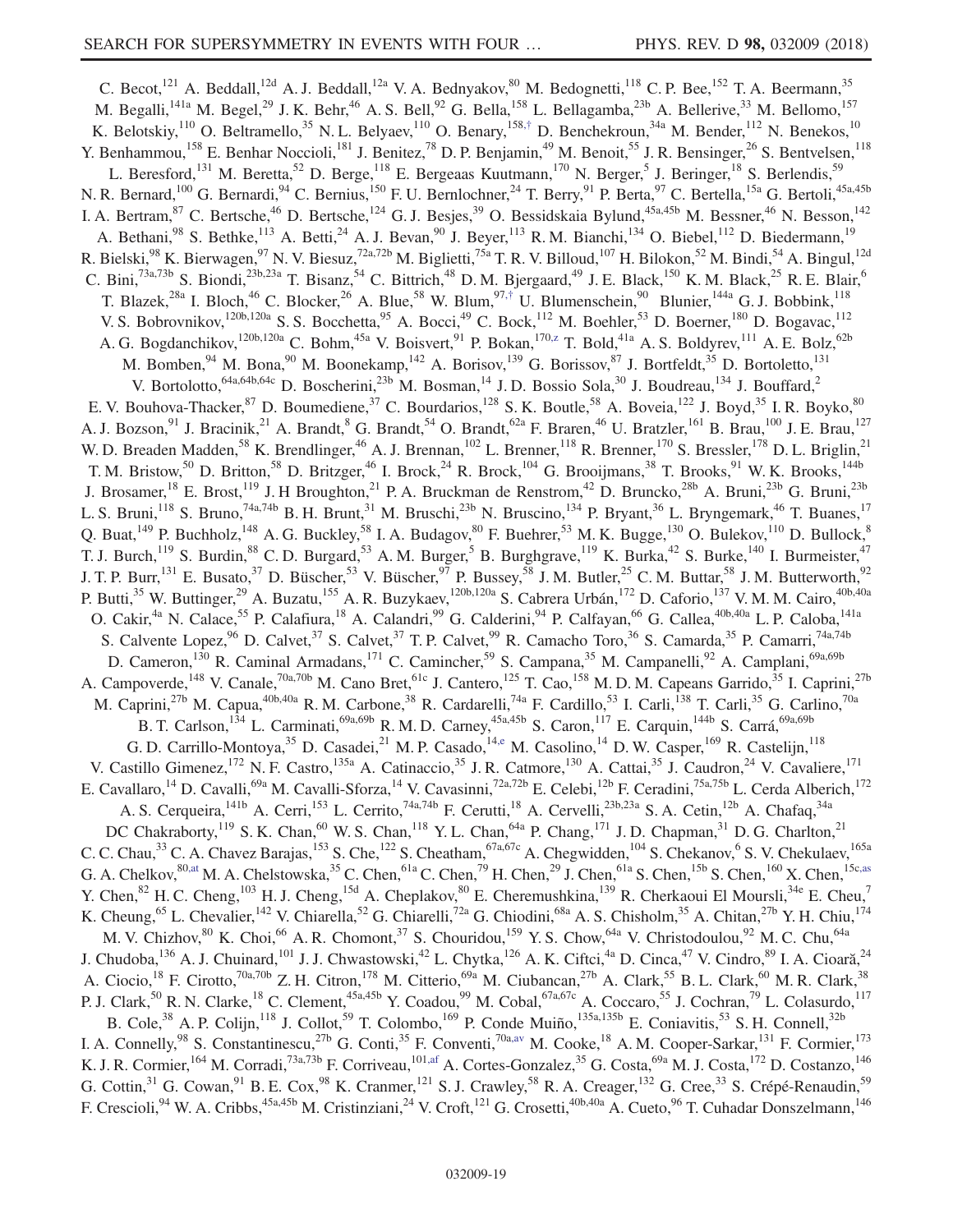C. Becot,[121] A. Beddall,[12d] A. J. Beddall,[12a] V. A. Bednyakov,[80] M. Bedognetti,[118] C. P. Bee,[152] T. A. Beermann,[35] M. Begalli,[141a] M. Begel,[29] J. K. Behr,[46] A. S. Bell,[92] G. Bella,[158] L. Bellagamba,[23b] A. Bellerive,[33] M. Bellomo,[157] K. Belotskiy,[110] O. Beltramello,[35] N. L. Belyaev,[110] O. Benary,[158,†] D. Benchekroun,[34a] M. Bender,[112] N. Benekos,[10] Y. Benhammou,[158] E. Benhar Noccioli,[181] J. Benitez,[78] D. P. Benjamin,[49] M. Benoit,[55] J. R. Bensinger,[26] S. Bentvelsen,[118] L. Beresford,[131] M. Beretta,[52] D. Berge,[118] E. Bergeaas Kuutmann,[170] N. Berger,[5] J. Beringer,[18] S. Berlendis,[59] N. R. Bernard,[100] G. Bernardi,[94] C. Bernius,[150] F. U. Bernlochner,[24] T. Berry,[91] P. Berta,[97] C. Bertella,[15a] G. Bertoli,[45a,45b] I. A. Bertram,[87] C. Bertsche,[46] D. Bertsche,[124] G. J. Besjes,[39] O. Bessidskaia Bylund,[45a,45b] M. Bessner,[46] N. Besson,[142] A. Bethani,[98] S. Bethke,[113] A. Betti,[24] A. J. Bevan,[90] J. Beyer,[113] R. M. Bianchi,[134] O. Biebel,[112] D. Biedermann,[19] R. Bielski,[98] K. Bierwagen,[97] N. V. Biesuz,[72a,72b] M. Biglietti,[75a] T. R. V. Billoud,[107] H. Bilokon,[52] M. Bindi,[54] A. Bingul,[12d] C. Bini,[73a,73b] S. Biondi,[23b,23a] T. Bisanz,[54] C. Bittrich,[48] D. M. Bjergaard,[49] J. E. Black,[150] K. M. Black,[25] R. E. Blair,[6] T. Blazek,[28a] I. Bloch,[46] C. Blocker,[26] A. Blue,[58] W. Blum,[97,†] U. Blumenschein,[90] Blunier,[144a] G. J. Bobbink,[118] V. S. Bobrovnikov,[120b,120a] S. S. Bocchetta,[95] A. Bocci,[49] C. Bock,[112] M. Boehler,[53] D. Boerner,[180] D. Bogavac,[112] A. G. Bogdanchikov,[120b,120a] C. Bohm,[45a] V. Boisvert,[91] P. Bokan,[170,z] T. Bold,[41a] A. S. Boldyrev,[111] A. E. Bolz,[62b] M. Bomben,[94] M. Bona,[90] M. Boonekamp,[142] A. Borisov,[139] G. Borissov,[87] J. Bortfeldt,[35] D. Bortoletto,[131] V. Bortolotto,[64a,64b,64c] D. Boscherini,[23b] M. Bosman,[14] J. D. Bossio Sola,[30] J. Boudreau,[134] J. Bouffard,[2] E. V. Bouhova-Thacker,[87] D. Boumediene,[37] C. Bourdarios,[128] S. K. Boutle,[58] A. Boveia,[122] J. Boyd,[35] I. R. Boyko,[80] A. J. Bozson,[91] J. Bracinik,[21] A. Brandt,[8] G. Brandt,[54] O. Brandt,[62a] F. Braren,[46] U. Bratzler,[161] B. Brau,[100] J. E. Brau,[127] W. D. Breaden Madden,[58] K. Brendlinger,[46] A. J. Brennan,[102] L. Brenner,[118] R. Brenner,[170] S. Bressler,[178] D. L. Briglin,[21] T. M. Bristow,[50] D. Britton,[58] D. Britzger,[46] I. Brock,[24] R. Brock,[104] G. Brooijmans,[38] T. Brooks,[91] W. K. Brooks,[144b] J. Brosamer,[18] E. Brost,[119] J. H Broughton,[21] P. A. Bruckman de Renstrom,[42] D. Bruncko,[28b] A. Bruni,[23b] G. Bruni,[23b] L. S. Bruni,[118] S. Bruno,[74a,74b] B. H. Brunt,[31] M. Bruschi,[23b] N. Bruscino,[134] P. Bryant,[36] L. Bryngemark,[46] T. Buanes,[17] Q. Buat,[149] P. Buchholz,[148] A. G. Buckley,[58] I. A. Budagov,[80] F. Buehrer,[53] M. K. Bugge,[130] O. Bulekov,[110] D. Bullock,[8] T. J. Burch,[119] S. Burdin,[88] C. D. Burgard,[53] A. M. Burger,[5] B. Burghgrave,[119] K. Burka,[42] S. Burke,[140] I. Burmeister,[47] J. T. P. Burr,[131] E. Busato,[37] D. Büscher,[53] V. Büscher,[97] P. Bussey,[58] J. M. Butler,[25] C. M. Buttar,[58] J. M. Butterworth,[92] P. Butti,[35] W. Buttinger,[29] A. Buzatu,[155] A. R. Buzykaev,[120b,120a] S. Cabrera Urbán,[172] D. Caforio,[137] V. M. M. Cairo,[40b,40a] O. Cakir,[4a] N. Calace,[55] P. Calafiura,[18] A. Calandri,[99] G. Calderini,[94] P. Calfayan,[66] G. Callea,[40b,40a] L. P. Caloba,[141a] S. Calvente Lopez,[96] D. Calvet,[37] S. Calvet,[37] T. P. Calvet,[99] R. Camacho Toro,[36] S. Camarda,[35] P. Camarri,[74a,74b] D. Cameron,[130] R. Caminal Armadans,[171] C. Camincher,[59] S. Campana,[35] M. Campanelli,[92] A. Camplani,[69a,69b] A. Campoverde,[148] V. Canale,[70a,70b] M. Cano Bret,[61c] J. Cantero,[125] T. Cao,[158] M. D. M. Capeans Garrido,[35] I. Caprini,[27b] M. Caprini,[27b] M. Capua,[40b,40a] R. M. Carbone,[38] R. Cardarelli,[74a] F. Cardillo,[53] I. Carli,[138] T. Carli,[35] G. Carlino,[70a] B. T. Carlson,[134] L. Carminati,[69a,69b] R. M. D. Carney,[45a,45b] S. Caron,[117] E. Carquin,[144b] S. Carrá,[69a,69b] G. D. Carrillo-Montoya,[35] D. Casadei,[21] M. P. Casado,[14,e] M. Casolino,[14] D. W. Casper,[169] R. Castelijn,[118] V. Castillo Gimenez,[172] N. F. Castro,[135a] A. Catinaccio,[35] J. R. Catmore,[130] A. Cattai,[35] J. Caudron,[24] V. Cavaliere,[171] E. Cavallaro,[14] D. Cavalli,[69a] M. Cavalli-Sforza,[14] V. Cavasinni,[72a,72b] E. Celebi,[12b] F. Ceradini,[75a,75b] L. Cerda Alberich,[172] A. S. Cerqueira,[141b] A. Cerri,[153] L. Cerrito,[74a,74b] F. Cerutti,[18] A. Cervelli,[23b,23a] S. A. Cetin,[12b] A. Chafaq,[34a] DC Chakraborty,[119] S. K. Chan,[60] W. S. Chan,[118] Y. L. Chan,[64a] P. Chang,[171] J. D. Chapman,[31] D. G. Charlton,[21] C. C. Chau,[33] C. A. Chavez Barajas,[153] S. Che,[122] S. Cheatham,[67a,67c] A. Chegwidden,[104] S. Chekanov,[6] S. V. Chekulaev,[165a] G. A. Chelkov,[80,at] M. A. Chelstowska,[35] C. Chen,[61a] C. Chen,[79] H. Chen,[29] J. Chen,[61a] S. Chen,[15b] S. Chen,[160] X. Chen,[15c,as] Y. Chen,[82] H. C. Cheng,[103] H. J. Cheng,[15d] A. Cheplakov,[80] E. Cheremushkina,[139] R. Cherkaoui El Moursli,[34e] E. Cheu,[7] K. Cheung,[65] L. Chevalier,[142] V. Chiarella,[52] G. Chiarelli,[72a] G. Chiodini,[68a] A. S. Chisholm,[35] A. Chitan,[27b] Y. H. Chiu,[174] M. V. Chizhov,[80] K. Choi,[66] A. R. Chomont,[37] S. Chouridou,[159] Y. S. Chow,[64a] V. Christodoulou,[92] M. C. Chu,[64a] J. Chudoba,[136] A. J. Chuinard,[101] J. J. Chwastowski,[42] L. Chytka,[126] A. K. Ciftci,[4a] D. Cinca,[47] V. Cindro,[89] I. A. Cioară,[24] A. Ciocio,[18] F. Cirotto,[70a,70b] Z. H. Citron,[178] M. Citterio,[69a] M. Ciubancan,[27b] A. Clark,[55] B. L. Clark,[60] M. R. Clark,[38] P. J. Clark,[50] R. N. Clarke,[18] C. Clement,[45a,45b] Y. Coadou,[99] M. Cobal,[67a,67c] A. Coccaro,[55] J. Cochran,[79] L. Colasurdo,[117] B. Cole,[38] A. P. Colijn,[118] J. Collot,[59] T. Colombo,[169] P. Conde Muiño,[135a,135b] E. Coniavitis,[53] S. H. Connell,[32b] I. A. Connelly,[98] S. Constantinescu,[27b] G. Conti,[35] F. Conventi,[70a,av] M. Cooke,[18] A. M. Cooper-Sarkar,[131] F. Cormier,[173] K. J. R. Cormier,[164] M. Corradi,[73a,73b] F. Corriveau,[101,af] A. Cortes-Gonzalez,[35] G. Costa,[69a] M. J. Costa,[172] D. Costanzo,[146] G. Cottin,[31] G. Cowan,[91] B. E. Cox,[98] K. Cranmer,[121] S. J. Crawley,[58] R. A. Creager,[132] G. Cree,[33] S. Crépé-Renaudin,[59] F. Crescioli,[94] W. A. Cribbs,[45a,45b] M. Cristinziani,[24] V. Croft,[121] G. Crosetti,[40b,40a] A. Cueto,[96] T. Cuhadar Donszelmann,[146]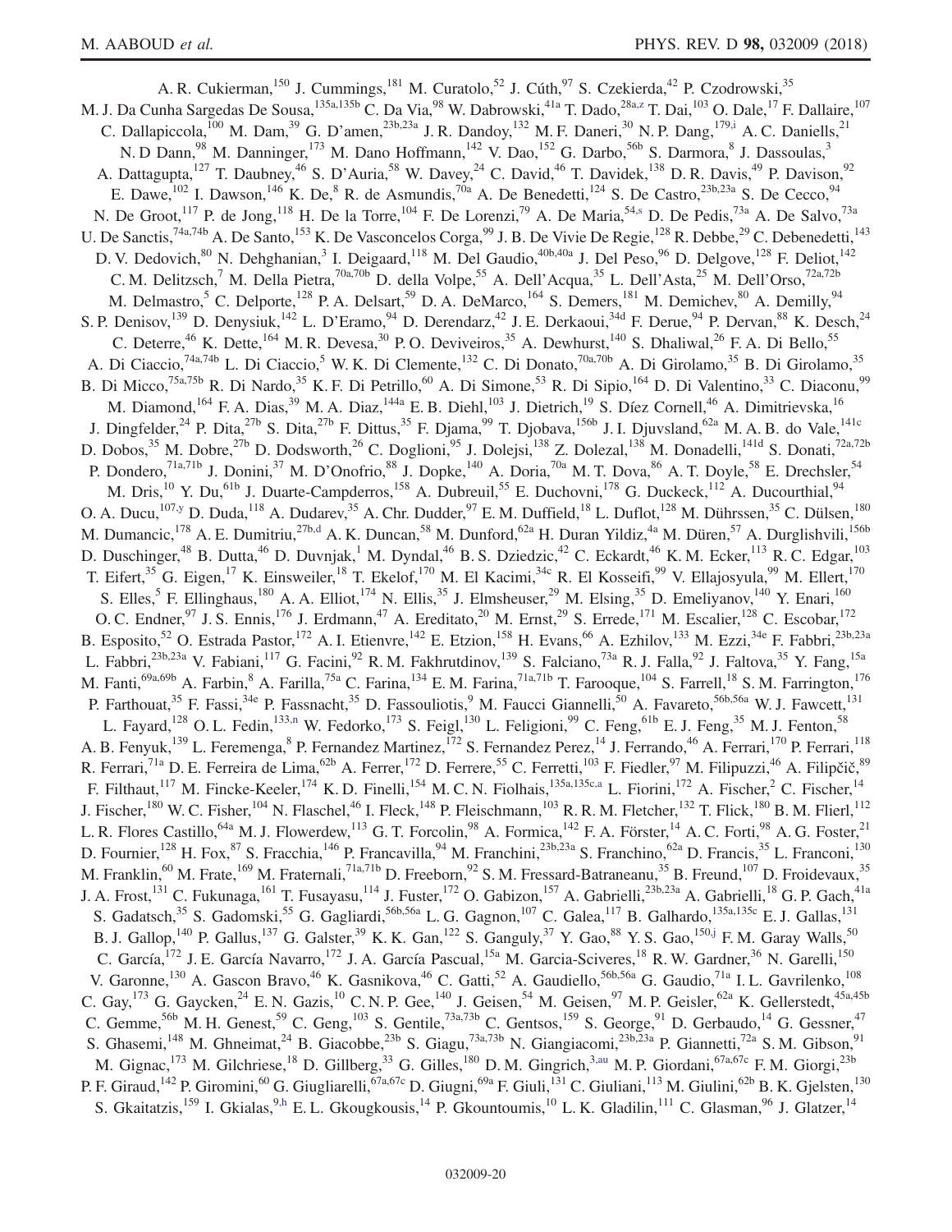A. R. Cukierman,[150] J. Cummings,[181] M. Curatolo,[52] J. Cúth,[97] S. Czekierda,[42] P. Czodrowski,[35] M. J. Da Cunha Sargedas De Sousa,[135a,135b] C. Da Via,[98] W. Dabrowski,[41a] T. Dado,[28a,z] T. Dai,[103] O. Dale,[17] F. Dallaire,[107] C. Dallapiccola,[100] M. Dam,[39] G. D'amen,[23b,23a] J. R. Dandoy,[132] M. F. Daneri,[30] N. P. Dang,[179,i] A. C. Daniells,[21] N. D Dann,[98] M. Danninger,[173] M. Dano Hoffmann,[142] V. Dao,[152] G. Darbo,[56b] S. Darmora,[8] J. Dassoulas,[3] A. Dattagupta,[127] T. Daubney,[46] S. D'Auria,[58] W. Davey,[24] C. David,[46] T. Davidek,[138] D. R. Davis,[49] P. Davison,[92] E. Dawe,[102] I. Dawson,[146] K. De,[8] R. de Asmundis,[70a] A. De Benedetti,[124] S. De Castro,[23b,23a] S. De Cecco,[94] N. De Groot,[117] P. de Jong,[118] H. De la Torre,[104] F. De Lorenzi,[79] A. De Maria,[54,s] D. De Pedis,[73a] A. De Salvo,[73a] U. De Sanctis,[74a,74b] A. De Santo,[153] K. De Vasconcelos Corga,[99] J. B. De Vivie De Regie,[128] R. Debbe,[29] C. Debenedetti,[143] D. V. Dedovich,[80] N. Dehghanian,[3] I. Deigaard,[118] M. Del Gaudio,[40b,40a] J. Del Peso,[96] D. Delgove,[128] F. Deliot,[142] C. M. Delitzsch,[7] M. Della Pietra,[70a,70b] D. della Volpe,[55] A. Dell'Acqua,[35] L. Dell'Asta,[25] M. Dell'Orso,[72a,72b] M. Delmastro,[5] C. Delporte,[128] P. A. Delsart,[59] D. A. DeMarco,[164] S. Demers,[181] M. Demichev,[80] A. Demilly,[94] S. P. Denisov,[139] D. Denysiuk,[142] L. D'Eramo,[94] D. Derendarz,[42] J. E. Derkaoui,[34d] F. Derue,[94] P. Dervan,[88] K. Desch,[24] C. Deterre,[46] K. Dette,[164] M. R. Devesa,[30] P. O. Deviveiros,[35] A. Dewhurst,[140] S. Dhaliwal,[26] F. A. Di Bello,[55] A. Di Ciaccio,[74a,74b] L. Di Ciaccio,[5] W. K. Di Clemente,[132] C. Di Donato,[70a,70b] A. Di Girolamo,[35] B. Di Girolamo,[35] B. Di Micco,[75a,75b] R. Di Nardo,[35] K. F. Di Petrillo,[60] A. Di Simone,[53] R. Di Sipio,[164] D. Di Valentino,[33] C. Diaconu,[99] M. Diamond,[164] F. A. Dias,[39] M. A. Diaz,[144a] E. B. Diehl,[103] J. Dietrich,[19] S. Díez Cornell,[46] A. Dimitrievska,[16] J. Dingfelder,[24] P. Dita,[27b] S. Dita,[27b] F. Dittus,[35] F. Djama,[99] T. Djobava,[156b] J. I. Djuvsland,[62a] M. A. B. do Vale,[141c] D. Dobos,[35] M. Dobre,[27b] D. Dodsworth,[26] C. Doglioni,[95] J. Dolejsi,[138] Z. Dolezal,[138] M. Donadelli,[141d] S. Donati,[72a,72b] P. Dondero,[71a,71b] J. Donini,[37] M. D'Onofrio,[88] J. Dopke,[140] A. Doria,[70a] M. T. Dova,[86] A. T. Doyle,[58] E. Drechsler,[54] M. Dris,[10] Y. Du,[61b] J. Duarte-Campderros,[158] A. Dubreuil,[55] E. Duchovni,[178] G. Duckeck,[112] A. Ducourthial,[94] O. A. Ducu,[107,y] D. Duda,[118] A. Dudarev,[35] A. Chr. Dudder,[97] E. M. Duffield,[18] L. Duflot,[128] M. Dührssen,[35] C. Dülsen,[180] M. Dumancic,[178] A. E. Dumitriu,[27b,d] A. K. Duncan,[58] M. Dunford,[62a] H. Duran Yildiz,[4a] M. Düren,[57] A. Durglishvili,[156b] D. Duschinger,[48] B. Dutta,[46] D. Duvnjak,[1] M. Dyndal,[46] B. S. Dziedzic,[42] C. Eckardt,[46] K. M. Ecker,[113] R. C. Edgar,[103] T. Eifert,[35] G. Eigen,[17] K. Einsweiler,[18] T. Ekelof,[170] M. El Kacimi,[34c] R. El Kosseifi,[99] V. Ellajosyula,[99] M. Ellert,[170] S. Elles,[5] F. Ellinghaus,[180] A. A. Elliot,[174] N. Ellis,[35] J. Elmsheuser,[29] M. Elsing,[35] D. Emeliyanov,[140] Y. Enari,[160] O. C. Endner,[97] J. S. Ennis,[176] J. Erdmann,[47] A. Ereditato,[20] M. Ernst,[29] S. Errede,[171] M. Escalier,[128] C. Escobar,[172] B. Esposito,[52] O. Estrada Pastor,[172] A. I. Etienvre,[142] E. Etzion,[158] H. Evans,[66] A. Ezhilov,[133] M. Ezzi,[34e] F. Fabbri,[23b,23a] L. Fabbri,[23b,23a] V. Fabiani,[117] G. Facini,[92] R. M. Fakhrutdinov,[139] S. Falciano,[73a] R. J. Falla,[92] J. Faltova,[35] Y. Fang,[15a] M. Fanti,[69a,69b] A. Farbin,[8] A. Farilla,[75a] C. Farina,[134] E. M. Farina,[71a,71b] T. Farooque,[104] S. Farrell,[18] S. M. Farrington,[176] P. Farthouat,[35] F. Fassi,[34e] P. Fassnacht,[35] D. Fassouliotis,[9] M. Faucci Giannelli,[50] A. Favareto,[56b,56a] W. J. Fawcett,[131] L. Fayard,[128] O. L. Fedin,[133,n] W. Fedorko,[173] S. Feigl,[130] L. Feligioni,[99] C. Feng,[61b] E. J. Feng,[35] M. J. Fenton,[58] A. B. Fenyuk,[139] L. Feremenga,[8] P. Fernandez Martinez,[172] S. Fernandez Perez,[14] J. Ferrando,[46] A. Ferrari,[170] P. Ferrari,[118] R. Ferrari,[71a] D. E. Ferreira de Lima,[62b] A. Ferrer,[172] D. Ferrere,[55] C. Ferretti,[103] F. Fiedler,[97] M. Filipuzzi,[46] A. Filipčič,[89] F. Filthaut,[117] M. Fincke-Keeler,[174] K. D. Finelli,[154] M. C. N. Fiolhais,[135a,135c,a] L. Fiorini,[172] A. Fischer,[2] C. Fischer,[14] J. Fischer,[180] W. C. Fisher,[104] N. Flaschel,[46] I. Fleck,[148] P. Fleischmann,[103] R. R. M. Fletcher,[132] T. Flick,[180] B. M. Flierl,[112] L. R. Flores Castillo,[64a] M. J. Flowerdew,[113] G. T. Forcolin,[98] A. Formica,[142] F. A. Förster,[14] A. C. Forti,[98] A. G. Foster,[21] D. Fournier,[128] H. Fox,[87] S. Fracchia,[146] P. Francavilla,[94] M. Franchini,[23b,23a] S. Franchino,[62a] D. Francis,[35] L. Franconi,[130] M. Franklin,[60] M. Frate,[169] M. Fraternali,[71a,71b] D. Freeborn,[92] S. M. Fressard-Batraneanu,[35] B. Freund,[107] D. Froidevaux,[35] J. A. Frost,[131] C. Fukunaga,[161] T. Fusayasu,[114] J. Fuster,[172] O. Gabizon,[157] A. Gabrielli,[23b,23a] A. Gabrielli,[18] G. P. Gach,[41a] S. Gadatsch,[35] S. Gadomski,[55] G. Gagliardi,[56b,56a] L. G. Gagnon,[107] C. Galea,[117] B. Galhardo,[135a,135c] E. J. Gallas,[131] B. J. Gallop,[140] P. Gallus,[137] G. Galster,[39] K. K. Gan,[122] S. Ganguly,[37] Y. Gao,[88] Y. S. Gao,[150,j] F. M. Garay Walls,[50] C. García,[172] J. E. García Navarro,[172] J. A. García Pascual,[15a] M. Garcia-Sciveres,[18] R. W. Gardner,[36] N. Garelli,[150] V. Garonne,[130] A. Gascon Bravo,[46] K. Gasnikova,[46] C. Gatti,[52] A. Gaudiello,[56b,56a] G. Gaudio,[71a] I. L. Gavrilenko,[108] C. Gay,[173] G. Gaycken,[24] E. N. Gazis,[10] C. N. P. Gee,[140] J. Geisen,[54] M. Geisen,[97] M. P. Geisler,[62a] K. Gellerstedt,[45a,45b] C. Gemme,[56b] M. H. Genest,[59] C. Geng,[103] S. Gentile,[73a,73b] C. Gentsos,[159] S. George,[91] D. Gerbaudo,[14] G. Gessner,[47] S. Ghasemi,[148] M. Ghneimat,[24] B. Giacobbe,[23b] S. Giagu,[73a,73b] N. Giangiacomi,[23b,23a] P. Giannetti,[72a] S. M. Gibson,[91] M. Gignac,[173] M. Gilchriese,[18] D. Gillberg,[33] G. Gilles,[180] D. M. Gingrich,[3,au] M. P. Giordani,[67a,67c] F. M. Giorgi,[23b] P. F. Giraud,[142] P. Giromini,[60] G. Giugliarelli,[67a,67c] D. Giugni,[69a] F. Giuli,[131] C. Giuliani,[113] M. Giulini,[62b] B. K. Gjelsten,[130] S. Gkaitatzis,[159] I. Gkialas,[9,h] E. L. Gkougkousis,[14] P. Gkountoumis,[10] L. K. Gladilin,[111] C. Glasman,[96] J. Glatzer,[14]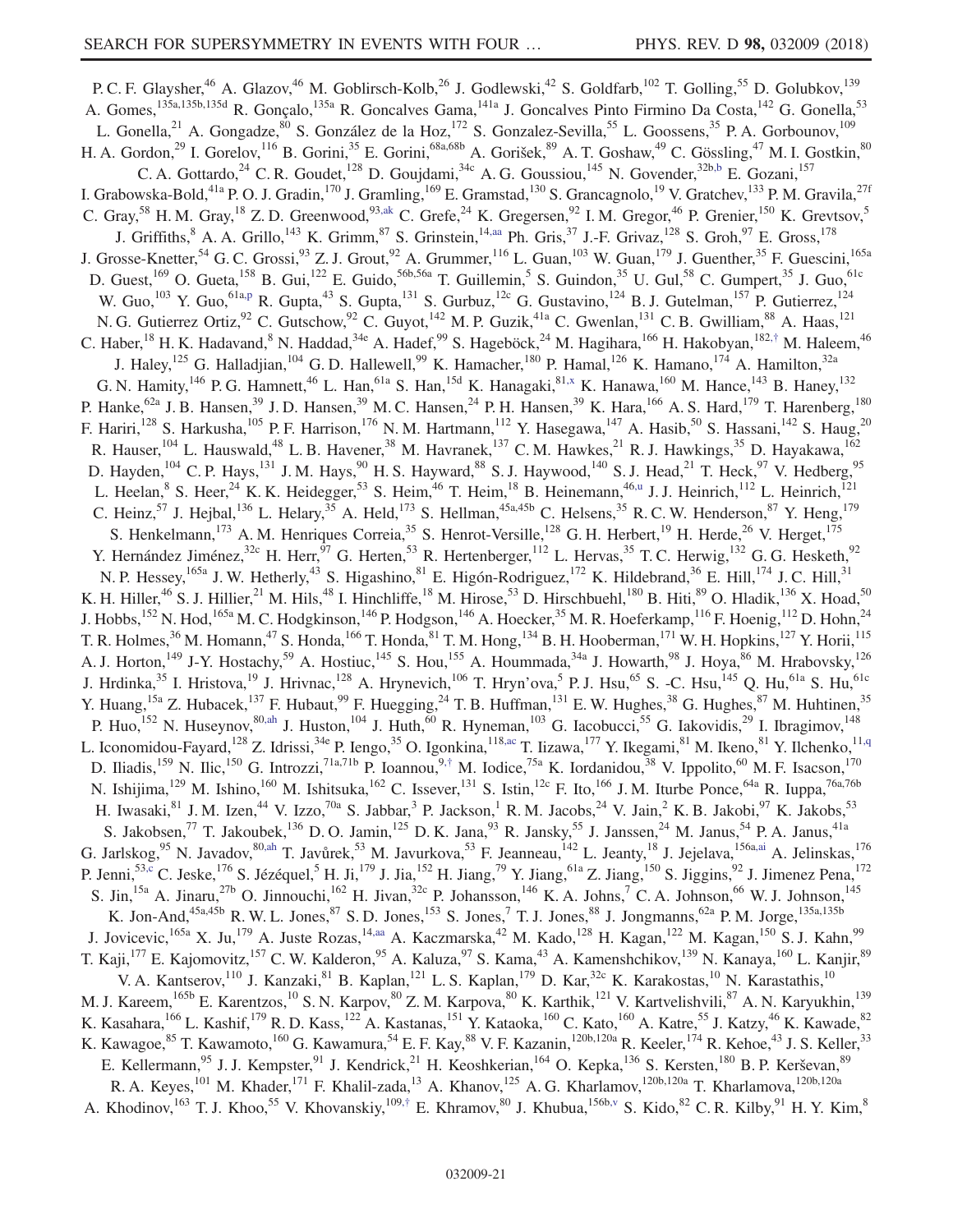P. C. F. Glaysher,[46] A. Glazov,[46] M. Goblirsch-Kolb,[26] J. Godlewski,[42] S. Goldfarb,[102] T. Golling,[55] D. Golubkov,[139] A. Gomes,[135a,135b,135d] R. Gonçalo,[135a] R. Goncalves Gama,[141a] J. Goncalves Pinto Firmino Da Costa,[142] G. Gonella,[53] L. Gonella,[21] A. Gongadze,[80] S. González de la Hoz,[172] S. Gonzalez-Sevilla,[55] L. Goossens,[35] P. A. Gorbounov,[109] H. A. Gordon,[29] I. Gorelov,[116] B. Gorini,[35] E. Gorini,[68a,68b] A. Gorišek,[89] A. T. Goshaw,[49] C. Gössling,[47] M. I. Gostkin,[80] C. A. Gottardo,[24] C. R. Goudet,[128] D. Goujdami,[34c] A. G. Goussiou,[145] N. Govender,[32b,b] E. Gozani,[157] I. Grabowska-Bold,[41a] P. O. J. Gradin,[170] J. Gramling,[169] E. Gramstad,[130] S. Grancagnolo,[19] V. Gratchev,[133] P. M. Gravila,[27f] C. Gray,[58] H. M. Gray,[18] Z. D. Greenwood,[93,ak] C. Grefe,[24] K. Gregersen,[92] I. M. Gregor,[46] P. Grenier,[150] K. Grevtsov,[5] J. Griffiths,[8] A. A. Grillo,[143] K. Grimm,[87] S. Grinstein,[14,aa] Ph. Gris,[37] J.-F. Grivaz,[128] S. Groh,[97] E. Gross,[178] J. Grosse-Knetter,[54] G. C. Grossi,[93] Z. J. Grout,[92] A. Grummer,[116] L. Guan,[103] W. Guan,[179] J. Guenther,[35] F. Guescini,[165a] D. Guest,[169] O. Gueta,[158] B. Gui,[122] E. Guido,[56b,56a] T. Guillemin,[5] S. Guindon,[35] U. Gul,[58] C. Gumpert,[35] J. Guo,[61c] W. Guo,[103] Y. Guo,[61a,p] R. Gupta,[43] S. Gupta,[131] S. Gurbuz,[12c] G. Gustavino,[124] B. J. Gutelman,[157] P. Gutierrez,[124] N. G. Gutierrez Ortiz,[92] C. Gutschow,[92] C. Guyot,[142] M. P. Guzik,[41a] C. Gwenlan,[131] C. B. Gwilliam,[88] A. Haas,[121] C. Haber,[18] H. K. Hadavand,[8] N. Haddad,[34e] A. Hadef,[99] S. Hageböck,[24] M. Hagihara,[166] H. Hakobyan,[182,†] M. Haleem,[46] J. Haley,[125] G. Halladjian,[104] G. D. Hallewell,[99] K. Hamacher,[180] P. Hamal,[126] K. Hamano,[174] A. Hamilton,[32a] G. N. Hamity,[146] P. G. Hamnett,[46] L. Han,[61a] S. Han,[15d] K. Hanagaki,[81,x] K. Hanawa,[160] M. Hance,[143] B. Haney,[132] P. Hanke,[62a] J. B. Hansen,[39] J. D. Hansen,[39] M. C. Hansen,[24] P. H. Hansen,[39] K. Hara,[166] A. S. Hard,[179] T. Harenberg,[180] F. Hariri,[128] S. Harkusha,[105] P. F. Harrison,[176] N. M. Hartmann,[112] Y. Hasegawa,[147] A. Hasib,[50] S. Hassani,[142] S. Haug,[20] R. Hauser,[104] L. Hauswald,[48] L. B. Havener,[38] M. Havranek,[137] C. M. Hawkes,[21] R. J. Hawkings,[35] D. Hayakawa,[162] D. Hayden,[104] C. P. Hays,[131] J. M. Hays,[90] H. S. Hayward,[88] S. J. Haywood,[140] S. J. Head,[21] T. Heck,[97] V. Hedberg,[95] L. Heelan,[8] S. Heer,[24] K. K. Heidegger,[53] S. Heim,[46] T. Heim,[18] B. Heinemann,[46,u] J. J. Heinrich,[112] L. Heinrich,[121] C. Heinz,[57] J. Hejbal,[136] L. Helary,[35] A. Held,[173] S. Hellman,[45a,45b] C. Helsens,[35] R. C. W. Henderson,[87] Y. Heng,[179] S. Henkelmann,[173] A. M. Henriques Correia,[35] S. Henrot-Versille,[128] G. H. Herbert,[19] H. Herde,[26] V. Herget,[175] Y. Hernández Jiménez,[32c] H. Herr,[97] G. Herten,[53] R. Hertenberger,[112] L. Hervas,[35] T. C. Herwig,[132] G. G. Hesketh,[92] N. P. Hessey,[165a] J. W. Hetherly,[43] S. Higashino,[81] E. Higón-Rodriguez,[172] K. Hildebrand,[36] E. Hill,[174] J. C. Hill,[31] K. H. Hiller,[46] S. J. Hillier,[21] M. Hils,[48] I. Hinchliffe,[18] M. Hirose,[53] D. Hirschbuehl,[180] B. Hiti,[89] O. Hladik,[136] X. Hoad,[50] J. Hobbs,[152] N. Hod,[165a] M. C. Hodgkinson,[146] P. Hodgson,[146] A. Hoecker,[35] M. R. Hoeferkamp,[116] F. Hoenig,[112] D. Hohn,[24] T. R. Holmes,[36] M. Homann,[47] S. Honda,[166] T. Honda,[81] T. M. Hong,[134] B. H. Hooberman,[171] W. H. Hopkins,[127] Y. Horii,[115] A. J. Horton,[149] J-Y. Hostachy,[59] A. Hostiuc,[145] S. Hou,[155] A. Hoummada,[34a] J. Howarth,[98] J. Hoya,[86] M. Hrabovsky,[126] J. Hrdinka,[35] I. Hristova,[19] J. Hrivnac,[128] A. Hrynevich,[106] T. Hryn'ova,[5] P. J. Hsu,[65] S. -C. Hsu,[145] Q. Hu,[61a] S. Hu,[61c] Y. Huang,[15a] Z. Hubacek,[137] F. Hubaut,[99] F. Huegging,[24] T. B. Huffman,[131] E. W. Hughes,[38] G. Hughes,[87] M. Huhtinen,[35] P. Huo,[152] N. Huseynov,[80,ah] J. Huston,[104] J. Huth,[60] R. Hyneman,[103] G. Iacobucci,[55] G. Iakovidis,[29] I. Ibragimov,[148] L. Iconomidou-Fayard,[128] Z. Idrissi,[34e] P. Iengo,[35] O. Igonkina,[118,ac] T. Iizawa,[177] Y. Ikegami,[81] M. Ikeno,[81] Y. Ilchenko,[11,q] D. Iliadis,[159] N. Ilic,[150] G. Introzzi,[71a,71b] P. Ioannou,[9,†] M. Iodice,[75a] K. Iordanidou,[38] V. Ippolito,[60] M. F. Isacson,[170] N. Ishijima,[129] M. Ishino,[160] M. Ishitsuka,[162] C. Issever,[131] S. Istin,[12c] F. Ito,[166] J. M. Iturbe Ponce,[64a] R. Iuppa,[76a,76b] H. Iwasaki,[81] J. M. Izen,[44] V. Izzo,[70a] S. Jabbar,[3] P. Jackson,[1] R. M. Jacobs,[24] V. Jain,[2] K. B. Jakobi,[97] K. Jakobs,[53] S. Jakobsen,[77] T. Jakoubek,[136] D. O. Jamin,[125] D. K. Jana,[93] R. Jansky,[55] J. Janssen,[24] M. Janus,[54] P. A. Janus,[41a] G. Jarlskog,[95] N. Javadov,[80,ah] T. Javůrek,[53] M. Javurkova,[53] F. Jeanneau,[142] L. Jeanty,[18] J. Jejelava,[156a,ai] A. Jelinskas,[176] P. Jenni,[53,c] C. Jeske,[176] S. Jézéquel,[5] H. Ji,[179] J. Jia,[152] H. Jiang,[79] Y. Jiang,[61a] Z. Jiang,[150] S. Jiggins,[92] J. Jimenez Pena,[172] S. Jin,[15a] A. Jinaru,[27b] O. Jinnouchi,[162] H. Jivan,[32c] P. Johansson,[146] K. A. Johns,[7] C. A. Johnson,[66] W. J. Johnson,[145] K. Jon-And,[45a,45b] R. W. L. Jones,[87] S. D. Jones,[153] S. Jones,[7] T. J. Jones,[88] J. Jongmanns,[62a] P. M. Jorge,[135a,135b] J. Jovicevic,[165a] X. Ju,[179] A. Juste Rozas,[14,aa] A. Kaczmarska,[42] M. Kado,[128] H. Kagan,[122] M. Kagan,[150] S. J. Kahn,[99] T. Kaji,[177] E. Kajomovitz,[157] C. W. Kalderon,[95] A. Kaluza,[97] S. Kama,[43] A. Kamenshchikov,[139] N. Kanaya,[160] L. Kanjir,[89] V. A. Kantserov,[110] J. Kanzaki,[81] B. Kaplan,[121] L. S. Kaplan,[179] D. Kar,[32c] K. Karakostas,[10] N. Karastathis,[10] M. J. Kareem,[165b] E. Karentzos,[10] S. N. Karpov,[80] Z. M. Karpova,[80] K. Karthik,[121] V. Kartvelishvili,[87] A. N. Karyukhin,[139] K. Kasahara,[166] L. Kashif,[179] R. D. Kass,[122] A. Kastanas,[151] Y. Kataoka,[160] C. Kato,[160] A. Katre,[55] J. Katzy,[46] K. Kawade,[82] K. Kawagoe,[85] T. Kawamoto,[160] G. Kawamura,[54] E. F. Kay,[88] V. F. Kazanin,[120b,120a] R. Keeler,[174] R. Kehoe,[43] J. S. Keller,[33] E. Kellermann,[95] J. J. Kempster,[91] J. Kendrick,[21] H. Keoshkerian,[164] O. Kepka,[136] S. Kersten,[180] B. P. Kerševan,[89] R. A. Keyes,[101] M. Khader,[171] F. Khalil-zada,[13] A. Khanov,[125] A. G. Kharlamov,[120b,120a] T. Kharlamova,[120b,120a] A. Khodinov,[163] T. J. Khoo,[55] V. Khovanskiy,[109,†] E. Khramov,[80] J. Khubua,[156b,v] S. Kido,[82] C. R. Kilby,[91] H. Y. Kim,[8]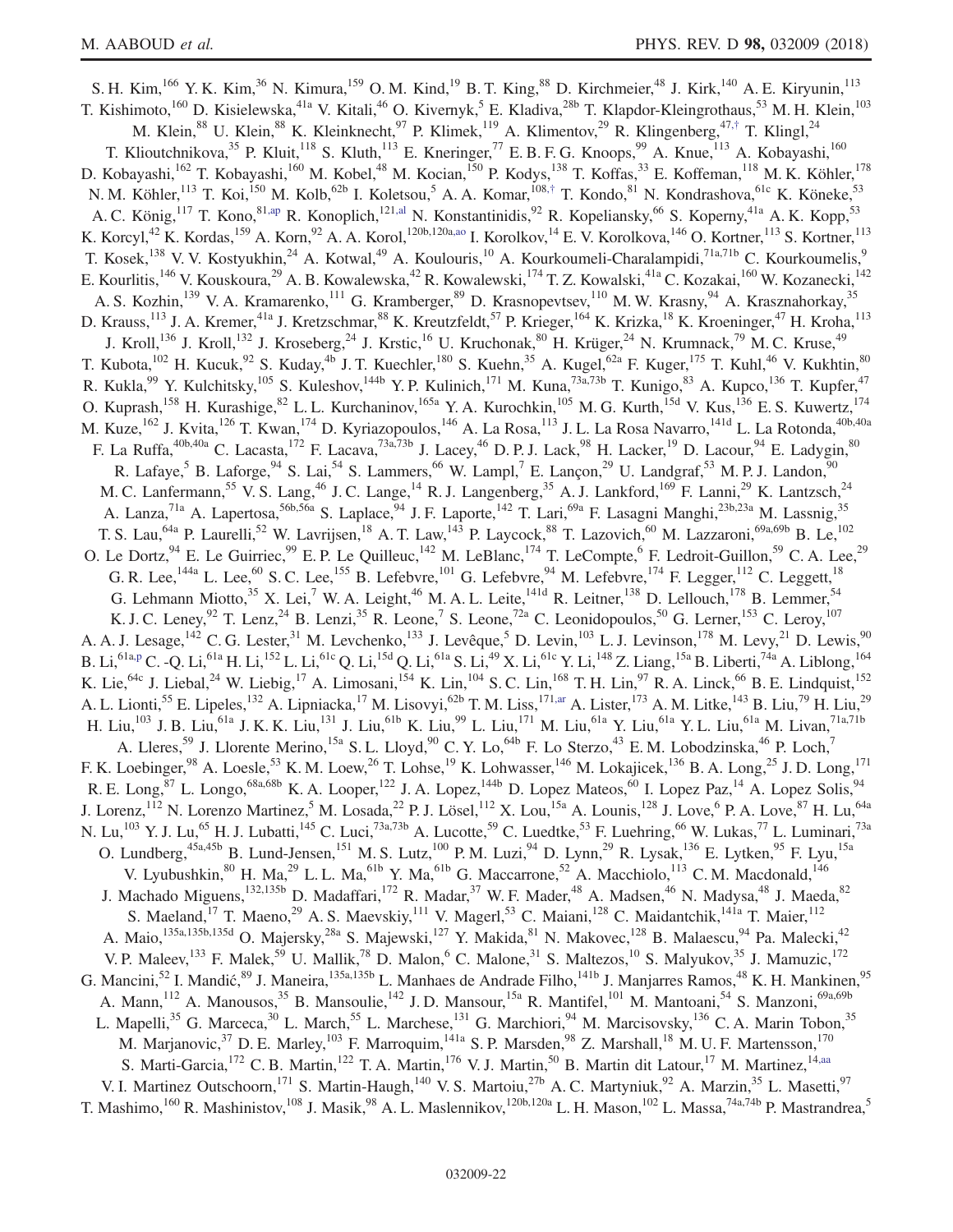S. H. Kim,[166] Y. K. Kim,[36] N. Kimura,[159] O. M. Kind,[19] B. T. King,[88] D. Kirchmeier,[48] J. Kirk,[140] A. E. Kiryunin,[113] T. Kishimoto,[160] D. Kisielewska,[41a] V. Kitali,[46] O. Kivernyk,[5] E. Kladiva,[28b] T. Klapdor-Kleingrothaus,[53] M. H. Klein,[103] M. Klein,[88] U. Klein,[88] K. Kleinknecht,[97] P. Klimek,[119] A. Klimentov,[29] R. Klingenberg,[47,†] T. Klingl,[24] T. Klioutchnikova,[35] P. Kluit,[118] S. Kluth,[113] E. Kneringer,[77] E. B. F. G. Knoops,[99] A. Knue,[113] A. Kobayashi,[160] D. Kobayashi,[162] T. Kobayashi,[160] M. Kobel,[48] M. Kocian,[150] P. Kodys,[138] T. Koffas,[33] E. Koffeman,[118] M. K. Köhler,[178] N. M. Köhler,[113] T. Koi,[150] M. Kolb,[62b] I. Koletsou,[5] A. A. Komar,[108,†] T. Kondo,[81] N. Kondrashova,[61c] K. Köneke,[53] A. C. König,[117] T. Kono,[81,ap] R. Konoplich,[121,al] N. Konstantinidis,[92] R. Kopeliansky,[66] S. Koperny,[41a] A. K. Kopp,[53] K. Korcyl,[42] K. Kordas,[159] A. Korn,[92] A. A. Korol,[120b,120a,ao] I. Korolkov,[14] E. V. Korolkova,[146] O. Kortner,[113] S. Kortner,[113] T. Kosek,[138] V. V. Kostyukhin,[24] A. Kotwal,[49] A. Koulouris,[10] A. Kourkoumeli-Charalampidi,[71a,71b] C. Kourkoumelis,[9] E. Kourlitis,[146] V. Kouskoura,[29] A. B. Kowalewska,[42] R. Kowalewski,[174] T. Z. Kowalski,[41a] C. Kozakai,[160] W. Kozanecki,[142] A. S. Kozhin,[139] V. A. Kramarenko,[111] G. Kramberger,[89] D. Krasnopevtsev,[110] M. W. Krasny,[94] A. Krasznahorkay,[35] D. Krauss,[113] J. A. Kremer,[41a] J. Kretzschmar,[88] K. Kreutzfeldt,[57] P. Krieger,[164] K. Krizka,[18] K. Kroeninger,[47] H. Kroha,[113] J. Kroll,[136] J. Kroll,[132] J. Kroseberg,[24] J. Krstic,[16] U. Kruchonak,[80] H. Krüger,[24] N. Krumnack,[79] M. C. Kruse,[49] T. Kubota,[102] H. Kucuk,[92] S. Kuday,[4b] J. T. Kuechler,[180] S. Kuehn,[35] A. Kugel,[62a] F. Kuger,[175] T. Kuhl,[46] V. Kukhtin,[80] R. Kukla,[99] Y. Kulchitsky,[105] S. Kuleshov,[144b] Y. P. Kulinich,[171] M. Kuna,[73a,73b] T. Kunigo,[83] A. Kupco,[136] T. Kupfer,[47] O. Kuprash,[158] H. Kurashige,[82] L. L. Kurchaninov,[165a] Y. A. Kurochkin,[105] M. G. Kurth,[15d] V. Kus,[136] E. S. Kuwertz,[174] M. Kuze,[162] J. Kvita,[126] T. Kwan,[174] D. Kyriazopoulos,[146] A. La Rosa,[113] J. L. La Rosa Navarro,[141d] L. La Rotonda,[40b,40a] F. La Ruffa,[40b,40a] C. Lacasta,[172] F. Lacava,[73a,73b] J. Lacey,[46] D. P. J. Lack,[98] H. Lacker,[19] D. Lacour,[94] E. Ladygin,[80] R. Lafaye,[5] B. Laforge,[94] S. Lai,[54] S. Lammers,[66] W. Lampl,[7] E. Lançon,[29] U. Landgraf,[53] M. P. J. Landon,[90] M. C. Lanfermann,[55] V. S. Lang,[46] J. C. Lange,[14] R. J. Langenberg,[35] A. J. Lankford,[169] F. Lanni,[29] K. Lantzsch,[24] A. Lanza,[71a] A. Lapertosa,[56b,56a] S. Laplace,[94] J. F. Laporte,[142] T. Lari,[69a] F. Lasagni Manghi,[23b,23a] M. Lassnig,[35] T. S. Lau,[64a] P. Laurelli,[52] W. Lavrijsen,[18] A. T. Law,[143] P. Laycock,[88] T. Lazovich,[60] M. Lazzaroni,[69a,69b] B. Le,[102] O. Le Dortz,[94] E. Le Guirriec,[99] E. P. Le Quilleuc,[142] M. LeBlanc,[174] T. LeCompte,[6] F. Ledroit-Guillon,[59] C. A. Lee,[29] G. R. Lee,[144a] L. Lee,[60] S. C. Lee,[155] B. Lefebvre,[101] G. Lefebvre,[94] M. Lefebvre,[174] F. Legger,[112] C. Leggett,[18] G. Lehmann Miotto,[35] X. Lei,[7] W. A. Leight,[46] M. A. L. Leite,[141d] R. Leitner,[138] D. Lellouch,[178] B. Lemmer,[54] K. J. C. Leney,[92] T. Lenz,[24] B. Lenzi,[35] R. Leone,[7] S. Leone,[72a] C. Leonidopoulos,[50] G. Lerner,[153] C. Leroy,[107] A. A. J. Lesage,[142] C. G. Lester,[31] M. Levchenko,[133] J. Levêque,[5] D. Levin,[103] L. J. Levinson,[178] M. Levy,[21] D. Lewis,[90] B. Li,[61a,p] C. -Q. Li,[61a] H. Li,[152] L. Li,[61c] Q. Li,[15d] Q. Li,[61a] S. Li,[49] X. Li,[61c] Y. Li,[148] Z. Liang,[15a] B. Liberti,[74a] A. Liblong,[164] K. Lie,[64c] J. Liebal,[24] W. Liebig,[17] A. Limosani,[154] K. Lin,[104] S. C. Lin,[168] T. H. Lin,[97] R. A. Linck,[66] B. E. Lindquist,[152] A. L. Lionti,[55] E. Lipeles,[132] A. Lipniacka,[17] M. Lisovyi,[62b] T. M. Liss,[171,ar] A. Lister,[173] A. M. Litke,[143] B. Liu,[79] H. Liu,[29] H. Liu,[103] J. B. Liu,[61a] J. K. K. Liu,[131] J. Liu,[61b] K. Liu,[99] L. Liu,[171] M. Liu,[61a] Y. Liu,[61a] Y. L. Liu,[61a] M. Livan,[71a,71b] A. Lleres,[59] J. Llorente Merino,[15a] S. L. Lloyd,[90] C. Y. Lo,[64b] F. Lo Sterzo,[43] E. M. Lobodzinska,[46] P. Loch,[7] F. K. Loebinger,[98] A. Loesle,[53] K. M. Loew,[26] T. Lohse,[19] K. Lohwasser,[146] M. Lokajicek,[136] B. A. Long,[25] J. D. Long,[171] R. E. Long,[87] L. Longo,[68a,68b] K. A. Looper,[122] J. A. Lopez,[144b] D. Lopez Mateos,[60] I. Lopez Paz,[14] A. Lopez Solis,[94] J. Lorenz,[112] N. Lorenzo Martinez,[5] M. Losada,[22] P. J. Lösel,[112] X. Lou,[15a] A. Lounis,[128] J. Love,[6] P. A. Love,[87] H. Lu,[64a] N. Lu,[103] Y. J. Lu,[65] H. J. Lubatti,[145] C. Luci,[73a,73b] A. Lucotte,[59] C. Luedtke,[53] F. Luehring,[66] W. Lukas,[77] L. Luminari,[73a] O. Lundberg,[45a,45b] B. Lund-Jensen,[151] M. S. Lutz,[100] P. M. Luzi,[94] D. Lynn,[29] R. Lysak,[136] E. Lytken,[95] F. Lyu,[15a] V. Lyubushkin,[80] H. Ma,[29] L. L. Ma,[61b] Y. Ma,[61b] G. Maccarrone,[52] A. Macchiolo,[113] C. M. Macdonald,[146] J. Machado Miguens,[132,135b] D. Madaffari,[172] R. Madar,[37] W. F. Mader,[48] A. Madsen,[46] N. Madysa,[48] J. Maeda,[82] S. Maeland,[17] T. Maeno,[29] A. S. Maevskiy,[111] V. Magerl,[53] C. Maiani,[128] C. Maidantchik,[141a] T. Maier,[112] A. Maio,[135a,135b,135d] O. Majersky,[28a] S. Majewski,[127] Y. Makida,[81] N. Makovec,[128] B. Malaescu,[94] Pa. Malecki,[42] V. P. Maleev,[133] F. Malek,[59] U. Mallik,[78] D. Malon,[6] C. Malone,[31] S. Maltezos,[10] S. Malyukov,[35] J. Mamuzic,[172] G. Mancini,[52] I. Mandić,[89] J. Maneira,[135a,135b] L. Manhaes de Andrade Filho,[141b] J. Manjarres Ramos,[48] K. H. Mankinen,[95] A. Mann,[112] A. Manousos,[35] B. Mansoulie,[142] J. D. Mansour,[15a] R. Mantifel,[101] M. Mantoani,[54] S. Manzoni,[69a,69b] L. Mapelli,[35] G. Marceca,[30] L. March,[55] L. Marchese,[131] G. Marchiori,[94] M. Marcisovsky,[136] C. A. Marin Tobon,[35] M. Marjanovic,[37] D. E. Marley,[103] F. Marroquim,[141a] S. P. Marsden,[98] Z. Marshall,[18] M. U. F. Martensson,[170] S. Marti-Garcia,[172] C. B. Martin,[122] T. A. Martin,[176] V. J. Martin,[50] B. Martin dit Latour,[17] M. Martinez,[14,aa] V. I. Martinez Outschoorn,[171] S. Martin-Haugh,[140] V. S. Martoiu,[27b] A. C. Martyniuk,[92] A. Marzin,[35] L. Masetti,[97] T. Mashimo,[160] R. Mashinistov,[108] J. Masik,[98] A. L. Maslennikov,[120b,120a] L. H. Mason,[102] L. Massa,[74a,74b] P. Mastrandrea,[5]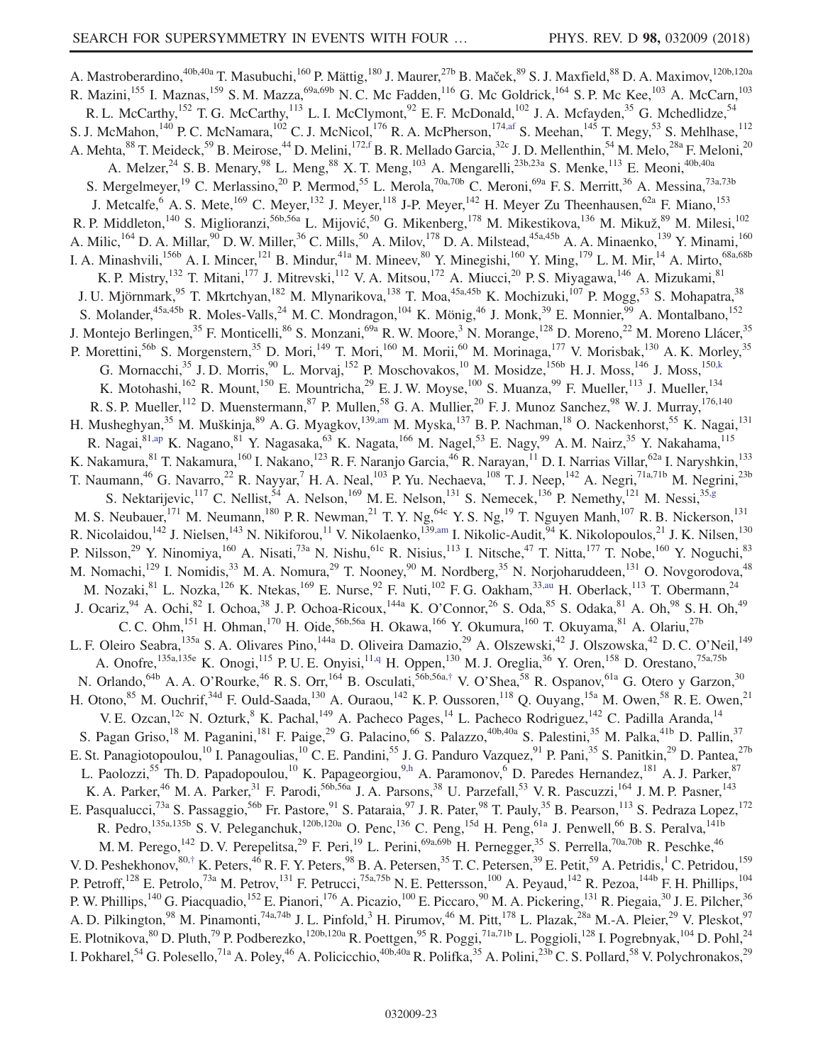A. Mastroberardino,[40b,40a] T. Masubuchi,[160] P. Mättig,[180] J. Maurer,[27b] B. Maček,[89] S. J. Maxfield,[88] D. A. Maximov,[120b,120a] R. Mazini,[155] I. Maznas,[159] S. M. Mazza,[69a,69b] N. C. Mc Fadden,[116] G. Mc Goldrick,[164] S. P. Mc Kee,[103] A. McCarn,[103] R. L. McCarthy,[152] T. G. McCarthy,[113] L. I. McClymont,[92] E. F. McDonald,[102] J. A. Mcfayden,[35] G. Mchedlidze,[54] S. J. McMahon,[140] P. C. McNamara,[102] C. J. McNicol,[176] R. A. McPherson,[174,af] S. Meehan,[145] T. Megy,[53] S. Mehlhase,[112] A. Mehta,[88] T. Meideck,[59] B. Meirose,[44] D. Melini,[172,f] B. R. Mellado Garcia,[32c] J. D. Mellenthin,[54] M. Melo,[28a] F. Meloni,[20] A. Melzer,[24] S. B. Menary,[98] L. Meng,[88] X. T. Meng,[103] A. Mengarelli,[23b,23a] S. Menke,[113] E. Meoni,[40b,40a] S. Mergelmeyer,[19] C. Merlassino,[20] P. Mermod,[55] L. Merola,[70a,70b] C. Meroni,[69a] F. S. Merritt,[36] A. Messina,[73a,73b] J. Metcalfe,[6] A. S. Mete,[169] C. Meyer,[132] J. Meyer,[118] J-P. Meyer,[142] H. Meyer Zu Theenhausen,[62a] F. Miano,[153] R. P. Middleton,[140] S. Miglioranzi,[56b,56a] L. Mijović,[50] G. Mikenberg,[178] M. Mikestikova,[136] M. Mikuž,[89] M. Milesi,[102] A. Milic,[164] D. A. Millar,[90] D. W. Miller,[36] C. Mills,[50] A. Milov,[178] D. A. Milstead,[45a,45b] A. A. Minaenko,[139] Y. Minami,[160] I. A. Minashvili,[156b] A. I. Mincer,[121] B. Mindur,[41a] M. Mineev,[80] Y. Minegishi,[160] Y. Ming,[179] L. M. Mir,[14] A. Mirto,[68a,68b] K. P. Mistry,[132] T. Mitani,[177] J. Mitrevski,[112] V. A. Mitsou,[172] A. Miucci,[20] P. S. Miyagawa,[146] A. Mizukami,[81] J. U. Mjörnmark,[95] T. Mkrtchyan,[182] M. Mlynarikova,[138] T. Moa,[45a,45b] K. Mochizuki,[107] P. Mogg,[53] S. Mohapatra,[38] S. Molander,[45a,45b] R. Moles-Valls,[24] M. C. Mondragon,[104] K. Mönig,[46] J. Monk,[39] E. Monnier,[99] A. Montalbano,[152] J. Montejo Berlingen,[35] F. Monticelli,[86] S. Monzani,[69a] R. W. Moore,[3] N. Morange,[128] D. Moreno,[22] M. Moreno Llácer,[35] P. Morettini,[56b] S. Morgenstern,[35] D. Mori,[149] T. Mori,[160] M. Morii,[60] M. Morinaga,[177] V. Morisbak,[130] A. K. Morley,[35] G. Mornacchi,[35] J. D. Morris,[90] L. Morvaj,[152] P. Moschovakos,[10] M. Mosidze,[156b] H. J. Moss,[146] J. Moss,[150,k] K. Motohashi,[162] R. Mount,[150] E. Mountricha,[29] E. J. W. Moyse,[100] S. Muanza,[99] F. Mueller,[113] J. Mueller,[134] R. S. P. Mueller,[112] D. Muenstermann,[87] P. Mullen,[58] G. A. Mullier,[20] F. J. Munoz Sanchez,[98] W. J. Murray,[176,140] H. Musheghyan,[35] M. Muškinja,[89] A. G. Myagkov,[139,am] M. Myska,[137] B. P. Nachman,[18] O. Nackenhorst,[55] K. Nagai,[131] R. Nagai,[81,ap] K. Nagano,[81] Y. Nagasaka,[63] K. Nagata,[166] M. Nagel,[53] E. Nagy,[99] A. M. Nairz,[35] Y. Nakahama,[115] K. Nakamura,[81] T. Nakamura,[160] I. Nakano,[123] R. F. Naranjo Garcia,[46] R. Narayan,[11] D. I. Narrias Villar,[62a] I. Naryshkin,[133] T. Naumann,[46] G. Navarro,[22] R. Nayyar,[7] H. A. Neal,[103] P. Yu. Nechaeva,[108] T. J. Neep,[142] A. Negri,[71a,71b] M. Negrini,[23b] S. Nektarijevic,[117] C. Nellist,[54] A. Nelson,[169] M. E. Nelson,[131] S. Nemecek,[136] P. Nemethy,[121] M. Nessi,[35,g] M. S. Neubauer,[171] M. Neumann,[180] P. R. Newman,[21] T. Y. Ng,[64c] Y. S. Ng,[19] T. Nguyen Manh,[107] R. B. Nickerson,[131] R. Nicolaidou,[142] J. Nielsen,[143] N. Nikiforou,[11] V. Nikolaenko,[139,am] I. Nikolic-Audit,[94] K. Nikolopoulos,[21] J. K. Nilsen,[130] P. Nilsson,[29] Y. Ninomiya,[160] A. Nisati,[73a] N. Nishu,[61c] R. Nisius,[113] I. Nitsche,[47] T. Nitta,[177] T. Nobe,[160] Y. Noguchi,[83] M. Nomachi,[129] I. Nomidis,[33] M. A. Nomura,[29] T. Nooney,[90] M. Nordberg,[35] N. Norjoharuddeen,[131] O. Novgorodova,[48] M. Nozaki,[81] L. Nozka,[126] K. Ntekas,[169] E. Nurse,[92] F. Nuti,[102] F. G. Oakham,[33,au] H. Oberlack,[113] T. Obermann,[24] J. Ocariz,[94] A. Ochi,[82] I. Ochoa,[38] J. P. Ochoa-Ricoux,[144a] K. O'Connor,[26] S. Oda,[85] S. Odaka,[81] A. Oh,[98] S. H. Oh,[49] C. C. Ohm,[151] H. Ohman,[170] H. Oide,[56b,56a] H. Okawa,[166] Y. Okumura,[160] T. Okuyama,[81] A. Olariu,[27b] L. F. Oleiro Seabra,[135a] S. A. Olivares Pino,[144a] D. Oliveira Damazio,[29] A. Olszewski,[42] J. Olszowska,[42] D. C. O'Neil,[149] A. Onofre,[135a,135e] K. Onogi,[115] P. U. E. Onyisi,[11,q] H. Oppen,[130] M. J. Oreglia,[36] Y. Oren,[158] D. Orestano,[75a,75b] N. Orlando,[64b] A. A. O'Rourke,[46] R. S. Orr,[164] B. Osculati,[56b,56a,†] V. O'Shea,[58] R. Ospanov,[61a] G. Otero y Garzon,[30] H. Otono,[85] M. Ouchrif,[34d] F. Ould-Saada,[130] A. Ouraou,[142] K. P. Oussoren,[118] Q. Ouyang,[15a] M. Owen,[58] R. E. Owen,[21] V. E. Ozcan,[12c] N. Ozturk,[8] K. Pachal,[149] A. Pacheco Pages,[14] L. Pacheco Rodriguez,[142] C. Padilla Aranda,[14] S. Pagan Griso,[18] M. Paganini,[181] F. Paige,[29] G. Palacino,[66] S. Palazzo,[40b,40a] S. Palestini,[35] M. Palka,[41b] D. Pallin,[37] E. St. Panagiotopoulou,[10] I. Panagoulias,[10] C. E. Pandini,[55] J. G. Panduro Vazquez,[91] P. Pani,[35] S. Panitkin,[29] D. Pantea,[27b] L. Paolozzi,[55] Th. D. Papadopoulou,[10] K. Papageorgiou,[9,h] A. Paramonov,[6] D. Paredes Hernandez,[181] A. J. Parker,[87] K. A. Parker,[46] M. A. Parker,[31] F. Parodi,[56b,56a] J. A. Parsons,[38] U. Parzefall,[53] V. R. Pascuzzi,[164] J. M. P. Pasner,[143] E. Pasqualucci,[73a] S. Passaggio,[56b] Fr. Pastore,[91] S. Pataraia,[97] J. R. Pater,[98] T. Pauly,[35] B. Pearson,[113] S. Pedraza Lopez,[172] R. Pedro,[135a,135b] S. V. Peleganchuk,[120b,120a] O. Penc,[136] C. Peng,[15d] H. Peng,[61a] J. Penwell,[66] B. S. Peralva,[141b] M. M. Perego,[142] D. V. Perepelitsa,[29] F. Peri,[19] L. Perini,[69a,69b] H. Pernegger,[35] S. Perrella,[70a,70b] R. Peschke,[46] V. D. Peshekhonov,[80,†] K. Peters,[46] R. F. Y. Peters,[98] B. A. Petersen,[35] T. C. Petersen,[39] E. Petit,[59] A. Petridis,[1] C. Petridou,[159] P. Petroff,[128] E. Petrolo,[73a] M. Petrov,[131] F. Petrucci,[75a,75b] N. E. Pettersson,[100] A. Peyaud,[142] R. Pezoa,[144b] F. H. Phillips,[104] P. W. Phillips,[140] G. Piacquadio,[152] E. Pianori,[176] A. Picazio,[100] E. Piccaro,[90] M. A. Pickering,[131] R. Piegaia,[30] J. E. Pilcher,[36] A. D. Pilkington,[98] M. Pinamonti,[74a,74b] J. L. Pinfold,[3] H. Pirumov,[46] M. Pitt,[178] L. Plazak,[28a] M.-A. Pleier,[29] V. Pleskot,[97] E. Plotnikova,[80] D. Pluth,[79] P. Podberezko,[120b,120a] R. Poettgen,[95] R. Poggi,[71a,71b] L. Poggioli,[128] I. Pogrebnyak,[104] D. Pohl,[24] I. Pokharel,[54] G. Polesello,[71a] A. Poley,[46] A. Policicchio,[40b,40a] R. Polifka,[35] A. Polini,[23b] C. S. Pollard,[58] V. Polychronakos,[29]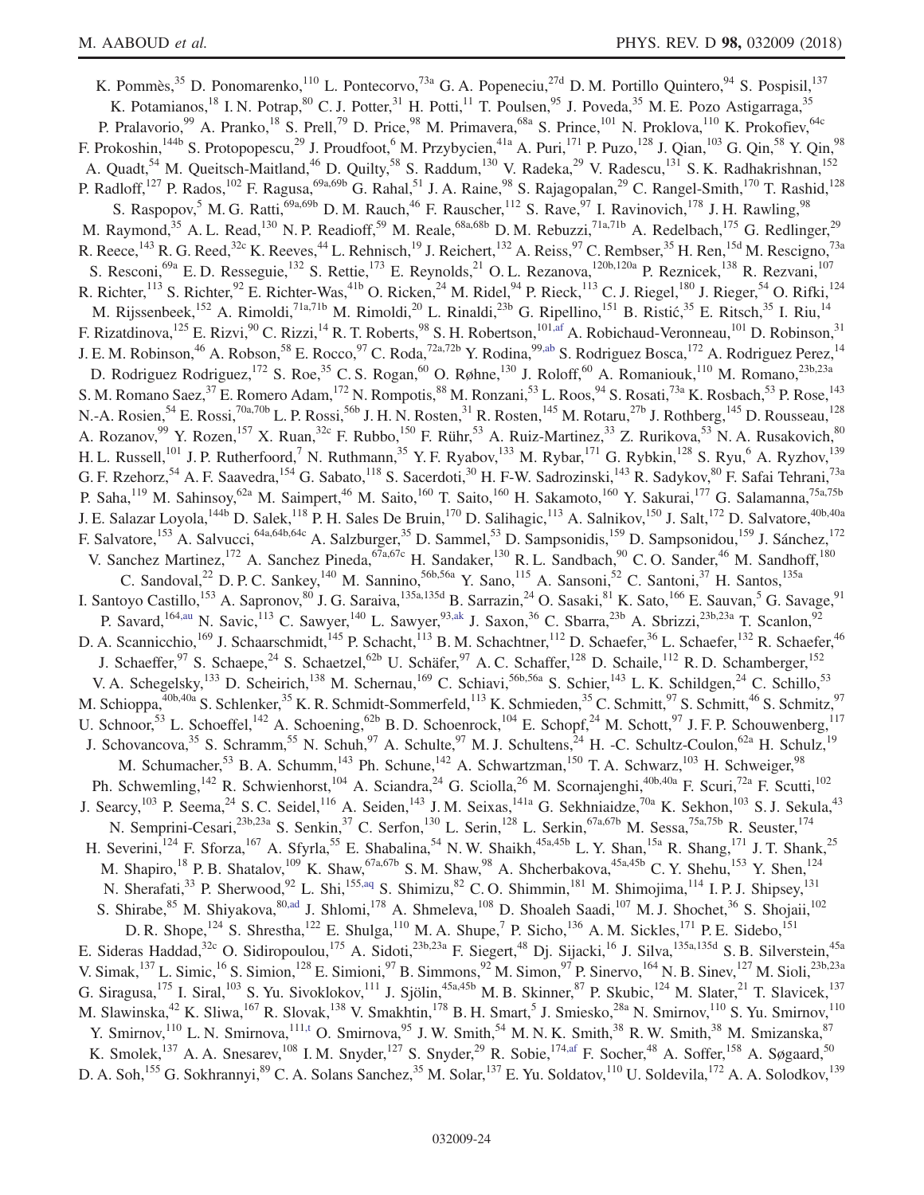K. Pommès,[35] D. Ponomarenko,[110] L. Pontecorvo,[73a] G. A. Popeneciu,[27d] D. M. Portillo Quintero,[94] S. Pospisil,[137] K. Potamianos,[18] I. N. Potrap,[80] C. J. Potter,[31] H. Potti,[11] T. Poulsen,[95] J. Poveda,[35] M. E. Pozo Astigarraga,[35] P. Pralavorio,[99] A. Pranko,[18] S. Prell,[79] D. Price,[98] M. Primavera,[68a] S. Prince,[101] N. Proklova,[110] K. Prokofiev,[64c] F. Prokoshin,[144b] S. Protopopescu,[29] J. Proudfoot,[6] M. Przybycien,[41a] A. Puri,[171] P. Puzo,[128] J. Qian,[103] G. Qin,[58] Y. Qin,[98] A. Quadt,[54] M. Queitsch-Maitland,[46] D. Quilty,[58] S. Raddum,[130] V. Radeka,[29] V. Radescu,[131] S. K. Radhakrishnan,[152] P. Radloff,[127] P. Rados,[102] F. Ragusa,[69a,69b] G. Rahal,[51] J. A. Raine,[98] S. Rajagopalan,[29] C. Rangel-Smith,[170] T. Rashid,[128] S. Raspopov,[5] M. G. Ratti,[69a,69b] D. M. Rauch,[46] F. Rauscher,[112] S. Rave,[97] I. Ravinovich,[178] J. H. Rawling,[98] M. Raymond,[35] A. L. Read,[130] N. P. Readioff,[59] M. Reale,[68a,68b] D. M. Rebuzzi,[71a,71b] A. Redelbach,[175] G. Redlinger,[29] R. Reece,[143] R. G. Reed,[32c] K. Reeves,[44] L. Rehnisch,[19] J. Reichert,[132] A. Reiss,[97] C. Rembser,[35] H. Ren,[15d] M. Rescigno,[73a] S. Resconi,[69a] E. D. Resseguie,[132] S. Rettie,[173] E. Reynolds,[21] O. L. Rezanova,[120b,120a] P. Reznicek,[138] R. Rezvani,[107] R. Richter,[113] S. Richter,[92] E. Richter-Was,[41b] O. Ricken,[24] M. Ridel,[94] P. Rieck,[113] C. J. Riegel,[180] J. Rieger,[54] O. Rifki,[124] M. Rijssenbeek,[152] A. Rimoldi,[71a,71b] M. Rimoldi,[20] L. Rinaldi,[23b] G. Ripellino,[151] B. Ristić,[35] E. Ritsch,[35] I. Riu,[14] F. Rizatdinova,[125] E. Rizvi,[90] C. Rizzi,[14] R. T. Roberts,[98] S. H. Robertson,[101,af] A. Robichaud-Veronneau,[101] D. Robinson,[31] J. E. M. Robinson,[46] A. Robson,[58] E. Rocco,[97] C. Roda,[72a,72b] Y. Rodina,[99,ab] S. Rodriguez Bosca,[172] A. Rodriguez Perez,[14] D. Rodriguez Rodriguez,[172] S. Roe,[35] C. S. Rogan,[60] O. Røhne,[130] J. Roloff,[60] A. Romaniouk,[110] M. Romano,[23b,23a] S. M. Romano Saez,[37] E. Romero Adam,[172] N. Rompotis,[88] M. Ronzani,[53] L. Roos,[94] S. Rosati,[73a] K. Rosbach,[53] P. Rose,[143] N.-A. Rosien,[54] E. Rossi,[70a,70b] L. P. Rossi,[56b] J. H. N. Rosten,[31] R. Rosten,[145] M. Rotaru,[27b] J. Rothberg,[145] D. Rousseau,[128] A. Rozanov,[99] Y. Rozen,[157] X. Ruan,[32c] F. Rubbo,[150] F. Rühr,[53] A. Ruiz-Martinez,[33] Z. Rurikova,[53] N. A. Rusakovich,[80] H. L. Russell,[101] J. P. Rutherfoord,[7] N. Ruthmann,[35] Y. F. Ryabov,[133] M. Rybar,[171] G. Rybkin,[128] S. Ryu,[6] A. Ryzhov,[139] G. F. Rzehorz,[54] A. F. Saavedra,[154] G. Sabato,[118] S. Sacerdoti,[30] H. F-W. Sadrozinski,[143] R. Sadykov,[80] F. Safai Tehrani,[73a] P. Saha,[119] M. Sahinsoy,[62a] M. Saimpert,[46] M. Saito,[160] T. Saito,[160] H. Sakamoto,[160] Y. Sakurai,[177] G. Salamanna,[75a,75b] J. E. Salazar Loyola,[144b] D. Salek,[118] P. H. Sales De Bruin,[170] D. Salihagic,[113] A. Salnikov,[150] J. Salt,[172] D. Salvatore,[40b,40a] F. Salvatore,[153] A. Salvucci,[64a,64b,64c] A. Salzburger,[35] D. Sammel,[53] D. Sampsonidis,[159] D. Sampsonidou,[159] J. Sánchez,[172] V. Sanchez Martinez,[172] A. Sanchez Pineda,[67a,67c] H. Sandaker,[130] R. L. Sandbach,[90] C. O. Sander,[46] M. Sandhoff,[180] C. Sandoval,[22] D. P. C. Sankey,[140] M. Sannino,[56b,56a] Y. Sano,[115] A. Sansoni,[52] C. Santoni,[37] H. Santos,[135a] I. Santoyo Castillo,[153] A. Sapronov,[80] J. G. Saraiva,[135a,135d] B. Sarrazin,[24] O. Sasaki,[81] K. Sato,[166] E. Sauvan,[5] G. Savage,[91] P. Savard,[164,au] N. Savic,[113] C. Sawyer,[140] L. Sawyer,[93,ak] J. Saxon,[36] C. Sbarra,[23b] A. Sbrizzi,[23b,23a] T. Scanlon,[92] D. A. Scannicchio,[169] J. Schaarschmidt,[145] P. Schacht,[113] B. M. Schachtner,[112] D. Schaefer,[36] L. Schaefer,[132] R. Schaefer,[46] J. Schaeffer,[97] S. Schaepe,[24] S. Schaetzel,[62b] U. Schäfer,[97] A. C. Schaffer,[128] D. Schaile,[112] R. D. Schamberger,[152] V. A. Schegelsky,[133] D. Scheirich,[138] M. Schernau,[169] C. Schiavi,[56b,56a] S. Schier,[143] L. K. Schildgen,[24] C. Schillo,[53] M. Schioppa,[40b,40a] S. Schlenker,[35] K. R. Schmidt-Sommerfeld,[113] K. Schmieden,[35] C. Schmitt,[97] S. Schmitt,[46] S. Schmitz,[97] U. Schnoor,[53] L. Schoeffel,[142] A. Schoening,[62b] B. D. Schoenrock,[104] E. Schopf,[24] M. Schott,[97] J. F. P. Schouwenberg,[117] J. Schovancova,[35] S. Schramm,[55] N. Schuh,[97] A. Schulte,[97] M. J. Schultens,[24] H. -C. Schultz-Coulon,[62a] H. Schulz,[19] M. Schumacher,[53] B. A. Schumm,[143] Ph. Schune,[142] A. Schwartzman,[150] T. A. Schwarz,[103] H. Schweiger,[98] Ph. Schwemling,[142] R. Schwienhorst,[104] A. Sciandra,[24] G. Sciolla,[26] M. Scornajenghi,[40b,40a] F. Scuri,[72a] F. Scutti,[102] J. Searcy,[103] P. Seema,[24] S. C. Seidel,[116] A. Seiden,[143] J. M. Seixas,[141a] G. Sekhniaidze,[70a] K. Sekhon,[103] S. J. Sekula,[43] N. Semprini-Cesari,[23b,23a] S. Senkin,[37] C. Serfon,[130] L. Serin,[128] L. Serkin,[67a,67b] M. Sessa,[75a,75b] R. Seuster,[174] H. Severini,[124] F. Sforza,[167] A. Sfyrla,[55] E. Shabalina,[54] N. W. Shaikh,[45a,45b] L. Y. Shan,[15a] R. Shang,[171] J. T. Shank,[25] M. Shapiro,[18] P. B. Shatalov,[109] K. Shaw,[67a,67b] S. M. Shaw,[98] A. Shcherbakova,[45a,45b] C. Y. Shehu,[153] Y. Shen,[124] N. Sherafati,[33] P. Sherwood,[92] L. Shi,[155,aq] S. Shimizu,[82] C. O. Shimmin,[181] M. Shimojima,[114] I. P. J. Shipsey,[131] S. Shirabe,[85] M. Shiyakova,[80,ad] J. Shlomi,[178] A. Shmeleva,[108] D. Shoaleh Saadi,[107] M. J. Shochet,[36] S. Shojaii,[102] D. R. Shope,[124] S. Shrestha,[122] E. Shulga,[110] M. A. Shupe,[7] P. Sicho,[136] A. M. Sickles,[171] P. E. Sidebo,[151] E. Sideras Haddad,[32c] O. Sidiropoulou,[175] A. Sidoti,[23b,23a] F. Siegert,[48] Dj. Sijacki,[16] J. Silva,[135a,135d] S. B. Silverstein,[45a] V. Simak,[137] L. Simic,[16] S. Simion,[128] E. Simioni,[97] B. Simmons,[92] M. Simon,[97] P. Sinervo,[164] N. B. Sinev,[127] M. Sioli,[23b,23a] G. Siragusa,[175] I. Siral,[103] S. Yu. Sivoklokov,[111] J. Sjölin,[45a,45b] M. B. Skinner,[87] P. Skubic,[124] M. Slater,[21] T. Slavicek,[137] M. Slawinska,[42] K. Sliwa,[167] R. Slovak,[138] V. Smakhtin,[178] B. H. Smart,[5] J. Smiesko,[28a] N. Smirnov,[110] S. Yu. Smirnov,[110] Y. Smirnov,[110] L. N. Smirnova,[111,t] O. Smirnova,[95] J. W. Smith,[54] M. N. K. Smith,[38] R. W. Smith,[38] M. Smizanska,[87] K. Smolek,[137] A. A. Snesarev,[108] I. M. Snyder,[127] S. Snyder,[29] R. Sobie,[174,af] F. Socher,[48] A. Soffer,[158] A. Søgaard,[50] D. A. Soh,[155] G. Sokhrannyi,[89] C. A. Solans Sanchez,[35] M. Solar,[137] E. Yu. Soldatov,[110] U. Soldevila,[172] A. A. Solodkov,[139]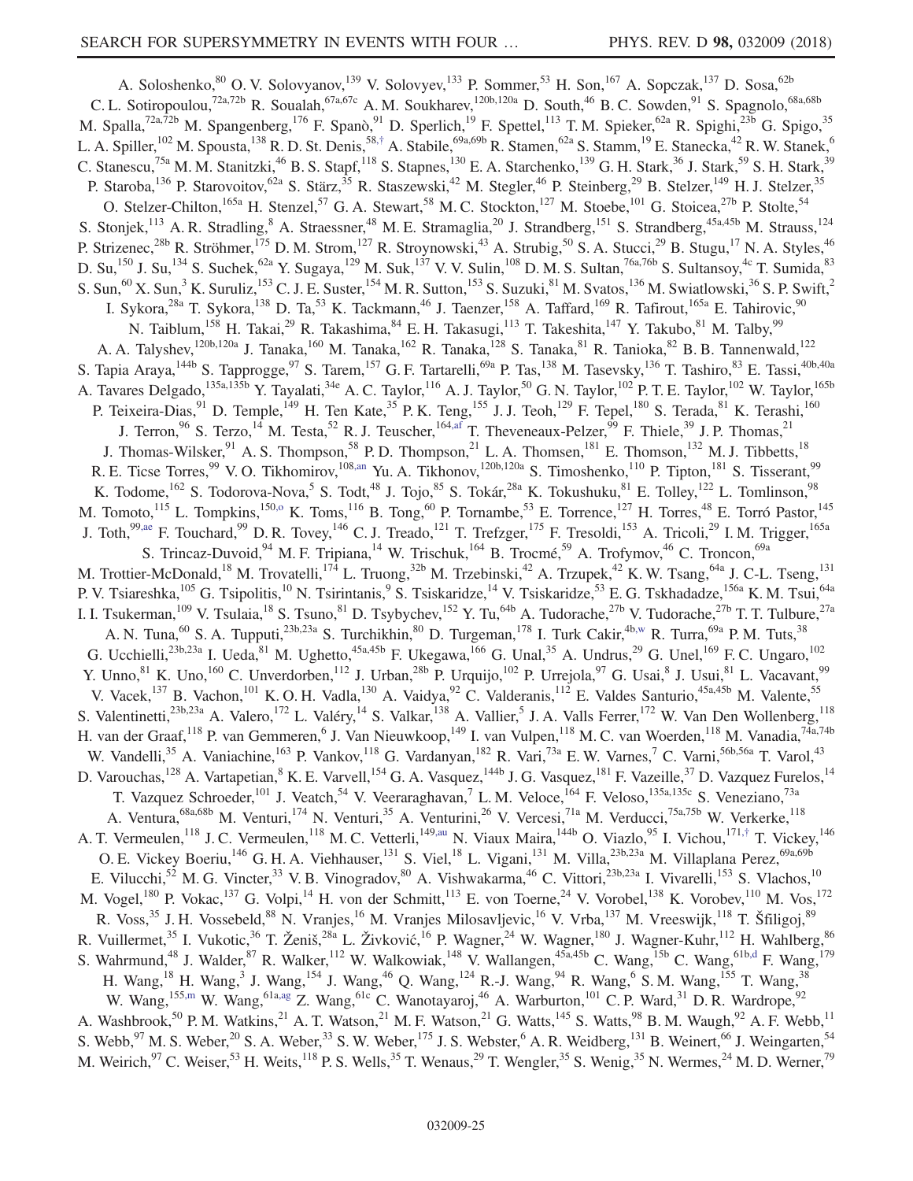A. Soloshenko,[80] O. V. Solovyanov,[139] V. Solovyev,[133] P. Sommer,[53] H. Son,[167] A. Sopczak,[137] D. Sosa,[62b] C. L. Sotiropoulou,[72a,72b] R. Soualah,[67a,67c] A. M. Soukharev,[120b,120a] D. South,[46] B. C. Sowden,[91] S. Spagnolo,[68a,68b] M. Spalla,[72a,72b] M. Spangenberg,[176] F. Spanò,[91] D. Sperlich,[19] F. Spettel,[113] T. M. Spieker,[62a] R. Spighi,[23b] G. Spigo,[35] L. A. Spiller,[102] M. Spousta,[138] R. D. St. Denis,[58,†] A. Stabile,[69a,69b] R. Stamen,[62a] S. Stamm,[19] E. Stanecka,[42] R. W. Stanek,[6] C. Stanescu,[75a] M. M. Stanitzki,[46] B. S. Stapf,[118] S. Stapnes,[130] E. A. Starchenko,[139] G. H. Stark,[36] J. Stark,[59] S. H. Stark,[39] P. Staroba,[136] P. Starovoitov,[62a] S. Stärz,[35] R. Staszewski,[42] M. Stegler,[46] P. Steinberg,[29] B. Stelzer,[149] H. J. Stelzer,[35] O. Stelzer-Chilton,[165a] H. Stenzel,[57] G. A. Stewart,[58] M. C. Stockton,[127] M. Stoebe,[101] G. Stoicea,[27b] P. Stolte,[54] S. Stonjek,[113] A. R. Stradling,[8] A. Straessner,[48] M. E. Stramaglia,[20] J. Strandberg,[151] S. Strandberg,[45a,45b] M. Strauss,[124] P. Strizenec,[28b] R. Ströhmer,[175] D. M. Strom,[127] R. Stroynowski,[43] A. Strubig,[50] S. A. Stucci,[29] B. Stugu,[17] N. A. Styles,[46] D. Su,[150] J. Su,[134] S. Suchek,[62a] Y. Sugaya,[129] M. Suk,[137] V. V. Sulin,[108] D. M. S. Sultan,[76a,76b] S. Sultansoy,[4c] T. Sumida,[83] S. Sun,[60] X. Sun,[3] K. Suruliz,[153] C. J. E. Suster,[154] M. R. Sutton,[153] S. Suzuki,[81] M. Svatos,[136] M. Swiatlowski,[36] S. P. Swift,[2] I. Sykora,[28a] T. Sykora,[138] D. Ta,[53] K. Tackmann,[46] J. Taenzer,[158] A. Taffard,[169] R. Tafirout,[165a] E. Tahirovic,[90] N. Taiblum,[158] H. Takai,[29] R. Takashima,[84] E. H. Takasugi,[113] T. Takeshita,[147] Y. Takubo,[81] M. Talby,[99] A. A. Talyshev,[120b,120a] J. Tanaka,[160] M. Tanaka,[162] R. Tanaka,[128] S. Tanaka,[81] R. Tanioka,[82] B. B. Tannenwald,[122] S. Tapia Araya,[144b] S. Tapprogge,[97] S. Tarem,[157] G. F. Tartarelli,[69a] P. Tas,[138] M. Tasevsky,[136] T. Tashiro,[83] E. Tassi,[40b,40a] A. Tavares Delgado,[135a,135b] Y. Tayalati,[34e] A. C. Taylor,[116] A. J. Taylor,[50] G. N. Taylor,[102] P. T. E. Taylor,[102] W. Taylor,[165b] P. Teixeira-Dias,[91] D. Temple,[149] H. Ten Kate,[35] P. K. Teng,[155] J. J. Teoh,[129] F. Tepel,[180] S. Terada,[81] K. Terashi,[160] J. Terron,[96] S. Terzo,[14] M. Testa,[52] R. J. Teuscher,[164,af] T. Theveneaux-Pelzer,[99] F. Thiele,[39] J. P. Thomas,[21] J. Thomas-Wilsker,[91] A. S. Thompson,[58] P. D. Thompson,[21] L. A. Thomsen,[181] E. Thomson,[132] M. J. Tibbetts,[18] R. E. Ticse Torres,[99] V. O. Tikhomirov,[108,an] Yu. A. Tikhonov,[120b,120a] S. Timoshenko,[110] P. Tipton,[181] S. Tisserant,[99] K. Todome,[162] S. Todorova-Nova,[5] S. Todt,[48] J. Tojo,[85] S. Tokár,[28a] K. Tokushuku,[81] E. Tolley,[122] L. Tomlinson,[98] M. Tomoto,[115] L. Tompkins,[150,o] K. Toms,[116] B. Tong,[60] P. Tornambe,[53] E. Torrence,[127] H. Torres,[48] E. Torró Pastor,[145] J. Toth,[99,ae] F. Touchard,[99] D. R. Tovey,[146] C. J. Treado,[121] T. Trefzger,[175] F. Tresoldi,[153] A. Tricoli,[29] I. M. Trigger,[165a] S. Trincaz-Duvoid,[94] M. F. Tripiana,[14] W. Trischuk,[164] B. Trocmé,[59] A. Trofymov,[46] C. Troncon,[69a] M. Trottier-McDonald,[18] M. Trovatelli,[174] L. Truong,[32b] M. Trzebinski,[42] A. Trzupek,[42] K. W. Tsang,[64a] J. C-L. Tseng,[131] P. V. Tsiareshka,[105] G. Tsipolitis,[10] N. Tsirintanis,[9] S. Tsiskaridze,[14] V. Tsiskaridze,[53] E. G. Tskhadadze,[156a] K. M. Tsui,[64a] I. I. Tsukerman,[109] V. Tsulaia,[18] S. Tsuno,[81] D. Tsybychev,[152] Y. Tu,[64b] A. Tudorache,[27b] V. Tudorache,[27b] T. T. Tulbure,[27a] A. N. Tuna,[60] S. A. Tupputi,[23b,23a] S. Turchikhin,[80] D. Turgeman,[178] I. Turk Cakir,[4b,w] R. Turra,[69a] P. M. Tuts,[38] G. Ucchielli,[23b,23a] I. Ueda,[81] M. Ughetto,[45a,45b] F. Ukegawa,[166] G. Unal,[35] A. Undrus,[29] G. Unel,[169] F. C. Ungaro,[102] Y. Unno,[81] K. Uno,[160] C. Unverdorben,[112] J. Urban,[28b] P. Urquijo,[102] P. Urrejola,[97] G. Usai,[8] J. Usui,[81] L. Vacavant,[99] V. Vacek,[137] B. Vachon,[101] K. O. H. Vadla,[130] A. Vaidya,[92] C. Valderanis,[112] E. Valdes Santurio,[45a,45b] M. Valente,[55] S. Valentinetti,[23b,23a] A. Valero,[172] L. Valéry,[14] S. Valkar,[138] A. Vallier,[5] J. A. Valls Ferrer,[172] W. Van Den Wollenberg,[118] H. van der Graaf,[118] P. van Gemmeren,[6] J. Van Nieuwkoop,[149] I. van Vulpen,[118] M. C. van Woerden,[118] M. Vanadia,[74a,74b] W. Vandelli,[35] A. Vaniachine,[163] P. Vankov,[118] G. Vardanyan,[182] R. Vari,[73a] E. W. Varnes,[7] C. Varni,[56b,56a] T. Varol,[43] D. Varouchas,[128] A. Vartapetian,[8] K. E. Varvell,[154] G. A. Vasquez,[144b] J. G. Vasquez,[181] F. Vazeille,[37] D. Vazquez Furelos,[14] T. Vazquez Schroeder,[101] J. Veatch,[54] V. Veeraraghavan,[7] L. M. Veloce,[164] F. Veloso,[135a,135c] S. Veneziano,[73a] A. Ventura,[68a,68b] M. Venturi,[174] N. Venturi,[35] A. Venturini,[26] V. Vercesi,[71a] M. Verducci,[75a,75b] W. Verkerke,[118] A. T. Vermeulen,[118] J. C. Vermeulen,[118] M. C. Vetterli,[149,au] N. Viaux Maira,[144b] O. Viazlo,[95] I. Vichou,[171,†] T. Vickey,[146] O. E. Vickey Boeriu,[146] G. H. A. Viehhauser,[131] S. Viel,[18] L. Vigani,[131] M. Villa,[23b,23a] M. Villaplana Perez,[69a,69b] E. Vilucchi,[52] M. G. Vincter,[33] V. B. Vinogradov,[80] A. Vishwakarma,[46] C. Vittori,[23b,23a] I. Vivarelli,[153] S. Vlachos,[10] M. Vogel,[180] P. Vokac,[137] G. Volpi,[14] H. von der Schmitt,[113] E. von Toerne,[24] V. Vorobel,[138] K. Vorobev,[110] M. Vos,[172] R. Voss,[35] J. H. Vossebeld,[88] N. Vranjes,[16] M. Vranjes Milosavljevic,[16] V. Vrba,[137] M. Vreeswijk,[118] T. Šfiligoj,[89] R. Vuillermet,[35] I. Vukotic,[36] T. Ženiš,[28a] L. Živković,[16] P. Wagner,[24] W. Wagner,[180] J. Wagner-Kuhr,[112] H. Wahlberg,[86] S. Wahrmund,[48] J. Walder,[87] R. Walker,[112] W. Walkowiak,[148] V. Wallangen,[45a,45b] C. Wang,[15b] C. Wang,[61b,d] F. Wang,[179] H. Wang,[18] H. Wang,[3] J. Wang,[154] J. Wang,[46] Q. Wang,[124] R.-J. Wang,[94] R. Wang,[6] S. M. Wang,[155] T. Wang,[38] W. Wang,[155,m] W. Wang,[61a,ag] Z. Wang,[61c] C. Wanotayaroj,[46] A. Warburton,[101] C. P. Ward,[31] D. R. Wardrope,[92] A. Washbrook,[50] P. M. Watkins,[21] A. T. Watson,[21] M. F. Watson,[21] G. Watts,[145] S. Watts,[98] B. M. Waugh,[92] A. F. Webb,[11] S. Webb,[97] M. S. Weber,[20] S. A. Weber,[33] S. W. Weber,[175] J. S. Webster,[6] A. R. Weidberg,[131] B. Weinert,[66] J. Weingarten,[54] M. Weirich,[97] C. Weiser,[53] H. Weits,[118] P. S. Wells,[35] T. Wenaus,[29] T. Wengler,[35] S. Wenig,[35] N. Wermes,[24] M. D. Werner,[79]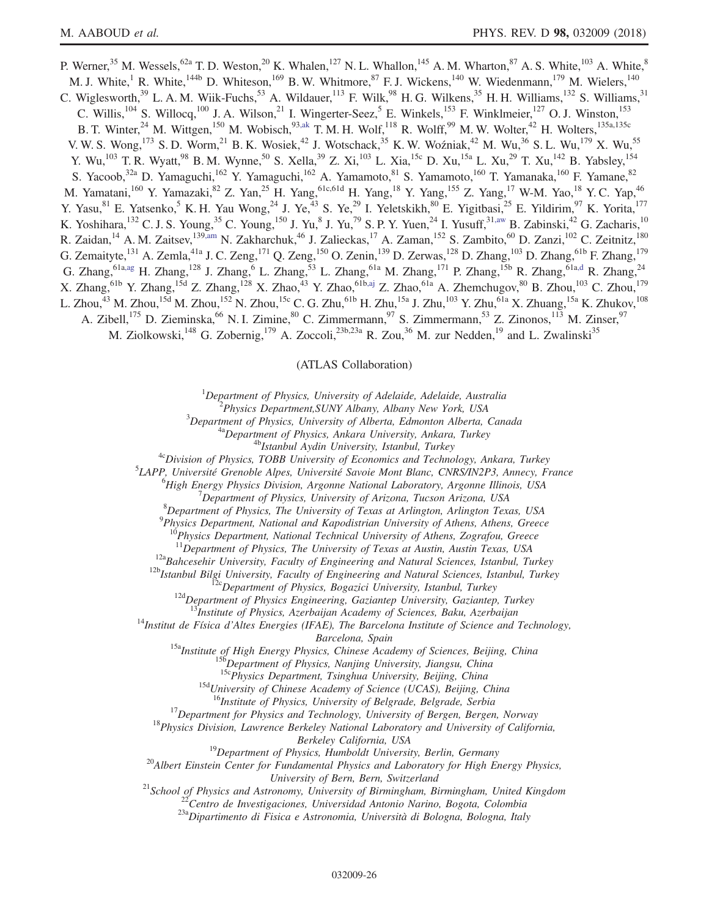P. Werner,[35] M. Wessels,[62a] T. D. Weston,[20] K. Whalen,[127] N. L. Whallon,[145] A. M. Wharton,[87] A. S. White,[103] A. White,[8] M. J. White,[1] R. White,[144b] D. Whiteson,[169] B. W. Whitmore,[87] F. J. Wickens,[140] W. Wiedenmann,[179] M. Wielers,[140] C. Wiglesworth,[39] L. A. M. Wiik-Fuchs,[53] A. Wildauer,[113] F. Wilk,[98] H. G. Wilkens,[35] H. H. Williams,[132] S. Williams,[31] C. Willis,[104] S. Willocq,[100] J. A. Wilson,[21] I. Wingerter-Seez,[5] E. Winkels,[153] F. Winklmeier,[127] O. J. Winston,[153] B. T. Winter,[24] M. Wittgen,[150] M. Wobisch,[93,ak] T. M. H. Wolf,[118] R. Wolff,[99] M. W. Wolter,[42] H. Wolters,[135a,135c] V. W. S. Wong,[173] S. D. Worm,[21] B. K. Wosiek,[42] J. Wotschack,[35] K. W. Woźniak,[42] M. Wu,[36] S. L. Wu,[179] X. Wu,[55] Y. Wu,[103] T. R. Wyatt,[98] B. M. Wynne,[50] S. Xella,[39] Z. Xi,[103] L. Xia,[15c] D. Xu,[15a] L. Xu,[29] T. Xu,[142] B. Yabsley,[154] S. Yacoob,[32a] D. Yamaguchi,[162] Y. Yamaguchi,[162] A. Yamamoto,[81] S. Yamamoto,[160] T. Yamanaka,[160] F. Yamane,[82] M. Yamatani,[160] Y. Yamazaki,[82] Z. Yan,[25] H. Yang,[61c,61d] H. Yang,[18] Y. Yang,[155] Z. Yang,[17] W-M. Yao,[18] Y. C. Yap,[46] Y. Yasu,[81] E. Yatsenko,[5] K. H. Yau Wong,[24] J. Ye,[43] S. Ye,[29] I. Yeletskikh,[80] E. Yigitbasi,[25] E. Yildirim,[97] K. Yorita,[177] K. Yoshihara,[132] C. J. S. Young,[35] C. Young,[150] J. Yu,[8] J. Yu,[79] S. P. Y. Yuen,[24] I. Yusuff,[31,aw] B. Zabinski,[42] G. Zacharis,[10] R. Zaidan,[14] A. M. Zaitsev,[139,am] N. Zakharchuk,[46] J. Zalieckas,[17] A. Zaman,[152] S. Zambito,[60] D. Zanzi,[102] C. Zeitnitz,[180] G. Zemaityte,[131] A. Zemla,[41a] J. C. Zeng,[171] Q. Zeng,[150] O. Zenin,[139] D. Zerwas,[128] D. Zhang,[103] D. Zhang,[61b] F. Zhang,[179] G. Zhang,[61a,ag] H. Zhang,[128] J. Zhang,[6] L. Zhang,[53] L. Zhang,[61a] M. Zhang,[171] P. Zhang,[15b] R. Zhang,[61a,d] R. Zhang,[24] X. Zhang,[61b] Y. Zhang,[15d] Z. Zhang,[128] X. Zhao,[43] Y. Zhao,[61b,aj] Z. Zhao,[61a] A. Zhemchugov,[80] B. Zhou,[103] C. Zhou,[179] L. Zhou,[43] M. Zhou,[15d] M. Zhou,[152] N. Zhou,[15c] C. G. Zhu,[61b] H. Zhu,[15a] J. Zhu,[103] Y. Zhu,[61a] X. Zhuang,[15a] K. Zhukov,[108] A. Zibell,[175] D. Zieminska,[66] N. I. Zimine,[80] C. Zimmermann,[97] S. Zimmermann,[53] Z. Zinonos,[113] M. Zinser,[97] M. Ziolkowski,[148] G. Zobernig,[179] A. Zoccoli,[23b,23a] R. Zou,[36] M. zur Nedden,[19] and L. Zwalinski[35]

(ATLAS Collaboration)

[1]*Department of Physics, University of Adelaide, Adelaide, Australia*
[2]*Physics Department,SUNY Albany, Albany New York, USA*
[3]*Department of Physics, University of Alberta, Edmonton Alberta, Canada*
[4a]*Department of Physics, Ankara University, Ankara, Turkey*
[4b]*Istanbul Aydin University, Istanbul, Turkey*
[4c]*Division of Physics, TOBB University of Economics and Technology, Ankara, Turkey*
[5]*LAPP, Université Grenoble Alpes, Université Savoie Mont Blanc, CNRS/IN2P3, Annecy, France*
[6]*High Energy Physics Division, Argonne National Laboratory, Argonne Illinois, USA*
[7]*Department of Physics, University of Arizona, Tucson Arizona, USA*
[8]*Department of Physics, The University of Texas at Arlington, Arlington Texas, USA*
[9]*Physics Department, National and Kapodistrian University of Athens, Athens, Greece*
[10]*Physics Department, National Technical University of Athens, Zografou, Greece*
[11]*Department of Physics, The University of Texas at Austin, Austin Texas, USA*
[12a]*Bahcesehir University, Faculty of Engineering and Natural Sciences, Istanbul, Turkey*
[12b]*Istanbul Bilgi University, Faculty of Engineering and Natural Sciences, Istanbul, Turkey*
[12c]*Department of Physics, Bogazici University, Istanbul, Turkey*
[12d]*Department of Physics Engineering, Gaziantep University, Gaziantep, Turkey*
[13]*Institute of Physics, Azerbaijan Academy of Sciences, Baku, Azerbaijan*
[14]*Institut de Física d'Altes Energies (IFAE), The Barcelona Institute of Science and Technology, Barcelona, Spain*
[15a]*Institute of High Energy Physics, Chinese Academy of Sciences, Beijing, China*
[15b]*Department of Physics, Nanjing University, Jiangsu, China*
[15c]*Physics Department, Tsinghua University, Beijing, China*
[15d]*University of Chinese Academy of Science (UCAS), Beijing, China*
[16]*Institute of Physics, University of Belgrade, Belgrade, Serbia*
[17]*Department for Physics and Technology, University of Bergen, Bergen, Norway*
[18]*Physics Division, Lawrence Berkeley National Laboratory and University of California, Berkeley California, USA*
[19]*Department of Physics, Humboldt University, Berlin, Germany*
[20]*Albert Einstein Center for Fundamental Physics and Laboratory for High Energy Physics, University of Bern, Bern, Switzerland*
[21]*School of Physics and Astronomy, University of Birmingham, Birmingham, United Kingdom*
[22]*Centro de Investigaciones, Universidad Antonio Narino, Bogota, Colombia*
[23a]*Dipartimento di Fisica e Astronomia, Università di Bologna, Bologna, Italy*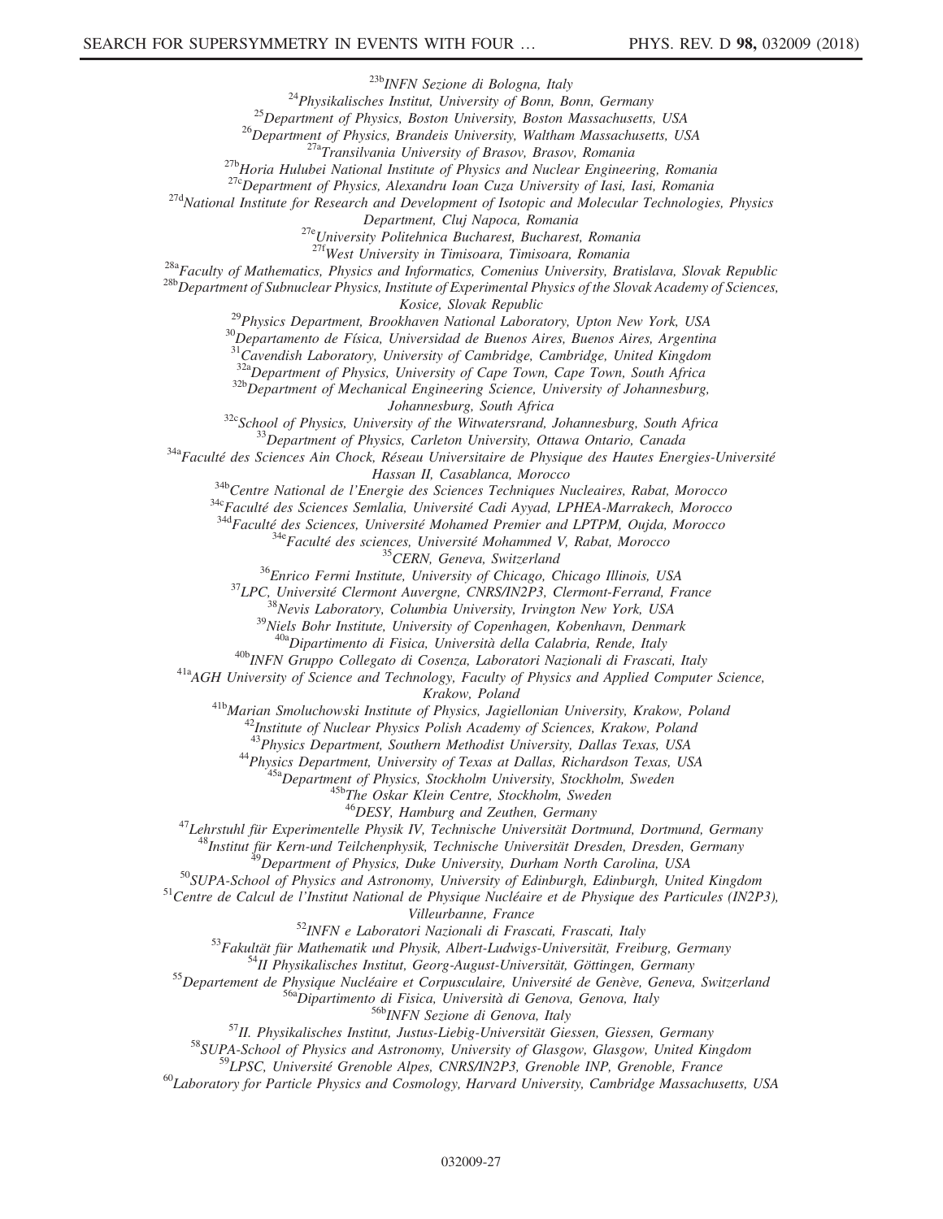[23b]INFN Sezione di Bologna, Italy
[24]Physikalisches Institut, University of Bonn, Bonn, Germany
[25]Department of Physics, Boston University, Boston Massachusetts, USA
[26]Department of Physics, Brandeis University, Waltham Massachusetts, USA
[27a]Transilvania University of Brasov, Brasov, Romania
[27b]Horia Hulubei National Institute of Physics and Nuclear Engineering, Romania
[27c]Department of Physics, Alexandru Ioan Cuza University of Iasi, Iasi, Romania
[27d]National Institute for Research and Development of Isotopic and Molecular Technologies, Physics Department, Cluj Napoca, Romania
[27e]University Politehnica Bucharest, Bucharest, Romania
[27f]West University in Timisoara, Timisoara, Romania
[28a]Faculty of Mathematics, Physics and Informatics, Comenius University, Bratislava, Slovak Republic
[28b]Department of Subnuclear Physics, Institute of Experimental Physics of the Slovak Academy of Sciences, Kosice, Slovak Republic
[29]Physics Department, Brookhaven National Laboratory, Upton New York, USA
[30]Departamento de Física, Universidad de Buenos Aires, Buenos Aires, Argentina
[31]Cavendish Laboratory, University of Cambridge, Cambridge, United Kingdom
[32a]Department of Physics, University of Cape Town, Cape Town, South Africa
[32b]Department of Mechanical Engineering Science, University of Johannesburg, Johannesburg, South Africa
[32c]School of Physics, University of the Witwatersrand, Johannesburg, South Africa
[33]Department of Physics, Carleton University, Ottawa Ontario, Canada
[34a]Faculté des Sciences Ain Chock, Réseau Universitaire de Physique des Hautes Energies-Université Hassan II, Casablanca, Morocco
[34b]Centre National de l'Energie des Sciences Techniques Nucleaires, Rabat, Morocco
[34c]Faculté des Sciences Semlalia, Université Cadi Ayyad, LPHEA-Marrakech, Morocco
[34d]Faculté des Sciences, Université Mohamed Premier and LPTPM, Oujda, Morocco
[34e]Faculté des sciences, Université Mohammed V, Rabat, Morocco
[35]CERN, Geneva, Switzerland
[36]Enrico Fermi Institute, University of Chicago, Chicago Illinois, USA
[37]LPC, Université Clermont Auvergne, CNRS/IN2P3, Clermont-Ferrand, France
[38]Nevis Laboratory, Columbia University, Irvington New York, USA
[39]Niels Bohr Institute, University of Copenhagen, Kobenhavn, Denmark
[40a]Dipartimento di Fisica, Università della Calabria, Rende, Italy
[40b]INFN Gruppo Collegato di Cosenza, Laboratori Nazionali di Frascati, Italy
[41a]AGH University of Science and Technology, Faculty of Physics and Applied Computer Science, Krakow, Poland
[41b]Marian Smoluchowski Institute of Physics, Jagiellonian University, Krakow, Poland
[42]Institute of Nuclear Physics Polish Academy of Sciences, Krakow, Poland
[43]Physics Department, Southern Methodist University, Dallas Texas, USA
[44]Physics Department, University of Texas at Dallas, Richardson Texas, USA
[45a]Department of Physics, Stockholm University, Stockholm, Sweden
[45b]The Oskar Klein Centre, Stockholm, Sweden
[46]DESY, Hamburg and Zeuthen, Germany
[47]Lehrstuhl für Experimentelle Physik IV, Technische Universität Dortmund, Dortmund, Germany
[48]Institut für Kern-und Teilchenphysik, Technische Universität Dresden, Dresden, Germany
[49]Department of Physics, Duke University, Durham North Carolina, USA
[50]SUPA-School of Physics and Astronomy, University of Edinburgh, Edinburgh, United Kingdom
[51]Centre de Calcul de l'Institut National de Physique Nucléaire et de Physique des Particules (IN2P3), Villeurbanne, France
[52]INFN e Laboratori Nazionali di Frascati, Frascati, Italy
[53]Fakultät für Mathematik und Physik, Albert-Ludwigs-Universität, Freiburg, Germany
[54]II Physikalisches Institut, Georg-August-Universität, Göttingen, Germany
[55]Departement de Physique Nucléaire et Corpusculaire, Université de Genève, Geneva, Switzerland
[56a]Dipartimento di Fisica, Università di Genova, Genova, Italy
[56b]INFN Sezione di Genova, Italy
[57]II. Physikalisches Institut, Justus-Liebig-Universität Giessen, Giessen, Germany
[58]SUPA-School of Physics and Astronomy, University of Glasgow, Glasgow, United Kingdom
[59]LPSC, Université Grenoble Alpes, CNRS/IN2P3, Grenoble INP, Grenoble, France
[60]Laboratory for Particle Physics and Cosmology, Harvard University, Cambridge Massachusetts, USA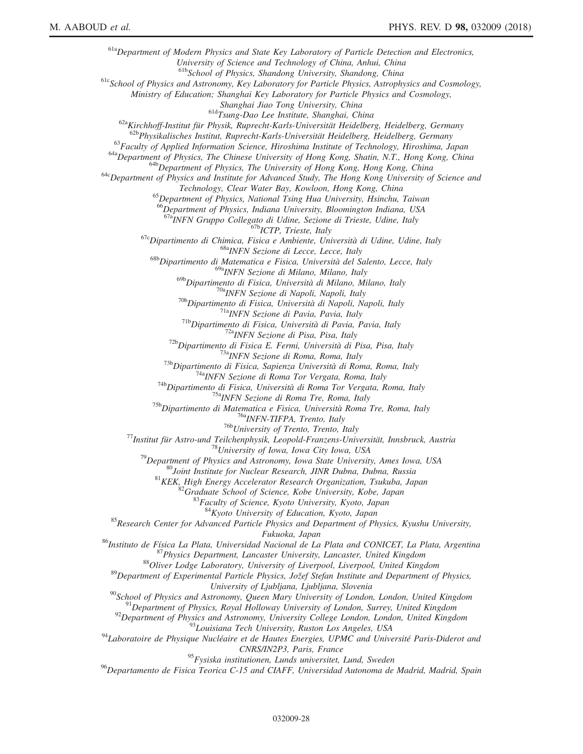[61a]Department of Modern Physics and State Key Laboratory of Particle Detection and Electronics, University of Science and Technology of China, Anhui, China

[61b]School of Physics, Shandong University, Shandong, China

[61c]School of Physics and Astronomy, Key Laboratory for Particle Physics, Astrophysics and Cosmology, Ministry of Education; Shanghai Key Laboratory for Particle Physics and Cosmology, Shanghai Jiao Tong University, China

[61d]Tsung-Dao Lee Institute, Shanghai, China

[62a]Kirchhoff-Institut für Physik, Ruprecht-Karls-Universität Heidelberg, Heidelberg, Germany

[62b]Physikalisches Institut, Ruprecht-Karls-Universität Heidelberg, Heidelberg, Germany

[63]Faculty of Applied Information Science, Hiroshima Institute of Technology, Hiroshima, Japan

[64a]Department of Physics, The Chinese University of Hong Kong, Shatin, N.T., Hong Kong, China

[64b]Department of Physics, The University of Hong Kong, Hong Kong, China

[64c]Department of Physics and Institute for Advanced Study, The Hong Kong University of Science and Technology, Clear Water Bay, Kowloon, Hong Kong, China

[65]Department of Physics, National Tsing Hua University, Hsinchu, Taiwan

[66]Department of Physics, Indiana University, Bloomington Indiana, USA

[67a]INFN Gruppo Collegato di Udine, Sezione di Trieste, Udine, Italy

[67b]ICTP, Trieste, Italy

[67c]Dipartimento di Chimica, Fisica e Ambiente, Università di Udine, Udine, Italy

[68a]INFN Sezione di Lecce, Lecce, Italy

[68b]Dipartimento di Matematica e Fisica, Università del Salento, Lecce, Italy

[69a]INFN Sezione di Milano, Milano, Italy

[69b]Dipartimento di Fisica, Università di Milano, Milano, Italy

[70a]INFN Sezione di Napoli, Napoli, Italy

[70b]Dipartimento di Fisica, Università di Napoli, Napoli, Italy

[71a]INFN Sezione di Pavia, Pavia, Italy

[71b]Dipartimento di Fisica, Università di Pavia, Pavia, Italy

[72a]INFN Sezione di Pisa, Pisa, Italy

[72b]Dipartimento di Fisica E. Fermi, Università di Pisa, Pisa, Italy

[73a]INFN Sezione di Roma, Roma, Italy

[73b]Dipartimento di Fisica, Sapienza Università di Roma, Roma, Italy

[74a]INFN Sezione di Roma Tor Vergata, Roma, Italy

[74b]Dipartimento di Fisica, Università di Roma Tor Vergata, Roma, Italy

[75a]INFN Sezione di Roma Tre, Roma, Italy

[75b]Dipartimento di Matematica e Fisica, Università Roma Tre, Roma, Italy

[76a]INFN-TIFPA, Trento, Italy

[76b]University of Trento, Trento, Italy

[77]Institut für Astro-und Teilchenphysik, Leopold-Franzens-Universität, Innsbruck, Austria

[78]University of Iowa, Iowa City Iowa, USA

[79]Department of Physics and Astronomy, Iowa State University, Ames Iowa, USA

[80]Joint Institute for Nuclear Research, JINR Dubna, Dubna, Russia

[81]KEK, High Energy Accelerator Research Organization, Tsukuba, Japan

[82]Graduate School of Science, Kobe University, Kobe, Japan

[83]Faculty of Science, Kyoto University, Kyoto, Japan

[84]Kyoto University of Education, Kyoto, Japan

[85]Research Center for Advanced Particle Physics and Department of Physics, Kyushu University, Fukuoka, Japan

[86]Instituto de Física La Plata, Universidad Nacional de La Plata and CONICET, La Plata, Argentina

[87]Physics Department, Lancaster University, Lancaster, United Kingdom

[88]Oliver Lodge Laboratory, University of Liverpool, Liverpool, United Kingdom

[89]Department of Experimental Particle Physics, Jožef Stefan Institute and Department of Physics, University of Ljubljana, Ljubljana, Slovenia

[90]School of Physics and Astronomy, Queen Mary University of London, London, United Kingdom

[91]Department of Physics, Royal Holloway University of London, Surrey, United Kingdom

[92]Department of Physics and Astronomy, University College London, London, United Kingdom

[93]Louisiana Tech University, Ruston Los Angeles, USA

[94]Laboratoire de Physique Nucléaire et de Hautes Energies, UPMC and Université Paris-Diderot and CNRS/IN2P3, Paris, France

[95]Fysiska institutionen, Lunds universitet, Lund, Sweden

[96]Departamento de Fisica Teorica C-15 and CIAFF, Universidad Autonoma de Madrid, Madrid, Spain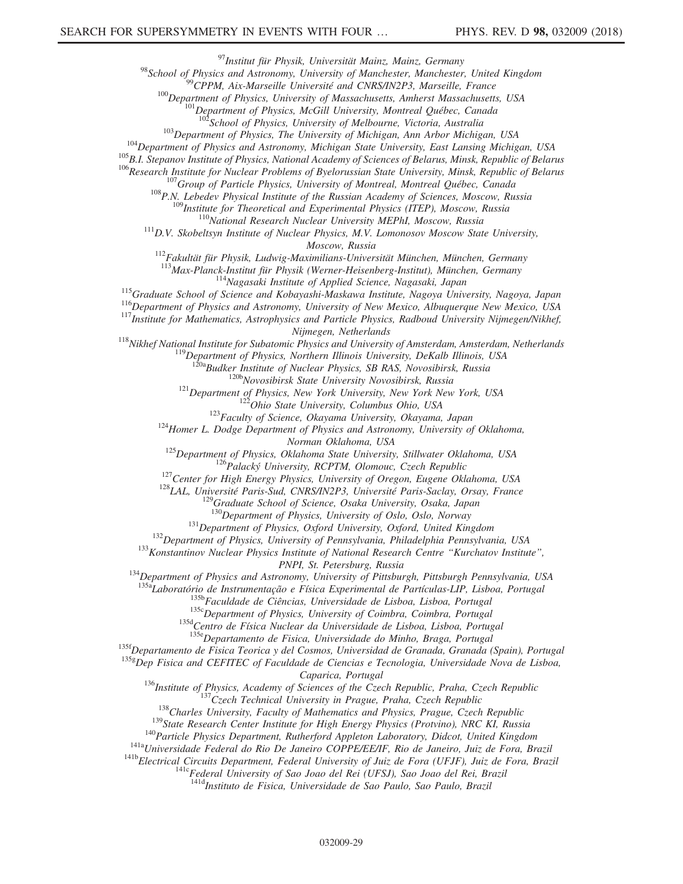[97]Institut für Physik, Universität Mainz, Mainz, Germany
[98]School of Physics and Astronomy, University of Manchester, Manchester, United Kingdom
[99]CPPM, Aix-Marseille Université and CNRS/IN2P3, Marseille, France
[100]Department of Physics, University of Massachusetts, Amherst Massachusetts, USA
[101]Department of Physics, McGill University, Montreal Québec, Canada
[102]School of Physics, University of Melbourne, Victoria, Australia
[103]Department of Physics, The University of Michigan, Ann Arbor Michigan, USA
[104]Department of Physics and Astronomy, Michigan State University, East Lansing Michigan, USA
[105]B.I. Stepanov Institute of Physics, National Academy of Sciences of Belarus, Minsk, Republic of Belarus
[106]Research Institute for Nuclear Problems of Byelorussian State University, Minsk, Republic of Belarus
[107]Group of Particle Physics, University of Montreal, Montreal Québec, Canada
[108]P.N. Lebedev Physical Institute of the Russian Academy of Sciences, Moscow, Russia
[109]Institute for Theoretical and Experimental Physics (ITEP), Moscow, Russia
[110]National Research Nuclear University MEPhI, Moscow, Russia
[111]D.V. Skobeltsyn Institute of Nuclear Physics, M.V. Lomonosov Moscow State University, Moscow, Russia
[112]Fakultät für Physik, Ludwig-Maximilians-Universität München, München, Germany
[113]Max-Planck-Institut für Physik (Werner-Heisenberg-Institut), München, Germany
[114]Nagasaki Institute of Applied Science, Nagasaki, Japan
[115]Graduate School of Science and Kobayashi-Maskawa Institute, Nagoya University, Nagoya, Japan
[116]Department of Physics and Astronomy, University of New Mexico, Albuquerque New Mexico, USA
[117]Institute for Mathematics, Astrophysics and Particle Physics, Radboud University Nijmegen/Nikhef, Nijmegen, Netherlands
[118]Nikhef National Institute for Subatomic Physics and University of Amsterdam, Amsterdam, Netherlands
[119]Department of Physics, Northern Illinois University, DeKalb Illinois, USA
[120a]Budker Institute of Nuclear Physics, SB RAS, Novosibirsk, Russia
[120b]Novosibirsk State University Novosibirsk, Russia
[121]Department of Physics, New York University, New York New York, USA
[122]Ohio State University, Columbus Ohio, USA
[123]Faculty of Science, Okayama University, Okayama, Japan
[124]Homer L. Dodge Department of Physics and Astronomy, University of Oklahoma, Norman Oklahoma, USA
[125]Department of Physics, Oklahoma State University, Stillwater Oklahoma, USA
[126]Palacký University, RCPTM, Olomouc, Czech Republic
[127]Center for High Energy Physics, University of Oregon, Eugene Oklahoma, USA
[128]LAL, Université Paris-Sud, CNRS/IN2P3, Université Paris-Saclay, Orsay, France
[129]Graduate School of Science, Osaka University, Osaka, Japan
[130]Department of Physics, University of Oslo, Oslo, Norway
[131]Department of Physics, Oxford University, Oxford, United Kingdom
[132]Department of Physics, University of Pennsylvania, Philadelphia Pennsylvania, USA
[133]Konstantinov Nuclear Physics Institute of National Research Centre "Kurchatov Institute", PNPI, St. Petersburg, Russia
[134]Department of Physics and Astronomy, University of Pittsburgh, Pittsburgh Pennsylvania, USA
[135a]Laboratório de Instrumentação e Física Experimental de Partículas-LIP, Lisboa, Portugal
[135b]Faculdade de Ciências, Universidade de Lisboa, Lisboa, Portugal
[135c]Department of Physics, University of Coimbra, Coimbra, Portugal
[135d]Centro de Física Nuclear da Universidade de Lisboa, Lisboa, Portugal
[135e]Departamento de Fisica, Universidade do Minho, Braga, Portugal
[135f]Departamento de Fisica Teorica y del Cosmos, Universidad de Granada, Granada (Spain), Portugal
[135g]Dep Fisica and CEFITEC of Faculdade de Ciencias e Tecnologia, Universidade Nova de Lisboa, Caparica, Portugal
[136]Institute of Physics, Academy of Sciences of the Czech Republic, Praha, Czech Republic
[137]Czech Technical University in Prague, Praha, Czech Republic
[138]Charles University, Faculty of Mathematics and Physics, Prague, Czech Republic
[139]State Research Center Institute for High Energy Physics (Protvino), NRC KI, Russia
[140]Particle Physics Department, Rutherford Appleton Laboratory, Didcot, United Kingdom
[141a]Universidade Federal do Rio De Janeiro COPPE/EE/IF, Rio de Janeiro, Juiz de Fora, Brazil
[141b]Electrical Circuits Department, Federal University of Juiz de Fora (UFJF), Juiz de Fora, Brazil
[141c]Federal University of Sao Joao del Rei (UFSJ), Sao Joao del Rei, Brazil
[141d]Instituto de Fisica, Universidade de Sao Paulo, Sao Paulo, Brazil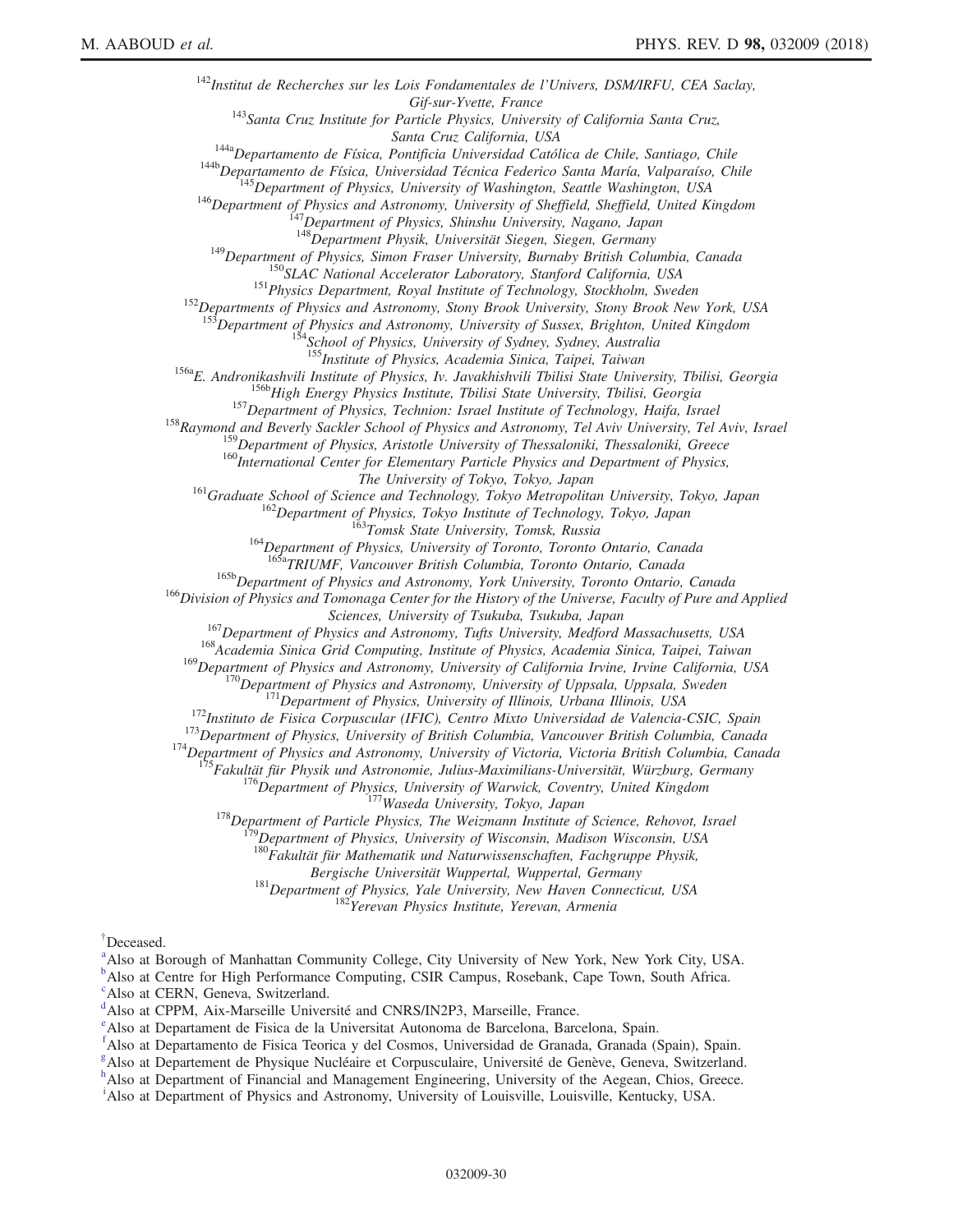[142]Institut de Recherches sur les Lois Fondamentales de l'Univers, DSM/IRFU, CEA Saclay, Gif-sur-Yvette, France

[143]Santa Cruz Institute for Particle Physics, University of California Santa Cruz, Santa Cruz California, USA

[144a]Departamento de Física, Pontificia Universidad Católica de Chile, Santiago, Chile

[144b]Departamento de Física, Universidad Técnica Federico Santa María, Valparaíso, Chile

[145]Department of Physics, University of Washington, Seattle Washington, USA

[146]Department of Physics and Astronomy, University of Sheffield, Sheffield, United Kingdom

[147]Department of Physics, Shinshu University, Nagano, Japan

[148]Department Physik, Universität Siegen, Siegen, Germany

[149]Department of Physics, Simon Fraser University, Burnaby British Columbia, Canada

[150]SLAC National Accelerator Laboratory, Stanford California, USA

[151]Physics Department, Royal Institute of Technology, Stockholm, Sweden

[152]Departments of Physics and Astronomy, Stony Brook University, Stony Brook New York, USA

[153]Department of Physics and Astronomy, University of Sussex, Brighton, United Kingdom

[154]School of Physics, University of Sydney, Sydney, Australia

[155]Institute of Physics, Academia Sinica, Taipei, Taiwan

[156a]E. Andronikashvili Institute of Physics, Iv. Javakhishvili Tbilisi State University, Tbilisi, Georgia

[156b]High Energy Physics Institute, Tbilisi State University, Tbilisi, Georgia

[157]Department of Physics, Technion: Israel Institute of Technology, Haifa, Israel

[158]Raymond and Beverly Sackler School of Physics and Astronomy, Tel Aviv University, Tel Aviv, Israel

[159]Department of Physics, Aristotle University of Thessaloniki, Thessaloniki, Greece

[160]International Center for Elementary Particle Physics and Department of Physics, The University of Tokyo, Tokyo, Japan

[161]Graduate School of Science and Technology, Tokyo Metropolitan University, Tokyo, Japan

[162]Department of Physics, Tokyo Institute of Technology, Tokyo, Japan

[163]Tomsk State University, Tomsk, Russia

[164]Department of Physics, University of Toronto, Toronto Ontario, Canada

[165a]TRIUMF, Vancouver British Columbia, Toronto Ontario, Canada

[165b]Department of Physics and Astronomy, York University, Toronto Ontario, Canada

[166]Division of Physics and Tomonaga Center for the History of the Universe, Faculty of Pure and Applied Sciences, University of Tsukuba, Tsukuba, Japan

[167]Department of Physics and Astronomy, Tufts University, Medford Massachusetts, USA

[168]Academia Sinica Grid Computing, Institute of Physics, Academia Sinica, Taipei, Taiwan

[169]Department of Physics and Astronomy, University of California Irvine, Irvine California, USA

[170]Department of Physics and Astronomy, University of Uppsala, Uppsala, Sweden

[171]Department of Physics, University of Illinois, Urbana Illinois, USA

[172]Instituto de Fisica Corpuscular (IFIC), Centro Mixto Universidad de Valencia-CSIC, Spain

[173]Department of Physics, University of British Columbia, Vancouver British Columbia, Canada

[174]Department of Physics and Astronomy, University of Victoria, Victoria British Columbia, Canada

[175]Fakultät für Physik und Astronomie, Julius-Maximilians-Universität, Würzburg, Germany

[176]Department of Physics, University of Warwick, Coventry, United Kingdom

[177]Waseda University, Tokyo, Japan

[178]Department of Particle Physics, The Weizmann Institute of Science, Rehovot, Israel

[179]Department of Physics, University of Wisconsin, Madison Wisconsin, USA

[180]Fakultät für Mathematik und Naturwissenschaften, Fachgruppe Physik, Bergische Universität Wuppertal, Wuppertal, Germany

[181]Department of Physics, Yale University, New Haven Connecticut, USA

[182]Yerevan Physics Institute, Yerevan, Armenia

[†]Deceased.

[a]Also at Borough of Manhattan Community College, City University of New York, New York City, USA.

[b]Also at Centre for High Performance Computing, CSIR Campus, Rosebank, Cape Town, South Africa.

[c]Also at CERN, Geneva, Switzerland.

[d]Also at CPPM, Aix-Marseille Université and CNRS/IN2P3, Marseille, France.

[e]Also at Departament de Fisica de la Universitat Autonoma de Barcelona, Barcelona, Spain.

[f]Also at Departamento de Fisica Teorica y del Cosmos, Universidad de Granada, Granada (Spain), Spain.

[g]Also at Departement de Physique Nucléaire et Corpusculaire, Université de Genève, Geneva, Switzerland.

[h]Also at Department of Financial and Management Engineering, University of the Aegean, Chios, Greece.

[i]Also at Department of Physics and Astronomy, University of Louisville, Louisville, Kentucky, USA.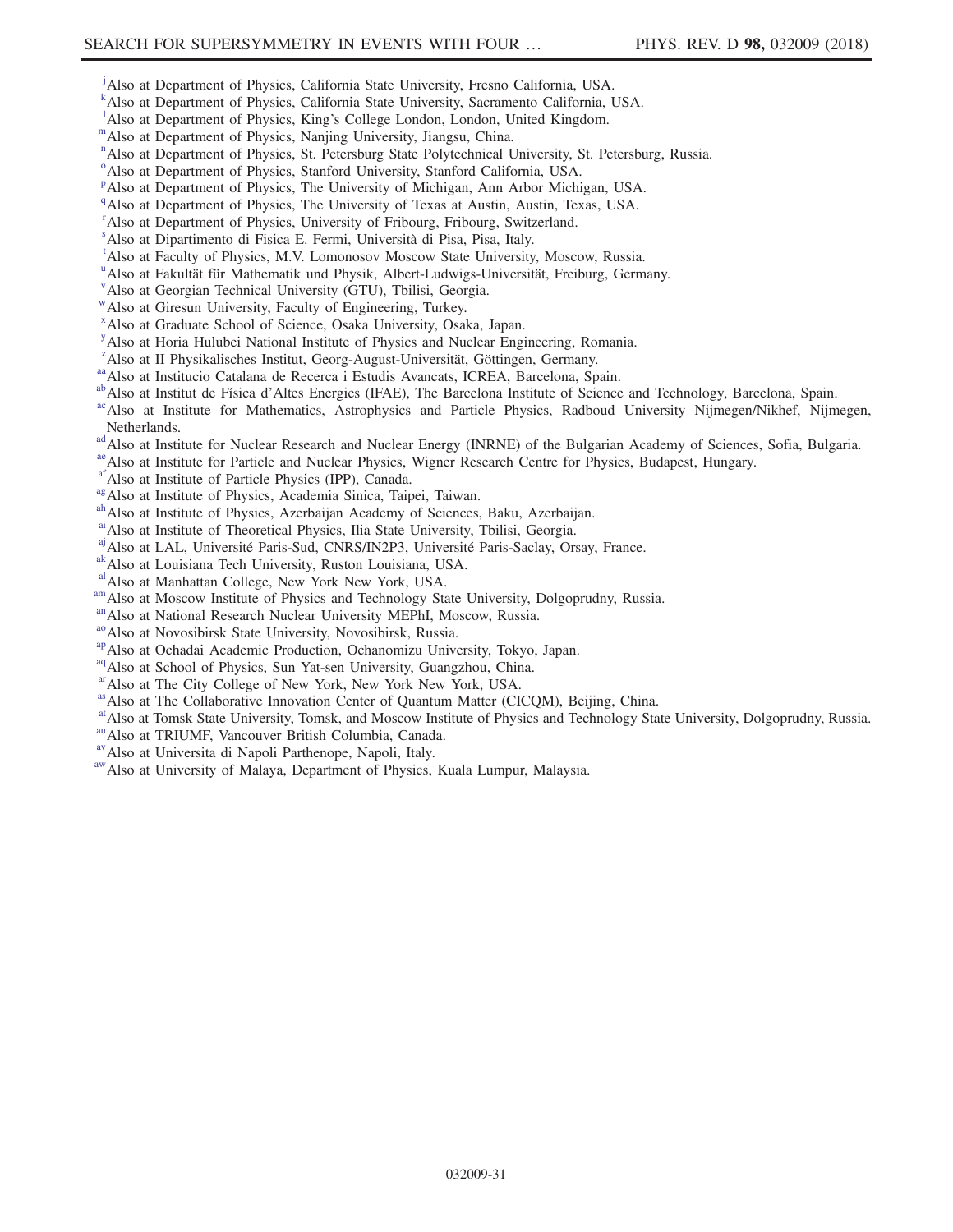[j]Also at Department of Physics, California State University, Fresno California, USA.
[k]Also at Department of Physics, California State University, Sacramento California, USA.
[l]Also at Department of Physics, King's College London, London, United Kingdom.
[m]Also at Department of Physics, Nanjing University, Jiangsu, China.
[n]Also at Department of Physics, St. Petersburg State Polytechnical University, St. Petersburg, Russia.
[o]Also at Department of Physics, Stanford University, Stanford California, USA.
[p]Also at Department of Physics, The University of Michigan, Ann Arbor Michigan, USA.
[q]Also at Department of Physics, The University of Texas at Austin, Austin, Texas, USA.
[r]Also at Department of Physics, University of Fribourg, Fribourg, Switzerland.
[s]Also at Dipartimento di Fisica E. Fermi, Università di Pisa, Pisa, Italy.
[t]Also at Faculty of Physics, M.V. Lomonosov Moscow State University, Moscow, Russia.
[u]Also at Fakultät für Mathematik und Physik, Albert-Ludwigs-Universität, Freiburg, Germany.
[v]Also at Georgian Technical University (GTU), Tbilisi, Georgia.
[w]Also at Giresun University, Faculty of Engineering, Turkey.
[x]Also at Graduate School of Science, Osaka University, Osaka, Japan.
[y]Also at Horia Hulubei National Institute of Physics and Nuclear Engineering, Romania.
[z]Also at II Physikalisches Institut, Georg-August-Universität, Göttingen, Germany.
[aa]Also at Institucio Catalana de Recerca i Estudis Avancats, ICREA, Barcelona, Spain.
[ab]Also at Institut de Física d'Altes Energies (IFAE), The Barcelona Institute of Science and Technology, Barcelona, Spain.
[ac]Also at Institute for Mathematics, Astrophysics and Particle Physics, Radboud University Nijmegen/Nikhef, Nijmegen, Netherlands.
[ad]Also at Institute for Nuclear Research and Nuclear Energy (INRNE) of the Bulgarian Academy of Sciences, Sofia, Bulgaria.
[ae]Also at Institute for Particle and Nuclear Physics, Wigner Research Centre for Physics, Budapest, Hungary.
[af]Also at Institute of Particle Physics (IPP), Canada.
[ag]Also at Institute of Physics, Academia Sinica, Taipei, Taiwan.
[ah]Also at Institute of Physics, Azerbaijan Academy of Sciences, Baku, Azerbaijan.
[ai]Also at Institute of Theoretical Physics, Ilia State University, Tbilisi, Georgia.
[aj]Also at LAL, Université Paris-Sud, CNRS/IN2P3, Université Paris-Saclay, Orsay, France.
[ak]Also at Louisiana Tech University, Ruston Louisiana, USA.
[al]Also at Manhattan College, New York New York, USA.
[am]Also at Moscow Institute of Physics and Technology State University, Dolgoprudny, Russia.
[an]Also at National Research Nuclear University MEPhI, Moscow, Russia.
[ao]Also at Novosibirsk State University, Novosibirsk, Russia.
[ap]Also at Ochadai Academic Production, Ochanomizu University, Tokyo, Japan.
[aq]Also at School of Physics, Sun Yat-sen University, Guangzhou, China.
[ar]Also at The City College of New York, New York New York, USA.
[as]Also at The Collaborative Innovation Center of Quantum Matter (CICQM), Beijing, China.
[at]Also at Tomsk State University, Tomsk, and Moscow Institute of Physics and Technology State University, Dolgoprudny, Russia.
[au]Also at TRIUMF, Vancouver British Columbia, Canada.
[av]Also at Universita di Napoli Parthenope, Napoli, Italy.
[aw]Also at University of Malaya, Department of Physics, Kuala Lumpur, Malaysia.